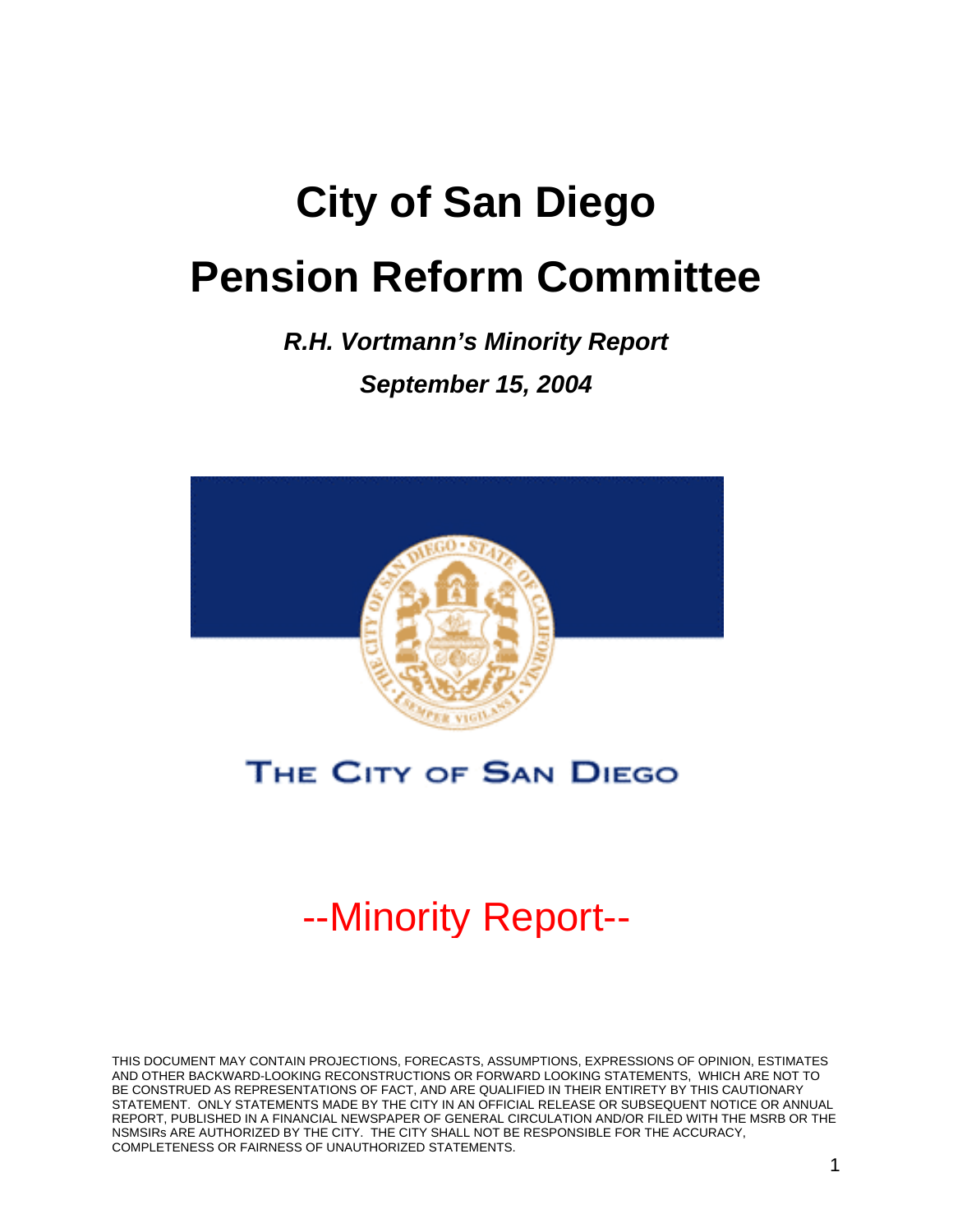# City of San Diego

# Pension Reform Committee

***R.H. Vortmann's Minority Report***

***September 15, 2004***

THE CITY OF SAN DIEGO

## --Minority Report--

THIS DOCUMENT MAY CONTAIN PROJECTIONS, FORECASTS, ASSUMPTIONS, EXPRESSIONS OF OPINION, ESTIMATES AND OTHER BACKWARD-LOOKING RECONSTRUCTIONS OR FORWARD LOOKING STATEMENTS, WHICH ARE NOT TO BE CONSTRUED AS REPRESENTATIONS OF FACT, AND ARE QUALIFIED IN THEIR ENTIRETY BY THIS CAUTIONARY STATEMENT. ONLY STATEMENTS MADE BY THE CITY IN AN OFFICIAL RELEASE OR SUBSEQUENT NOTICE OR ANNUAL REPORT, PUBLISHED IN A FINANCIAL NEWSPAPER OF GENERAL CIRCULATION AND/OR FILED WITH THE MSRB OR THE NSMSIRs ARE AUTHORIZED BY THE CITY. THE CITY SHALL NOT BE RESPONSIBLE FOR THE ACCURACY, COMPLETENESS OR FAIRNESS OF UNAUTHORIZED STATEMENTS.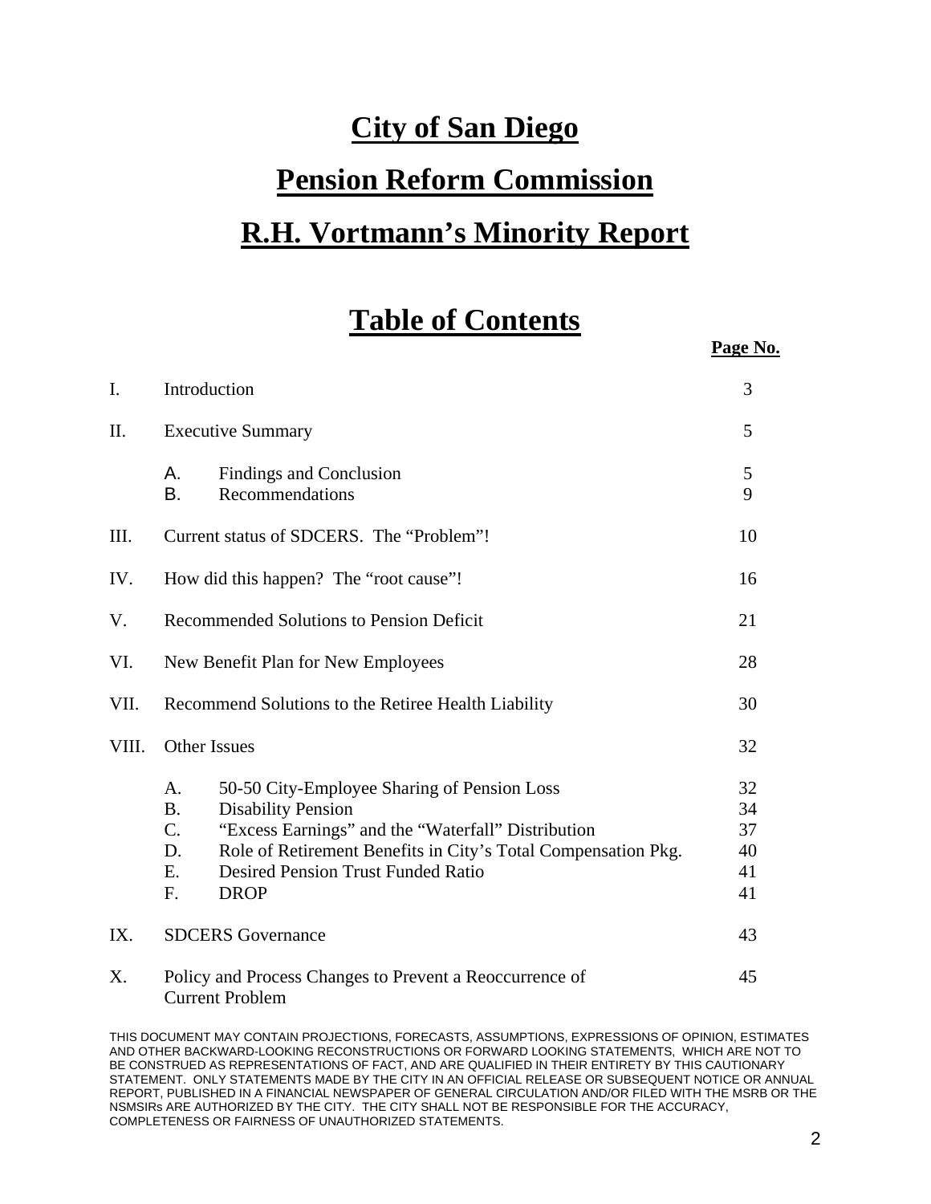# City of San Diego

# Pension Reform Commission

# R.H. Vortmann's Minority Report

## Table of Contents

| | | | Page No. |
|---|---|---|---|
| I. | Introduction | | 3 |
| II. | Executive Summary | | 5 |
| | A. | Findings and Conclusion | 5 |
| | B. | Recommendations | 9 |
| III. | Current status of SDCERS. The "Problem"! | | 10 |
| IV. | How did this happen? The "root cause"! | | 16 |
| V. | Recommended Solutions to Pension Deficit | | 21 |
| VI. | New Benefit Plan for New Employees | | 28 |
| VII. | Recommend Solutions to the Retiree Health Liability | | 30 |
| VIII. | Other Issues | | 32 |
| | A. | 50-50 City-Employee Sharing of Pension Loss | 32 |
| | B. | Disability Pension | 34 |
| | C. | "Excess Earnings" and the "Waterfall" Distribution | 37 |
| | D. | Role of Retirement Benefits in City's Total Compensation Pkg. | 40 |
| | E. | Desired Pension Trust Funded Ratio | 41 |
| | F. | DROP | 41 |
| IX. | SDCERS Governance | | 43 |
| X. | Policy and Process Changes to Prevent a Reoccurrence of Current Problem | | 45 |

THIS DOCUMENT MAY CONTAIN PROJECTIONS, FORECASTS, ASSUMPTIONS, EXPRESSIONS OF OPINION, ESTIMATES AND OTHER BACKWARD-LOOKING RECONSTRUCTIONS OR FORWARD LOOKING STATEMENTS, WHICH ARE NOT TO BE CONSTRUED AS REPRESENTATIONS OF FACT, AND ARE QUALIFIED IN THEIR ENTIRETY BY THIS CAUTIONARY STATEMENT. ONLY STATEMENTS MADE BY THE CITY IN AN OFFICIAL RELEASE OR SUBSEQUENT NOTICE OR ANNUAL REPORT, PUBLISHED IN A FINANCIAL NEWSPAPER OF GENERAL CIRCULATION AND/OR FILED WITH THE MSRB OR THE NSMSIRs ARE AUTHORIZED BY THE CITY. THE CITY SHALL NOT BE RESPONSIBLE FOR THE ACCURACY, COMPLETENESS OR FAIRNESS OF UNAUTHORIZED STATEMENTS.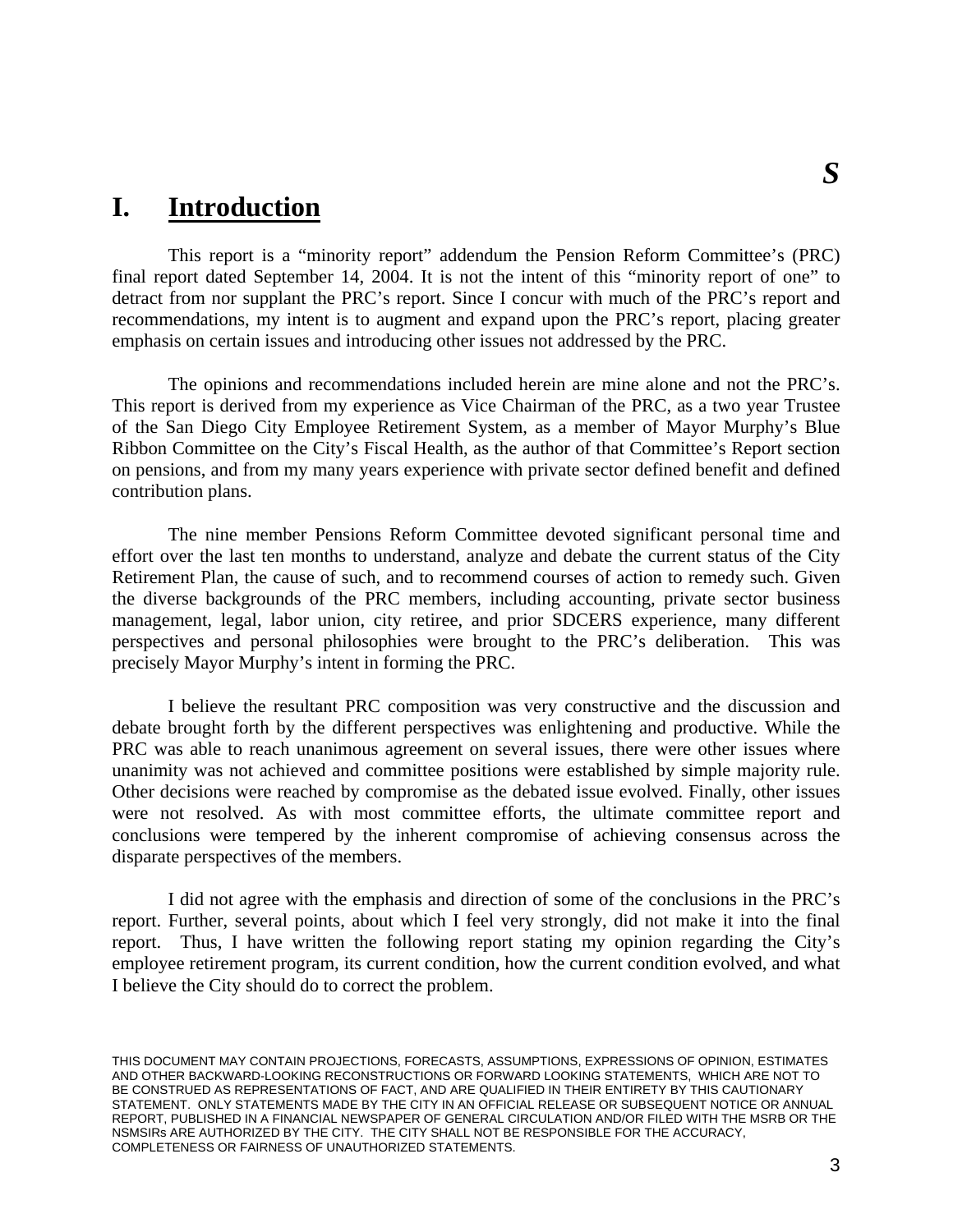*S*

# I. Introduction

This report is a "minority report" addendum the Pension Reform Committee's (PRC) final report dated September 14, 2004. It is not the intent of this "minority report of one" to detract from nor supplant the PRC's report. Since I concur with much of the PRC's report and recommendations, my intent is to augment and expand upon the PRC's report, placing greater emphasis on certain issues and introducing other issues not addressed by the PRC.

The opinions and recommendations included herein are mine alone and not the PRC's. This report is derived from my experience as Vice Chairman of the PRC, as a two year Trustee of the San Diego City Employee Retirement System, as a member of Mayor Murphy's Blue Ribbon Committee on the City's Fiscal Health, as the author of that Committee's Report section on pensions, and from my many years experience with private sector defined benefit and defined contribution plans.

The nine member Pensions Reform Committee devoted significant personal time and effort over the last ten months to understand, analyze and debate the current status of the City Retirement Plan, the cause of such, and to recommend courses of action to remedy such. Given the diverse backgrounds of the PRC members, including accounting, private sector business management, legal, labor union, city retiree, and prior SDCERS experience, many different perspectives and personal philosophies were brought to the PRC's deliberation. This was precisely Mayor Murphy's intent in forming the PRC.

I believe the resultant PRC composition was very constructive and the discussion and debate brought forth by the different perspectives was enlightening and productive. While the PRC was able to reach unanimous agreement on several issues, there were other issues where unanimity was not achieved and committee positions were established by simple majority rule. Other decisions were reached by compromise as the debated issue evolved. Finally, other issues were not resolved. As with most committee efforts, the ultimate committee report and conclusions were tempered by the inherent compromise of achieving consensus across the disparate perspectives of the members.

I did not agree with the emphasis and direction of some of the conclusions in the PRC's report. Further, several points, about which I feel very strongly, did not make it into the final report. Thus, I have written the following report stating my opinion regarding the City's employee retirement program, its current condition, how the current condition evolved, and what I believe the City should do to correct the problem.

THIS DOCUMENT MAY CONTAIN PROJECTIONS, FORECASTS, ASSUMPTIONS, EXPRESSIONS OF OPINION, ESTIMATES AND OTHER BACKWARD-LOOKING RECONSTRUCTIONS OR FORWARD LOOKING STATEMENTS, WHICH ARE NOT TO BE CONSTRUED AS REPRESENTATIONS OF FACT, AND ARE QUALIFIED IN THEIR ENTIRETY BY THIS CAUTIONARY STATEMENT. ONLY STATEMENTS MADE BY THE CITY IN AN OFFICIAL RELEASE OR SUBSEQUENT NOTICE OR ANNUAL REPORT, PUBLISHED IN A FINANCIAL NEWSPAPER OF GENERAL CIRCULATION AND/OR FILED WITH THE MSRB OR THE NSMSIRs ARE AUTHORIZED BY THE CITY. THE CITY SHALL NOT BE RESPONSIBLE FOR THE ACCURACY, COMPLETENESS OR FAIRNESS OF UNAUTHORIZED STATEMENTS.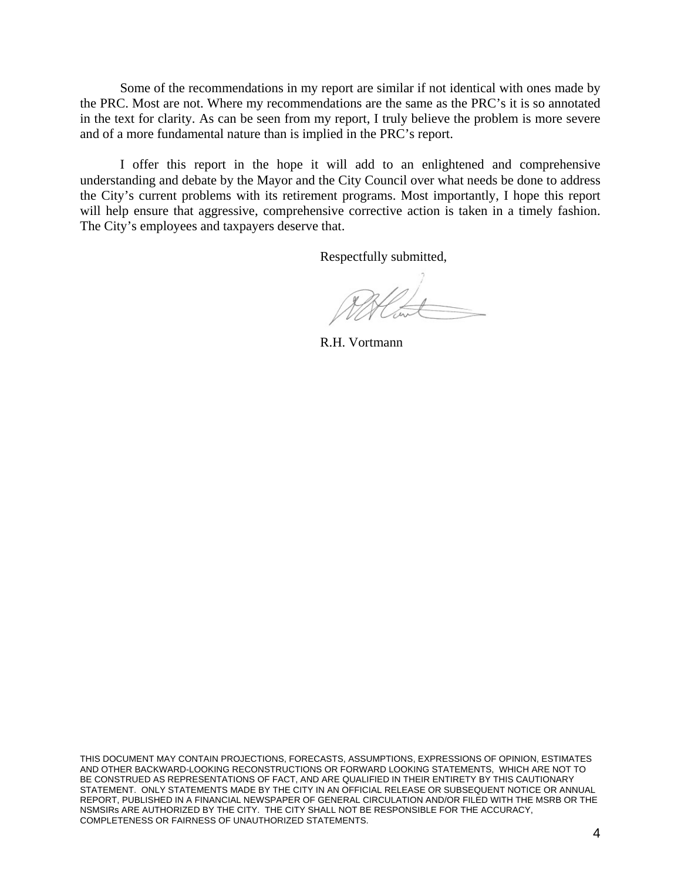Some of the recommendations in my report are similar if not identical with ones made by the PRC. Most are not. Where my recommendations are the same as the PRC's it is so annotated in the text for clarity. As can be seen from my report, I truly believe the problem is more severe and of a more fundamental nature than is implied in the PRC's report.

I offer this report in the hope it will add to an enlightened and comprehensive understanding and debate by the Mayor and the City Council over what needs be done to address the City's current problems with its retirement programs. Most importantly, I hope this report will help ensure that aggressive, comprehensive corrective action is taken in a timely fashion. The City's employees and taxpayers deserve that.

Respectfully submitted,

R.H. Vortmann

THIS DOCUMENT MAY CONTAIN PROJECTIONS, FORECASTS, ASSUMPTIONS, EXPRESSIONS OF OPINION, ESTIMATES AND OTHER BACKWARD-LOOKING RECONSTRUCTIONS OR FORWARD LOOKING STATEMENTS, WHICH ARE NOT TO BE CONSTRUED AS REPRESENTATIONS OF FACT, AND ARE QUALIFIED IN THEIR ENTIRETY BY THIS CAUTIONARY STATEMENT. ONLY STATEMENTS MADE BY THE CITY IN AN OFFICIAL RELEASE OR SUBSEQUENT NOTICE OR ANNUAL REPORT, PUBLISHED IN A FINANCIAL NEWSPAPER OF GENERAL CIRCULATION AND/OR FILED WITH THE MSRB OR THE NSMSIRs ARE AUTHORIZED BY THE CITY. THE CITY SHALL NOT BE RESPONSIBLE FOR THE ACCURACY, COMPLETENESS OR FAIRNESS OF UNAUTHORIZED STATEMENTS.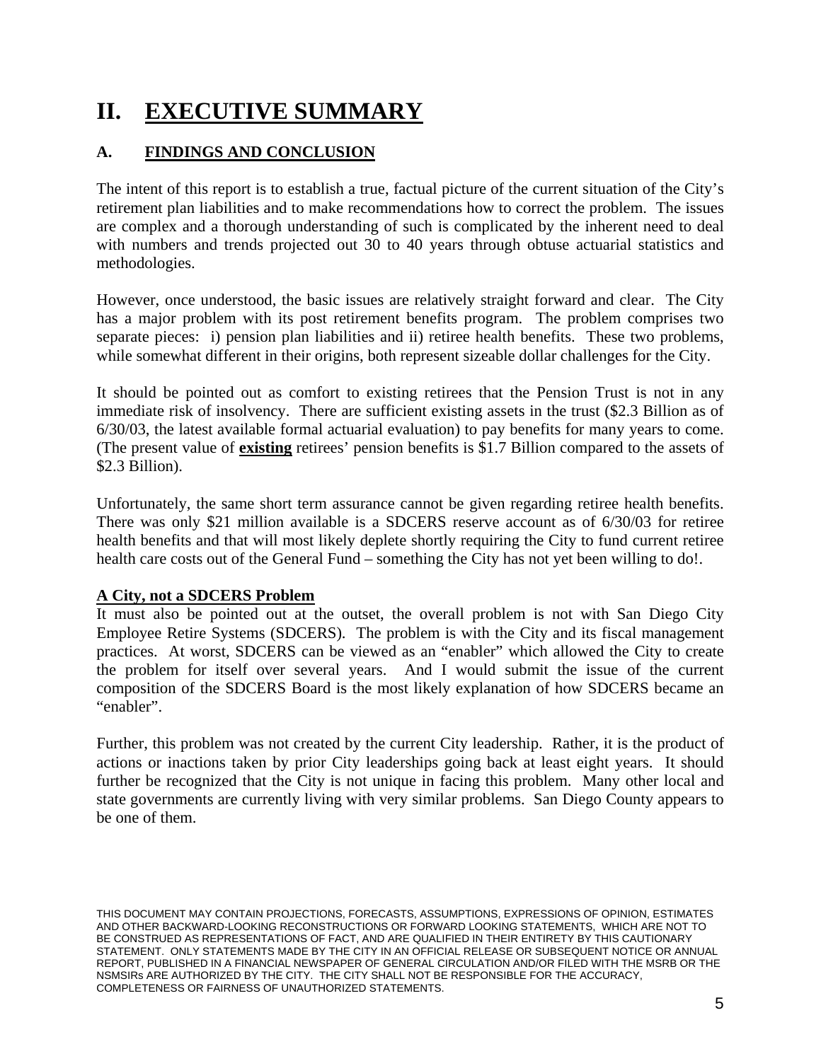# II. EXECUTIVE SUMMARY

## A. FINDINGS AND CONCLUSION

The intent of this report is to establish a true, factual picture of the current situation of the City's retirement plan liabilities and to make recommendations how to correct the problem. The issues are complex and a thorough understanding of such is complicated by the inherent need to deal with numbers and trends projected out 30 to 40 years through obtuse actuarial statistics and methodologies.

However, once understood, the basic issues are relatively straight forward and clear. The City has a major problem with its post retirement benefits program. The problem comprises two separate pieces: i) pension plan liabilities and ii) retiree health benefits. These two problems, while somewhat different in their origins, both represent sizeable dollar challenges for the City.

It should be pointed out as comfort to existing retirees that the Pension Trust is not in any immediate risk of insolvency. There are sufficient existing assets in the trust ($2.3 Billion as of 6/30/03, the latest available formal actuarial evaluation) to pay benefits for many years to come. (The present value of **existing** retirees' pension benefits is $1.7 Billion compared to the assets of $2.3 Billion).

Unfortunately, the same short term assurance cannot be given regarding retiree health benefits. There was only $21 million available is a SDCERS reserve account as of 6/30/03 for retiree health benefits and that will most likely deplete shortly requiring the City to fund current retiree health care costs out of the General Fund – something the City has not yet been willing to do!.

**A City, not a SDCERS Problem**

It must also be pointed out at the outset, the overall problem is not with San Diego City Employee Retire Systems (SDCERS). The problem is with the City and its fiscal management practices. At worst, SDCERS can be viewed as an "enabler" which allowed the City to create the problem for itself over several years. And I would submit the issue of the current composition of the SDCERS Board is the most likely explanation of how SDCERS became an "enabler".

Further, this problem was not created by the current City leadership. Rather, it is the product of actions or inactions taken by prior City leaderships going back at least eight years. It should further be recognized that the City is not unique in facing this problem. Many other local and state governments are currently living with very similar problems. San Diego County appears to be one of them.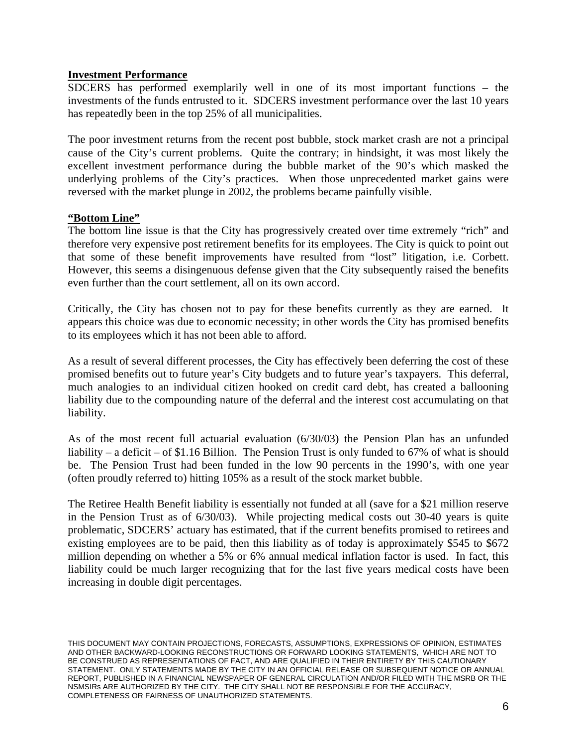**Investment Performance**

SDCERS has performed exemplarily well in one of its most important functions – the investments of the funds entrusted to it. SDCERS investment performance over the last 10 years has repeatedly been in the top 25% of all municipalities.

The poor investment returns from the recent post bubble, stock market crash are not a principal cause of the City's current problems. Quite the contrary; in hindsight, it was most likely the excellent investment performance during the bubble market of the 90's which masked the underlying problems of the City's practices. When those unprecedented market gains were reversed with the market plunge in 2002, the problems became painfully visible.

**"Bottom Line"**

The bottom line issue is that the City has progressively created over time extremely "rich" and therefore very expensive post retirement benefits for its employees. The City is quick to point out that some of these benefit improvements have resulted from "lost" litigation, i.e. Corbett. However, this seems a disingenuous defense given that the City subsequently raised the benefits even further than the court settlement, all on its own accord.

Critically, the City has chosen not to pay for these benefits currently as they are earned. It appears this choice was due to economic necessity; in other words the City has promised benefits to its employees which it has not been able to afford.

As a result of several different processes, the City has effectively been deferring the cost of these promised benefits out to future year's City budgets and to future year's taxpayers. This deferral, much analogies to an individual citizen hooked on credit card debt, has created a ballooning liability due to the compounding nature of the deferral and the interest cost accumulating on that liability.

As of the most recent full actuarial evaluation (6/30/03) the Pension Plan has an unfunded liability – a deficit – of $1.16 Billion. The Pension Trust is only funded to 67% of what is should be. The Pension Trust had been funded in the low 90 percents in the 1990's, with one year (often proudly referred to) hitting 105% as a result of the stock market bubble.

The Retiree Health Benefit liability is essentially not funded at all (save for a $21 million reserve in the Pension Trust as of 6/30/03). While projecting medical costs out 30-40 years is quite problematic, SDCERS' actuary has estimated, that if the current benefits promised to retirees and existing employees are to be paid, then this liability as of today is approximately $545 to $672 million depending on whether a 5% or 6% annual medical inflation factor is used. In fact, this liability could be much larger recognizing that for the last five years medical costs have been increasing in double digit percentages.

THIS DOCUMENT MAY CONTAIN PROJECTIONS, FORECASTS, ASSUMPTIONS, EXPRESSIONS OF OPINION, ESTIMATES AND OTHER BACKWARD-LOOKING RECONSTRUCTIONS OR FORWARD LOOKING STATEMENTS, WHICH ARE NOT TO BE CONSTRUED AS REPRESENTATIONS OF FACT, AND ARE QUALIFIED IN THEIR ENTIRETY BY THIS CAUTIONARY STATEMENT. ONLY STATEMENTS MADE BY THE CITY IN AN OFFICIAL RELEASE OR SUBSEQUENT NOTICE OR ANNUAL REPORT, PUBLISHED IN A FINANCIAL NEWSPAPER OF GENERAL CIRCULATION AND/OR FILED WITH THE MSRB OR THE NSMSIRs ARE AUTHORIZED BY THE CITY. THE CITY SHALL NOT BE RESPONSIBLE FOR THE ACCURACY, COMPLETENESS OR FAIRNESS OF UNAUTHORIZED STATEMENTS.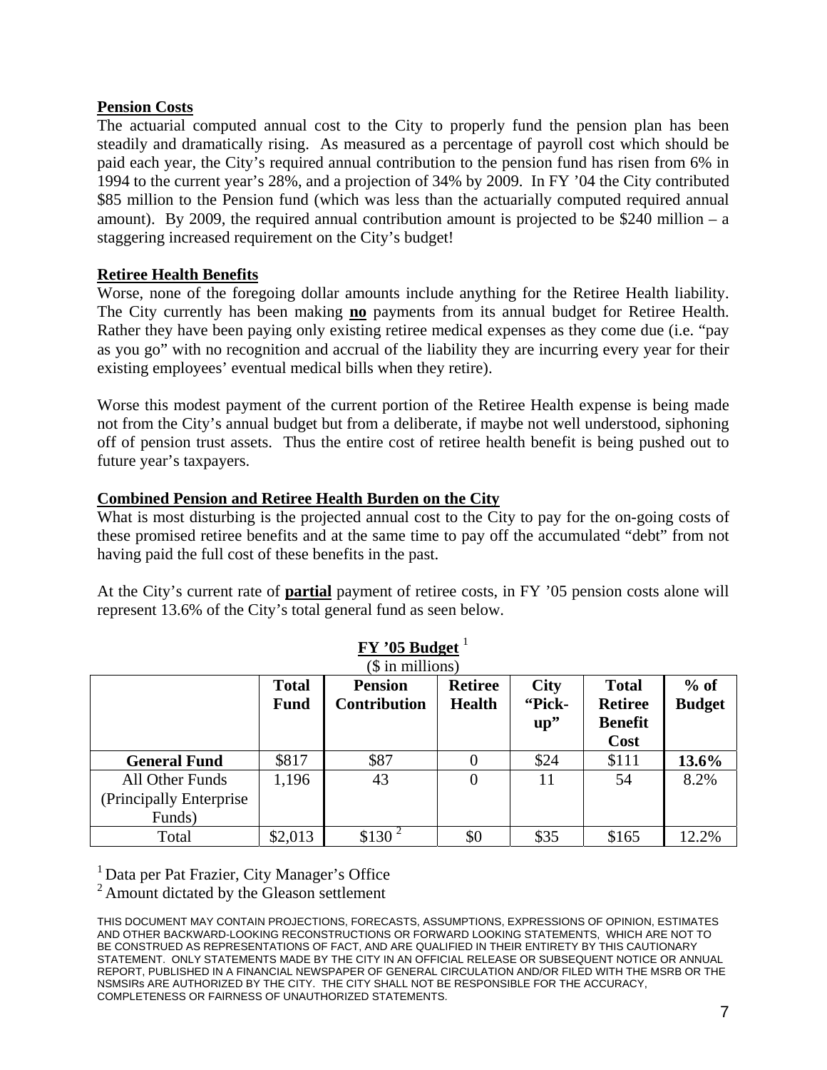**Pension Costs**

The actuarial computed annual cost to the City to properly fund the pension plan has been steadily and dramatically rising. As measured as a percentage of payroll cost which should be paid each year, the City's required annual contribution to the pension fund has risen from 6% in 1994 to the current year's 28%, and a projection of 34% by 2009. In FY '04 the City contributed $85 million to the Pension fund (which was less than the actuarially computed required annual amount). By 2009, the required annual contribution amount is projected to be $240 million – a staggering increased requirement on the City's budget!

**Retiree Health Benefits**

Worse, none of the foregoing dollar amounts include anything for the Retiree Health liability. The City currently has been making **no** payments from its annual budget for Retiree Health. Rather they have been paying only existing retiree medical expenses as they come due (i.e. "pay as you go" with no recognition and accrual of the liability they are incurring every year for their existing employees' eventual medical bills when they retire).

Worse this modest payment of the current portion of the Retiree Health expense is being made not from the City's annual budget but from a deliberate, if maybe not well understood, siphoning off of pension trust assets. Thus the entire cost of retiree health benefit is being pushed out to future year's taxpayers.

**Combined Pension and Retiree Health Burden on the City**

What is most disturbing is the projected annual cost to the City to pay for the on-going costs of these promised retiree benefits and at the same time to pay off the accumulated "debt" from not having paid the full cost of these benefits in the past.

At the City's current rate of **partial** payment of retiree costs, in FY '05 pension costs alone will represent 13.6% of the City's total general fund as seen below.

**FY '05 Budget** [1]

($ in millions)

| | Total Fund | Pension Contribution | Retiree Health | City "Pick-up" | Total Retiree Benefit Cost | % of Budget |
|---|---|---|---|---|---|---|
| **General Fund** | $817 | $87 | 0 | $24 | $111 | **13.6%** |
| All Other Funds (Principally Enterprise Funds) | 1,196 | 43 | 0 | 11 | 54 | 8.2% |
| Total | $2,013 | $130 [2] | $0 | $35 | $165 | 12.2% |

[1] Data per Pat Frazier, City Manager's Office

[2] Amount dictated by the Gleason settlement

THIS DOCUMENT MAY CONTAIN PROJECTIONS, FORECASTS, ASSUMPTIONS, EXPRESSIONS OF OPINION, ESTIMATES AND OTHER BACKWARD-LOOKING RECONSTRUCTIONS OR FORWARD LOOKING STATEMENTS, WHICH ARE NOT TO BE CONSTRUED AS REPRESENTATIONS OF FACT, AND ARE QUALIFIED IN THEIR ENTIRETY BY THIS CAUTIONARY STATEMENT. ONLY STATEMENTS MADE BY THE CITY IN AN OFFICIAL RELEASE OR SUBSEQUENT NOTICE OR ANNUAL REPORT, PUBLISHED IN A FINANCIAL NEWSPAPER OF GENERAL CIRCULATION AND/OR FILED WITH THE MSRB OR THE NSMSIRs ARE AUTHORIZED BY THE CITY. THE CITY SHALL NOT BE RESPONSIBLE FOR THE ACCURACY, COMPLETENESS OR FAIRNESS OF UNAUTHORIZED STATEMENTS.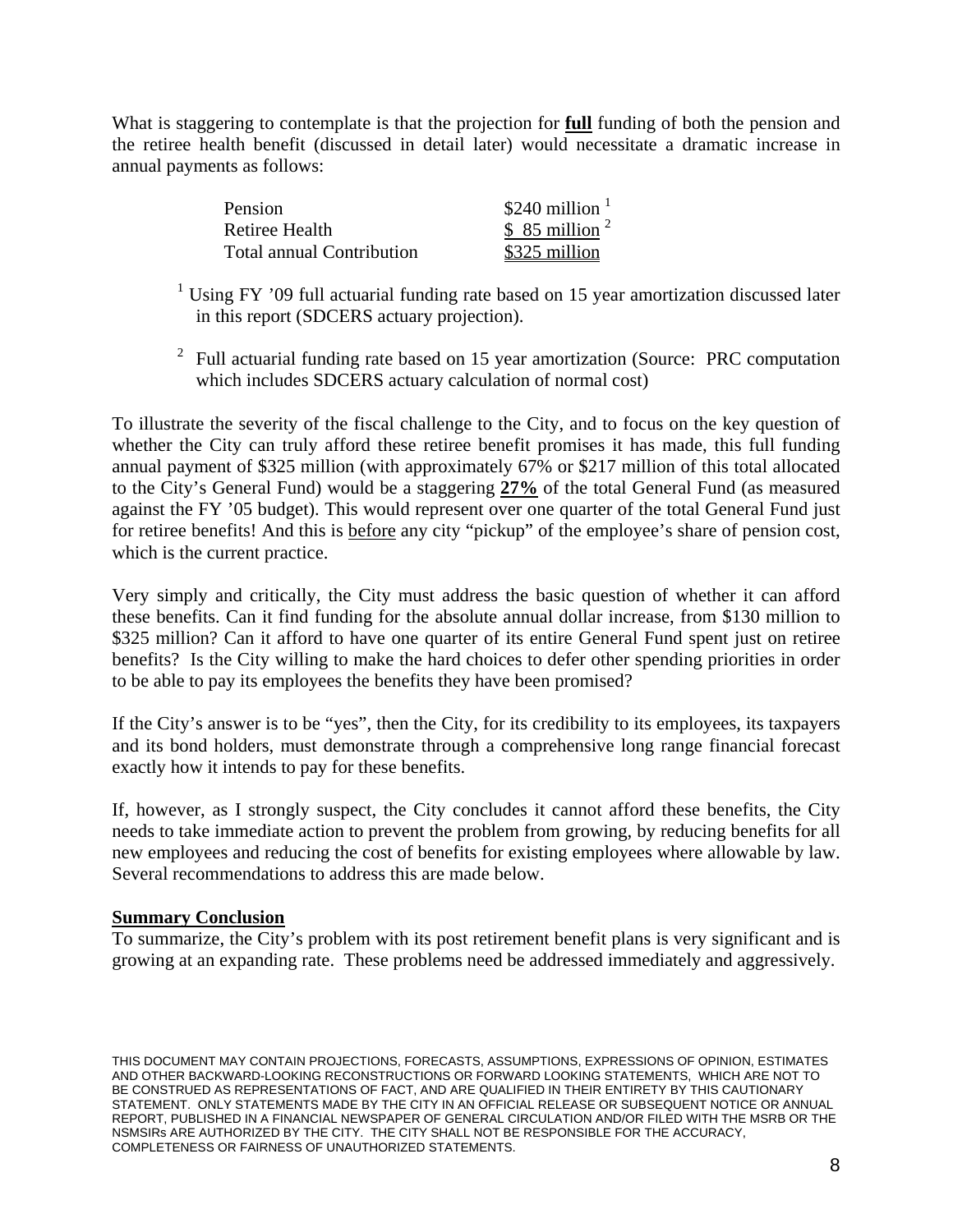What is staggering to contemplate is that the projection for **<u>full</u>** funding of both the pension and the retiree health benefit (discussed in detail later) would necessitate a dramatic increase in annual payments as follows:

| | |
|---|---|
| Pension | $240 million [1] |
| Retiree Health | $ 85 million [2] |
| Total annual Contribution | $325 million |

[1] Using FY '09 full actuarial funding rate based on 15 year amortization discussed later in this report (SDCERS actuary projection).

[2] Full actuarial funding rate based on 15 year amortization (Source: PRC computation which includes SDCERS actuary calculation of normal cost)

To illustrate the severity of the fiscal challenge to the City, and to focus on the key question of whether the City can truly afford these retiree benefit promises it has made, this full funding annual payment of $325 million (with approximately 67% or $217 million of this total allocated to the City's General Fund) would be a staggering **<u>27%</u>** of the total General Fund (as measured against the FY '05 budget). This would represent over one quarter of the total General Fund just for retiree benefits! And this is <u>before</u> any city "pickup" of the employee's share of pension cost, which is the current practice.

Very simply and critically, the City must address the basic question of whether it can afford these benefits. Can it find funding for the absolute annual dollar increase, from $130 million to $325 million? Can it afford to have one quarter of its entire General Fund spent just on retiree benefits? Is the City willing to make the hard choices to defer other spending priorities in order to be able to pay its employees the benefits they have been promised?

If the City's answer is to be "yes", then the City, for its credibility to its employees, its taxpayers and its bond holders, must demonstrate through a comprehensive long range financial forecast exactly how it intends to pay for these benefits.

If, however, as I strongly suspect, the City concludes it cannot afford these benefits, the City needs to take immediate action to prevent the problem from growing, by reducing benefits for all new employees and reducing the cost of benefits for existing employees where allowable by law. Several recommendations to address this are made below.

**<u>Summary Conclusion</u>**

To summarize, the City's problem with its post retirement benefit plans is very significant and is growing at an expanding rate. These problems need be addressed immediately and aggressively.

THIS DOCUMENT MAY CONTAIN PROJECTIONS, FORECASTS, ASSUMPTIONS, EXPRESSIONS OF OPINION, ESTIMATES AND OTHER BACKWARD-LOOKING RECONSTRUCTIONS OR FORWARD LOOKING STATEMENTS, WHICH ARE NOT TO BE CONSTRUED AS REPRESENTATIONS OF FACT, AND ARE QUALIFIED IN THEIR ENTIRETY BY THIS CAUTIONARY STATEMENT. ONLY STATEMENTS MADE BY THE CITY IN AN OFFICIAL RELEASE OR SUBSEQUENT NOTICE OR ANNUAL REPORT, PUBLISHED IN A FINANCIAL NEWSPAPER OF GENERAL CIRCULATION AND/OR FILED WITH THE MSRB OR THE NSMSIRs ARE AUTHORIZED BY THE CITY. THE CITY SHALL NOT BE RESPONSIBLE FOR THE ACCURACY, COMPLETENESS OR FAIRNESS OF UNAUTHORIZED STATEMENTS.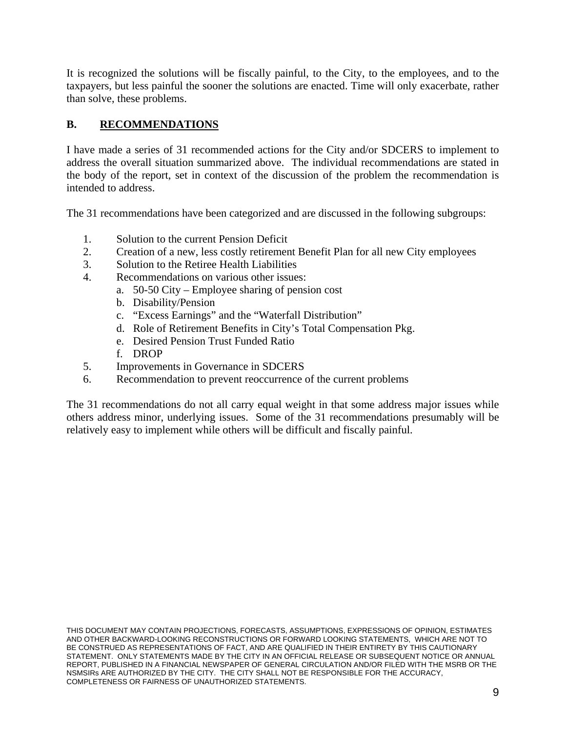It is recognized the solutions will be fiscally painful, to the City, to the employees, and to the taxpayers, but less painful the sooner the solutions are enacted. Time will only exacerbate, rather than solve, these problems.

## B. RECOMMENDATIONS

I have made a series of 31 recommended actions for the City and/or SDCERS to implement to address the overall situation summarized above. The individual recommendations are stated in the body of the report, set in context of the discussion of the problem the recommendation is intended to address.

The 31 recommendations have been categorized and are discussed in the following subgroups:

1. Solution to the current Pension Deficit
2. Creation of a new, less costly retirement Benefit Plan for all new City employees
3. Solution to the Retiree Health Liabilities
4. Recommendations on various other issues:
   a. 50-50 City – Employee sharing of pension cost
   b. Disability/Pension
   c. “Excess Earnings” and the “Waterfall Distribution”
   d. Role of Retirement Benefits in City’s Total Compensation Pkg.
   e. Desired Pension Trust Funded Ratio
   f. DROP
5. Improvements in Governance in SDCERS
6. Recommendation to prevent reoccurrence of the current problems

The 31 recommendations do not all carry equal weight in that some address major issues while others address minor, underlying issues. Some of the 31 recommendations presumably will be relatively easy to implement while others will be difficult and fiscally painful.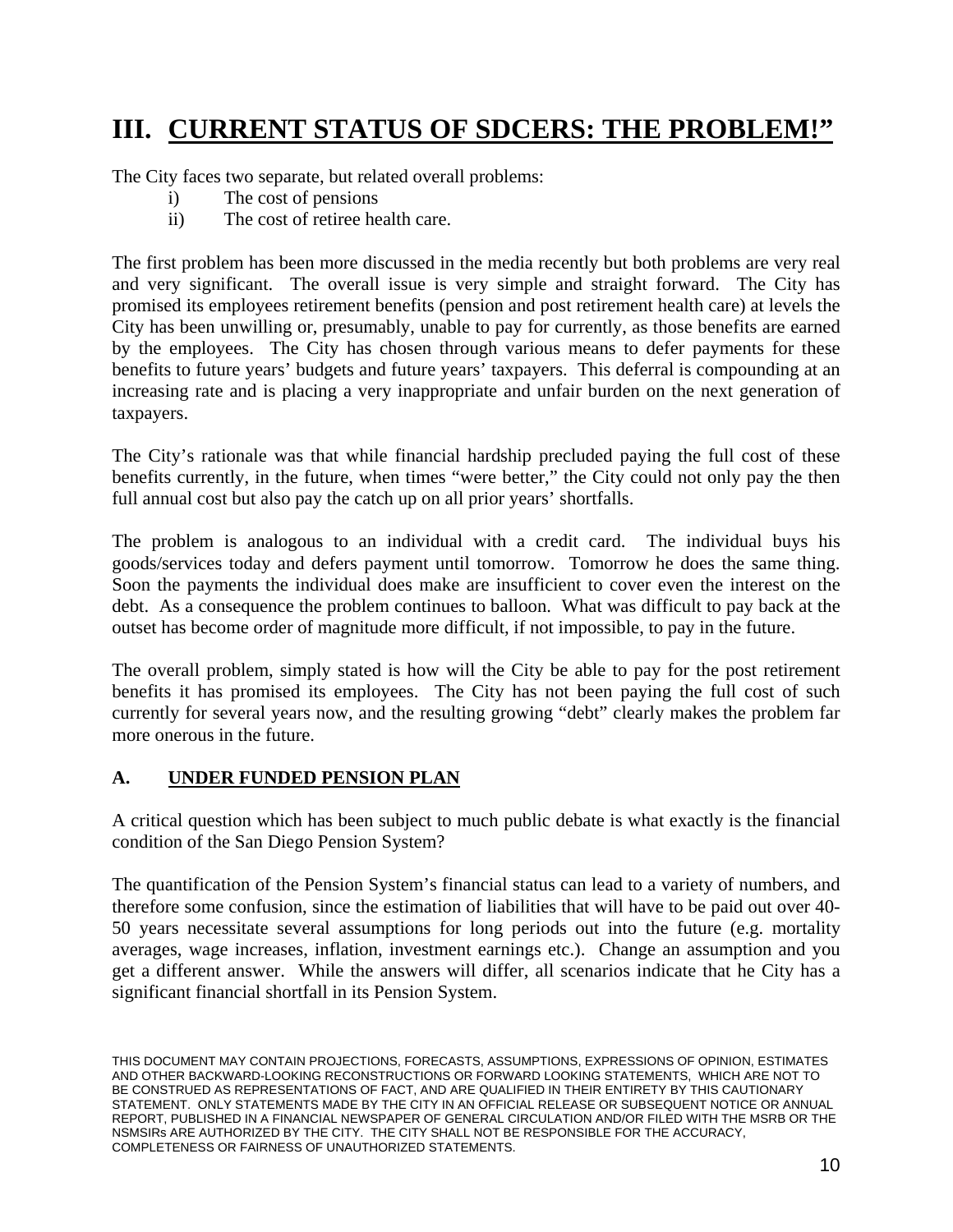# III. CURRENT STATUS OF SDCERS: THE PROBLEM!"

The City faces two separate, but related overall problems:

i) The cost of pensions
ii) The cost of retiree health care.

The first problem has been more discussed in the media recently but both problems are very real and very significant. The overall issue is very simple and straight forward. The City has promised its employees retirement benefits (pension and post retirement health care) at levels the City has been unwilling or, presumably, unable to pay for currently, as those benefits are earned by the employees. The City has chosen through various means to defer payments for these benefits to future years' budgets and future years' taxpayers. This deferral is compounding at an increasing rate and is placing a very inappropriate and unfair burden on the next generation of taxpayers.

The City's rationale was that while financial hardship precluded paying the full cost of these benefits currently, in the future, when times "were better," the City could not only pay the then full annual cost but also pay the catch up on all prior years' shortfalls.

The problem is analogous to an individual with a credit card. The individual buys his goods/services today and defers payment until tomorrow. Tomorrow he does the same thing. Soon the payments the individual does make are insufficient to cover even the interest on the debt. As a consequence the problem continues to balloon. What was difficult to pay back at the outset has become order of magnitude more difficult, if not impossible, to pay in the future.

The overall problem, simply stated is how will the City be able to pay for the post retirement benefits it has promised its employees. The City has not been paying the full cost of such currently for several years now, and the resulting growing "debt" clearly makes the problem far more onerous in the future.

## A. UNDER FUNDED PENSION PLAN

A critical question which has been subject to much public debate is what exactly is the financial condition of the San Diego Pension System?

The quantification of the Pension System's financial status can lead to a variety of numbers, and therefore some confusion, since the estimation of liabilities that will have to be paid out over 40-50 years necessitate several assumptions for long periods out into the future (e.g. mortality averages, wage increases, inflation, investment earnings etc.). Change an assumption and you get a different answer. While the answers will differ, all scenarios indicate that he City has a significant financial shortfall in its Pension System.

THIS DOCUMENT MAY CONTAIN PROJECTIONS, FORECASTS, ASSUMPTIONS, EXPRESSIONS OF OPINION, ESTIMATES AND OTHER BACKWARD-LOOKING RECONSTRUCTIONS OR FORWARD LOOKING STATEMENTS, WHICH ARE NOT TO BE CONSTRUED AS REPRESENTATIONS OF FACT, AND ARE QUALIFIED IN THEIR ENTIRETY BY THIS CAUTIONARY STATEMENT. ONLY STATEMENTS MADE BY THE CITY IN AN OFFICIAL RELEASE OR SUBSEQUENT NOTICE OR ANNUAL REPORT, PUBLISHED IN A FINANCIAL NEWSPAPER OF GENERAL CIRCULATION AND/OR FILED WITH THE MSRB OR THE NSMSIRs ARE AUTHORIZED BY THE CITY. THE CITY SHALL NOT BE RESPONSIBLE FOR THE ACCURACY, COMPLETENESS OR FAIRNESS OF UNAUTHORIZED STATEMENTS.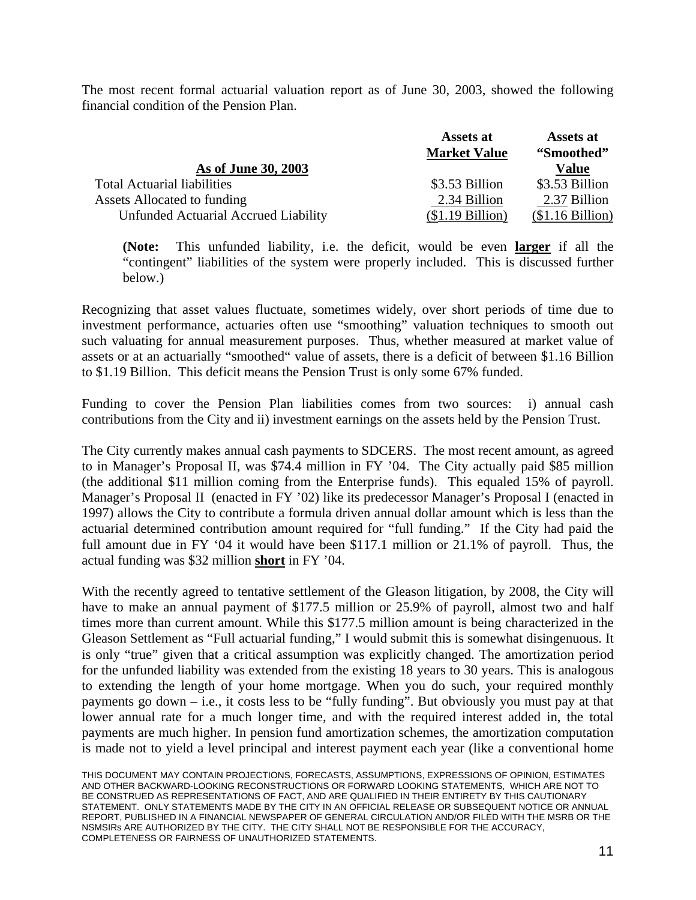The most recent formal actuarial valuation report as of June 30, 2003, showed the following financial condition of the Pension Plan.

| As of June 30, 2003 | Assets at Market Value | Assets at "Smoothed" Value |
|---|---|---|
| Total Actuarial liabilities | $3.53 Billion | $3.53 Billion |
| Assets Allocated to funding | 2.34 Billion | 2.37 Billion |
| Unfunded Actuarial Accrued Liability | ($1.19 Billion) | ($1.16 Billion) |

> **(Note:** This unfunded liability, i.e. the deficit, would be even **larger** if all the "contingent" liabilities of the system were properly included. This is discussed further below.)

Recognizing that asset values fluctuate, sometimes widely, over short periods of time due to investment performance, actuaries often use "smoothing" valuation techniques to smooth out such valuating for annual measurement purposes. Thus, whether measured at market value of assets or at an actuarially "smoothed" value of assets, there is a deficit of between $1.16 Billion to $1.19 Billion. This deficit means the Pension Trust is only some 67% funded.

Funding to cover the Pension Plan liabilities comes from two sources: i) annual cash contributions from the City and ii) investment earnings on the assets held by the Pension Trust.

The City currently makes annual cash payments to SDCERS. The most recent amount, as agreed to in Manager's Proposal II, was $74.4 million in FY '04. The City actually paid $85 million (the additional $11 million coming from the Enterprise funds). This equaled 15% of payroll. Manager's Proposal II (enacted in FY '02) like its predecessor Manager's Proposal I (enacted in 1997) allows the City to contribute a formula driven annual dollar amount which is less than the actuarial determined contribution amount required for "full funding." If the City had paid the full amount due in FY '04 it would have been $117.1 million or 21.1% of payroll. Thus, the actual funding was $32 million **short** in FY '04.

With the recently agreed to tentative settlement of the Gleason litigation, by 2008, the City will have to make an annual payment of $177.5 million or 25.9% of payroll, almost two and half times more than current amount. While this $177.5 million amount is being characterized in the Gleason Settlement as "Full actuarial funding," I would submit this is somewhat disingenuous. It is only "true" given that a critical assumption was explicitly changed. The amortization period for the unfunded liability was extended from the existing 18 years to 30 years. This is analogous to extending the length of your home mortgage. When you do such, your required monthly payments go down – i.e., it costs less to be "fully funding". But obviously you must pay at that lower annual rate for a much longer time, and with the required interest added in, the total payments are much higher. In pension fund amortization schemes, the amortization computation is made not to yield a level principal and interest payment each year (like a conventional home

THIS DOCUMENT MAY CONTAIN PROJECTIONS, FORECASTS, ASSUMPTIONS, EXPRESSIONS OF OPINION, ESTIMATES AND OTHER BACKWARD-LOOKING RECONSTRUCTIONS OR FORWARD LOOKING STATEMENTS, WHICH ARE NOT TO BE CONSTRUED AS REPRESENTATIONS OF FACT, AND ARE QUALIFIED IN THEIR ENTIRETY BY THIS CAUTIONARY STATEMENT. ONLY STATEMENTS MADE BY THE CITY IN AN OFFICIAL RELEASE OR SUBSEQUENT NOTICE OR ANNUAL REPORT, PUBLISHED IN A FINANCIAL NEWSPAPER OF GENERAL CIRCULATION AND/OR FILED WITH THE MSRB OR THE NSMSIRs ARE AUTHORIZED BY THE CITY. THE CITY SHALL NOT BE RESPONSIBLE FOR THE ACCURACY, COMPLETENESS OR FAIRNESS OF UNAUTHORIZED STATEMENTS.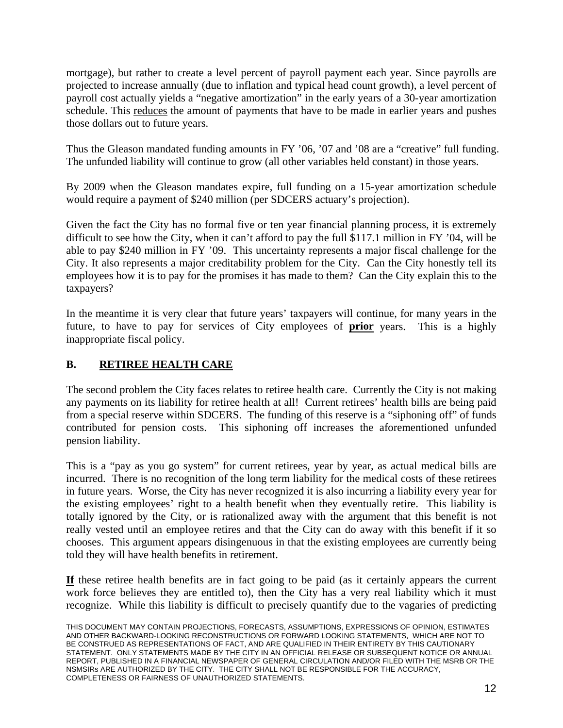mortgage), but rather to create a level percent of payroll payment each year. Since payrolls are projected to increase annually (due to inflation and typical head count growth), a level percent of payroll cost actually yields a "negative amortization" in the early years of a 30-year amortization schedule. This <u>reduces</u> the amount of payments that have to be made in earlier years and pushes those dollars out to future years.

Thus the Gleason mandated funding amounts in FY '06, '07 and '08 are a "creative" full funding. The unfunded liability will continue to grow (all other variables held constant) in those years.

By 2009 when the Gleason mandates expire, full funding on a 15-year amortization schedule would require a payment of $240 million (per SDCERS actuary's projection).

Given the fact the City has no formal five or ten year financial planning process, it is extremely difficult to see how the City, when it can't afford to pay the full $117.1 million in FY '04, will be able to pay $240 million in FY '09. This uncertainty represents a major fiscal challenge for the City. It also represents a major creditability problem for the City. Can the City honestly tell its employees how it is to pay for the promises it has made to them? Can the City explain this to the taxpayers?

In the meantime it is very clear that future years' taxpayers will continue, for many years in the future, to have to pay for services of City employees of <u>**prior**</u> years. This is a highly inappropriate fiscal policy.

## B. <u>RETIREE HEALTH CARE</u>

The second problem the City faces relates to retiree health care. Currently the City is not making any payments on its liability for retiree health at all! Current retirees' health bills are being paid from a special reserve within SDCERS. The funding of this reserve is a "siphoning off" of funds contributed for pension costs. This siphoning off increases the aforementioned unfunded pension liability.

This is a "pay as you go system" for current retirees, year by year, as actual medical bills are incurred. There is no recognition of the long term liability for the medical costs of these retirees in future years. Worse, the City has never recognized it is also incurring a liability every year for the existing employees' right to a health benefit when they eventually retire. This liability is totally ignored by the City, or is rationalized away with the argument that this benefit is not really vested until an employee retires and that the City can do away with this benefit if it so chooses. This argument appears disingenuous in that the existing employees are currently being told they will have health benefits in retirement.

<u>**If**</u> these retiree health benefits are in fact going to be paid (as it certainly appears the current work force believes they are entitled to), then the City has a very real liability which it must recognize. While this liability is difficult to precisely quantify due to the vagaries of predicting

THIS DOCUMENT MAY CONTAIN PROJECTIONS, FORECASTS, ASSUMPTIONS, EXPRESSIONS OF OPINION, ESTIMATES AND OTHER BACKWARD-LOOKING RECONSTRUCTIONS OR FORWARD LOOKING STATEMENTS, WHICH ARE NOT TO BE CONSTRUED AS REPRESENTATIONS OF FACT, AND ARE QUALIFIED IN THEIR ENTIRETY BY THIS CAUTIONARY STATEMENT. ONLY STATEMENTS MADE BY THE CITY IN AN OFFICIAL RELEASE OR SUBSEQUENT NOTICE OR ANNUAL REPORT, PUBLISHED IN A FINANCIAL NEWSPAPER OF GENERAL CIRCULATION AND/OR FILED WITH THE MSRB OR THE NSMSIRs ARE AUTHORIZED BY THE CITY. THE CITY SHALL NOT BE RESPONSIBLE FOR THE ACCURACY, COMPLETENESS OR FAIRNESS OF UNAUTHORIZED STATEMENTS.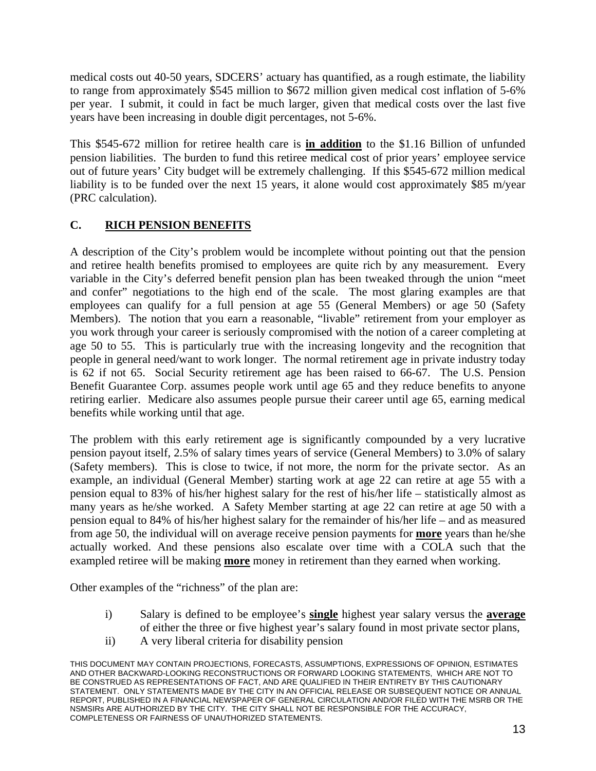medical costs out 40-50 years, SDCERS' actuary has quantified, as a rough estimate, the liability to range from approximately $545 million to $672 million given medical cost inflation of 5-6% per year. I submit, it could in fact be much larger, given that medical costs over the last five years have been increasing in double digit percentages, not 5-6%.

This $545-672 million for retiree health care is **in addition** to the $1.16 Billion of unfunded pension liabilities. The burden to fund this retiree medical cost of prior years' employee service out of future years' City budget will be extremely challenging. If this $545-672 million medical liability is to be funded over the next 15 years, it alone would cost approximately $85 m/year (PRC calculation).

## C. RICH PENSION BENEFITS

A description of the City's problem would be incomplete without pointing out that the pension and retiree health benefits promised to employees are quite rich by any measurement. Every variable in the City's deferred benefit pension plan has been tweaked through the union "meet and confer" negotiations to the high end of the scale. The most glaring examples are that employees can qualify for a full pension at age 55 (General Members) or age 50 (Safety Members). The notion that you earn a reasonable, "livable" retirement from your employer as you work through your career is seriously compromised with the notion of a career completing at age 50 to 55. This is particularly true with the increasing longevity and the recognition that people in general need/want to work longer. The normal retirement age in private industry today is 62 if not 65. Social Security retirement age has been raised to 66-67. The U.S. Pension Benefit Guarantee Corp. assumes people work until age 65 and they reduce benefits to anyone retiring earlier. Medicare also assumes people pursue their career until age 65, earning medical benefits while working until that age.

The problem with this early retirement age is significantly compounded by a very lucrative pension payout itself, 2.5% of salary times years of service (General Members) to 3.0% of salary (Safety members). This is close to twice, if not more, the norm for the private sector. As an example, an individual (General Member) starting work at age 22 can retire at age 55 with a pension equal to 83% of his/her highest salary for the rest of his/her life – statistically almost as many years as he/she worked. A Safety Member starting at age 22 can retire at age 50 with a pension equal to 84% of his/her highest salary for the remainder of his/her life – and as measured from age 50, the individual will on average receive pension payments for **more** years than he/she actually worked. And these pensions also escalate over time with a COLA such that the exampled retiree will be making **more** money in retirement than they earned when working.

Other examples of the "richness" of the plan are:

i) Salary is defined to be employee's **single** highest year salary versus the **average** of either the three or five highest year's salary found in most private sector plans,

ii) A very liberal criteria for disability pension

THIS DOCUMENT MAY CONTAIN PROJECTIONS, FORECASTS, ASSUMPTIONS, EXPRESSIONS OF OPINION, ESTIMATES AND OTHER BACKWARD-LOOKING RECONSTRUCTIONS OR FORWARD LOOKING STATEMENTS, WHICH ARE NOT TO BE CONSTRUED AS REPRESENTATIONS OF FACT, AND ARE QUALIFIED IN THEIR ENTIRETY BY THIS CAUTIONARY STATEMENT. ONLY STATEMENTS MADE BY THE CITY IN AN OFFICIAL RELEASE OR SUBSEQUENT NOTICE OR ANNUAL REPORT, PUBLISHED IN A FINANCIAL NEWSPAPER OF GENERAL CIRCULATION AND/OR FILED WITH THE MSRB OR THE NSMSIRs ARE AUTHORIZED BY THE CITY. THE CITY SHALL NOT BE RESPONSIBLE FOR THE ACCURACY, COMPLETENESS OR FAIRNESS OF UNAUTHORIZED STATEMENTS.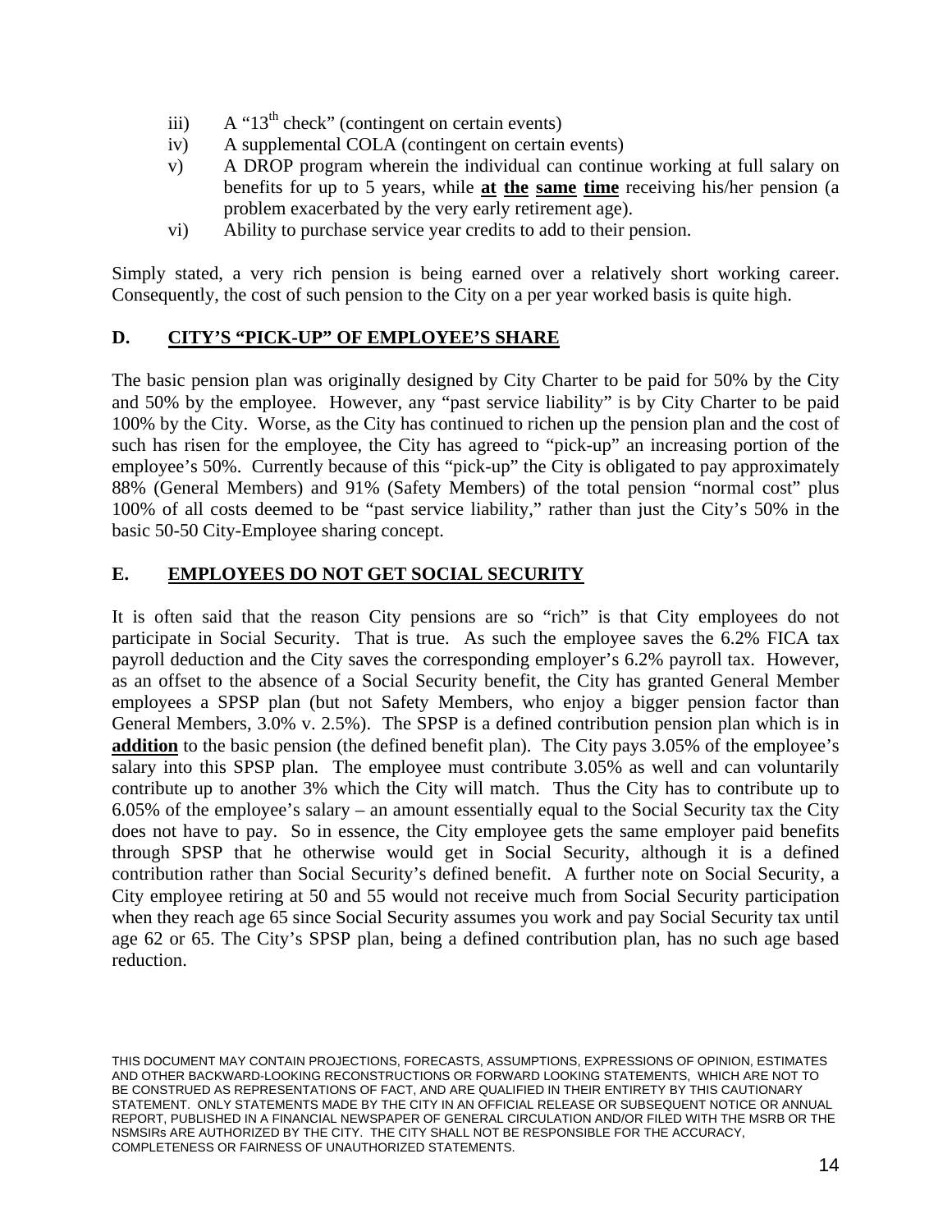iii) A "13th check" (contingent on certain events)

iv) A supplemental COLA (contingent on certain events)

v) A DROP program wherein the individual can continue working at full salary on benefits for up to 5 years, while **at the same time** receiving his/her pension (a problem exacerbated by the very early retirement age).

vi) Ability to purchase service year credits to add to their pension.

Simply stated, a very rich pension is being earned over a relatively short working career. Consequently, the cost of such pension to the City on a per year worked basis is quite high.

## D. CITY'S "PICK-UP" OF EMPLOYEE'S SHARE

The basic pension plan was originally designed by City Charter to be paid for 50% by the City and 50% by the employee. However, any "past service liability" is by City Charter to be paid 100% by the City. Worse, as the City has continued to richen up the pension plan and the cost of such has risen for the employee, the City has agreed to "pick-up" an increasing portion of the employee's 50%. Currently because of this "pick-up" the City is obligated to pay approximately 88% (General Members) and 91% (Safety Members) of the total pension "normal cost" plus 100% of all costs deemed to be "past service liability," rather than just the City's 50% in the basic 50-50 City-Employee sharing concept.

## E. EMPLOYEES DO NOT GET SOCIAL SECURITY

It is often said that the reason City pensions are so "rich" is that City employees do not participate in Social Security. That is true. As such the employee saves the 6.2% FICA tax payroll deduction and the City saves the corresponding employer's 6.2% payroll tax. However, as an offset to the absence of a Social Security benefit, the City has granted General Member employees a SPSP plan (but not Safety Members, who enjoy a bigger pension factor than General Members, 3.0% v. 2.5%). The SPSP is a defined contribution pension plan which is in **addition** to the basic pension (the defined benefit plan). The City pays 3.05% of the employee's salary into this SPSP plan. The employee must contribute 3.05% as well and can voluntarily contribute up to another 3% which the City will match. Thus the City has to contribute up to 6.05% of the employee's salary – an amount essentially equal to the Social Security tax the City does not have to pay. So in essence, the City employee gets the same employer paid benefits through SPSP that he otherwise would get in Social Security, although it is a defined contribution rather than Social Security's defined benefit. A further note on Social Security, a City employee retiring at 50 and 55 would not receive much from Social Security participation when they reach age 65 since Social Security assumes you work and pay Social Security tax until age 62 or 65. The City's SPSP plan, being a defined contribution plan, has no such age based reduction.

THIS DOCUMENT MAY CONTAIN PROJECTIONS, FORECASTS, ASSUMPTIONS, EXPRESSIONS OF OPINION, ESTIMATES AND OTHER BACKWARD-LOOKING RECONSTRUCTIONS OR FORWARD LOOKING STATEMENTS, WHICH ARE NOT TO BE CONSTRUED AS REPRESENTATIONS OF FACT, AND ARE QUALIFIED IN THEIR ENTIRETY BY THIS CAUTIONARY STATEMENT. ONLY STATEMENTS MADE BY THE CITY IN AN OFFICIAL RELEASE OR SUBSEQUENT NOTICE OR ANNUAL REPORT, PUBLISHED IN A FINANCIAL NEWSPAPER OF GENERAL CIRCULATION AND/OR FILED WITH THE MSRB OR THE NSMSIRs ARE AUTHORIZED BY THE CITY. THE CITY SHALL NOT BE RESPONSIBLE FOR THE ACCURACY, COMPLETENESS OR FAIRNESS OF UNAUTHORIZED STATEMENTS.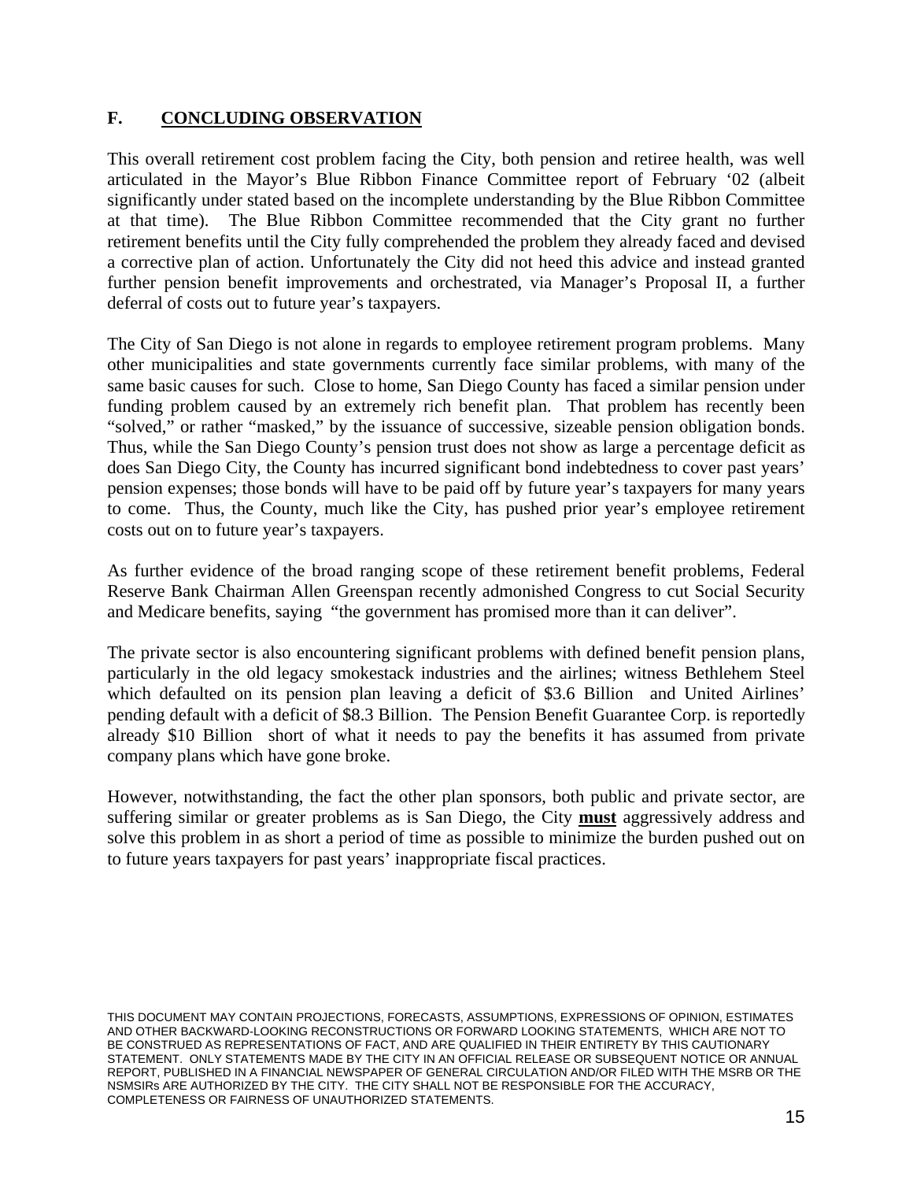## F. CONCLUDING OBSERVATION

This overall retirement cost problem facing the City, both pension and retiree health, was well articulated in the Mayor's Blue Ribbon Finance Committee report of February '02 (albeit significantly under stated based on the incomplete understanding by the Blue Ribbon Committee at that time). The Blue Ribbon Committee recommended that the City grant no further retirement benefits until the City fully comprehended the problem they already faced and devised a corrective plan of action. Unfortunately the City did not heed this advice and instead granted further pension benefit improvements and orchestrated, via Manager's Proposal II, a further deferral of costs out to future year's taxpayers.

The City of San Diego is not alone in regards to employee retirement program problems. Many other municipalities and state governments currently face similar problems, with many of the same basic causes for such. Close to home, San Diego County has faced a similar pension under funding problem caused by an extremely rich benefit plan. That problem has recently been "solved," or rather "masked," by the issuance of successive, sizeable pension obligation bonds. Thus, while the San Diego County's pension trust does not show as large a percentage deficit as does San Diego City, the County has incurred significant bond indebtedness to cover past years' pension expenses; those bonds will have to be paid off by future year's taxpayers for many years to come. Thus, the County, much like the City, has pushed prior year's employee retirement costs out on to future year's taxpayers.

As further evidence of the broad ranging scope of these retirement benefit problems, Federal Reserve Bank Chairman Allen Greenspan recently admonished Congress to cut Social Security and Medicare benefits, saying "the government has promised more than it can deliver".

The private sector is also encountering significant problems with defined benefit pension plans, particularly in the old legacy smokestack industries and the airlines; witness Bethlehem Steel which defaulted on its pension plan leaving a deficit of \$3.6 Billion and United Airlines' pending default with a deficit of \$8.3 Billion. The Pension Benefit Guarantee Corp. is reportedly already \$10 Billion short of what it needs to pay the benefits it has assumed from private company plans which have gone broke.

However, notwithstanding, the fact the other plan sponsors, both public and private sector, are suffering similar or greater problems as is San Diego, the City **must** aggressively address and solve this problem in as short a period of time as possible to minimize the burden pushed out on to future years taxpayers for past years' inappropriate fiscal practices.

THIS DOCUMENT MAY CONTAIN PROJECTIONS, FORECASTS, ASSUMPTIONS, EXPRESSIONS OF OPINION, ESTIMATES AND OTHER BACKWARD-LOOKING RECONSTRUCTIONS OR FORWARD LOOKING STATEMENTS, WHICH ARE NOT TO BE CONSTRUED AS REPRESENTATIONS OF FACT, AND ARE QUALIFIED IN THEIR ENTIRETY BY THIS CAUTIONARY STATEMENT. ONLY STATEMENTS MADE BY THE CITY IN AN OFFICIAL RELEASE OR SUBSEQUENT NOTICE OR ANNUAL REPORT, PUBLISHED IN A FINANCIAL NEWSPAPER OF GENERAL CIRCULATION AND/OR FILED WITH THE MSRB OR THE NSMSIRs ARE AUTHORIZED BY THE CITY. THE CITY SHALL NOT BE RESPONSIBLE FOR THE ACCURACY, COMPLETENESS OR FAIRNESS OF UNAUTHORIZED STATEMENTS.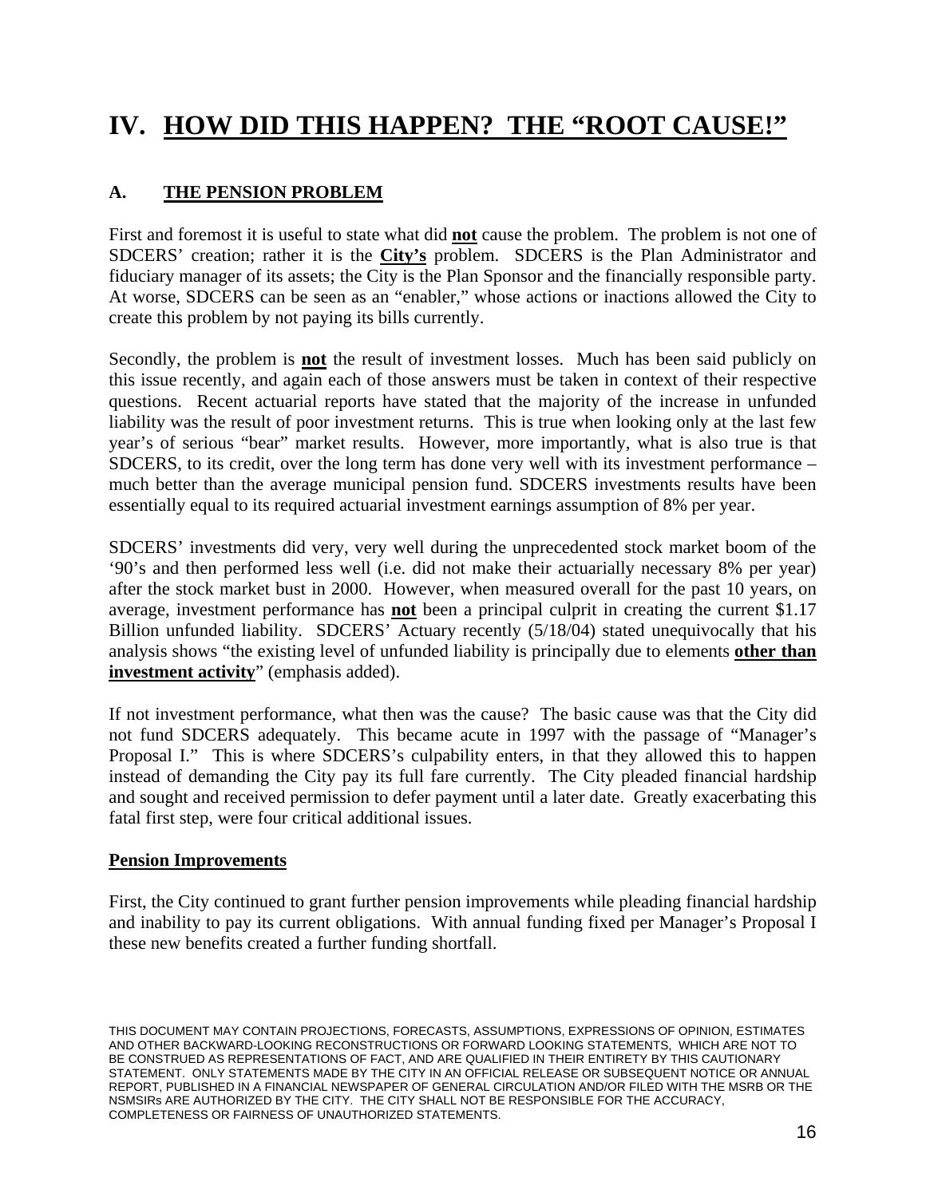# IV. HOW DID THIS HAPPEN? THE "ROOT CAUSE!"

## A. THE PENSION PROBLEM

First and foremost it is useful to state what did **not** cause the problem. The problem is not one of SDCERS' creation; rather it is the **City's** problem. SDCERS is the Plan Administrator and fiduciary manager of its assets; the City is the Plan Sponsor and the financially responsible party. At worse, SDCERS can be seen as an "enabler," whose actions or inactions allowed the City to create this problem by not paying its bills currently.

Secondly, the problem is **not** the result of investment losses. Much has been said publicly on this issue recently, and again each of those answers must be taken in context of their respective questions. Recent actuarial reports have stated that the majority of the increase in unfunded liability was the result of poor investment returns. This is true when looking only at the last few year's of serious "bear" market results. However, more importantly, what is also true is that SDCERS, to its credit, over the long term has done very well with its investment performance – much better than the average municipal pension fund. SDCERS investments results have been essentially equal to its required actuarial investment earnings assumption of 8% per year.

SDCERS' investments did very, very well during the unprecedented stock market boom of the '90's and then performed less well (i.e. did not make their actuarially necessary 8% per year) after the stock market bust in 2000. However, when measured overall for the past 10 years, on average, investment performance has **not** been a principal culprit in creating the current $1.17 Billion unfunded liability. SDCERS' Actuary recently (5/18/04) stated unequivocally that his analysis shows "the existing level of unfunded liability is principally due to elements **other than investment activity**" (emphasis added).

If not investment performance, what then was the cause? The basic cause was that the City did not fund SDCERS adequately. This became acute in 1997 with the passage of "Manager's Proposal I." This is where SDCERS's culpability enters, in that they allowed this to happen instead of demanding the City pay its full fare currently. The City pleaded financial hardship and sought and received permission to defer payment until a later date. Greatly exacerbating this fatal first step, were four critical additional issues.

**Pension Improvements**

First, the City continued to grant further pension improvements while pleading financial hardship and inability to pay its current obligations. With annual funding fixed per Manager's Proposal I these new benefits created a further funding shortfall.

THIS DOCUMENT MAY CONTAIN PROJECTIONS, FORECASTS, ASSUMPTIONS, EXPRESSIONS OF OPINION, ESTIMATES AND OTHER BACKWARD-LOOKING RECONSTRUCTIONS OR FORWARD LOOKING STATEMENTS, WHICH ARE NOT TO BE CONSTRUED AS REPRESENTATIONS OF FACT, AND ARE QUALIFIED IN THEIR ENTIRETY BY THIS CAUTIONARY STATEMENT. ONLY STATEMENTS MADE BY THE CITY IN AN OFFICIAL RELEASE OR SUBSEQUENT NOTICE OR ANNUAL REPORT, PUBLISHED IN A FINANCIAL NEWSPAPER OF GENERAL CIRCULATION AND/OR FILED WITH THE MSRB OR THE NSMSIRs ARE AUTHORIZED BY THE CITY. THE CITY SHALL NOT BE RESPONSIBLE FOR THE ACCURACY, COMPLETENESS OR FAIRNESS OF UNAUTHORIZED STATEMENTS.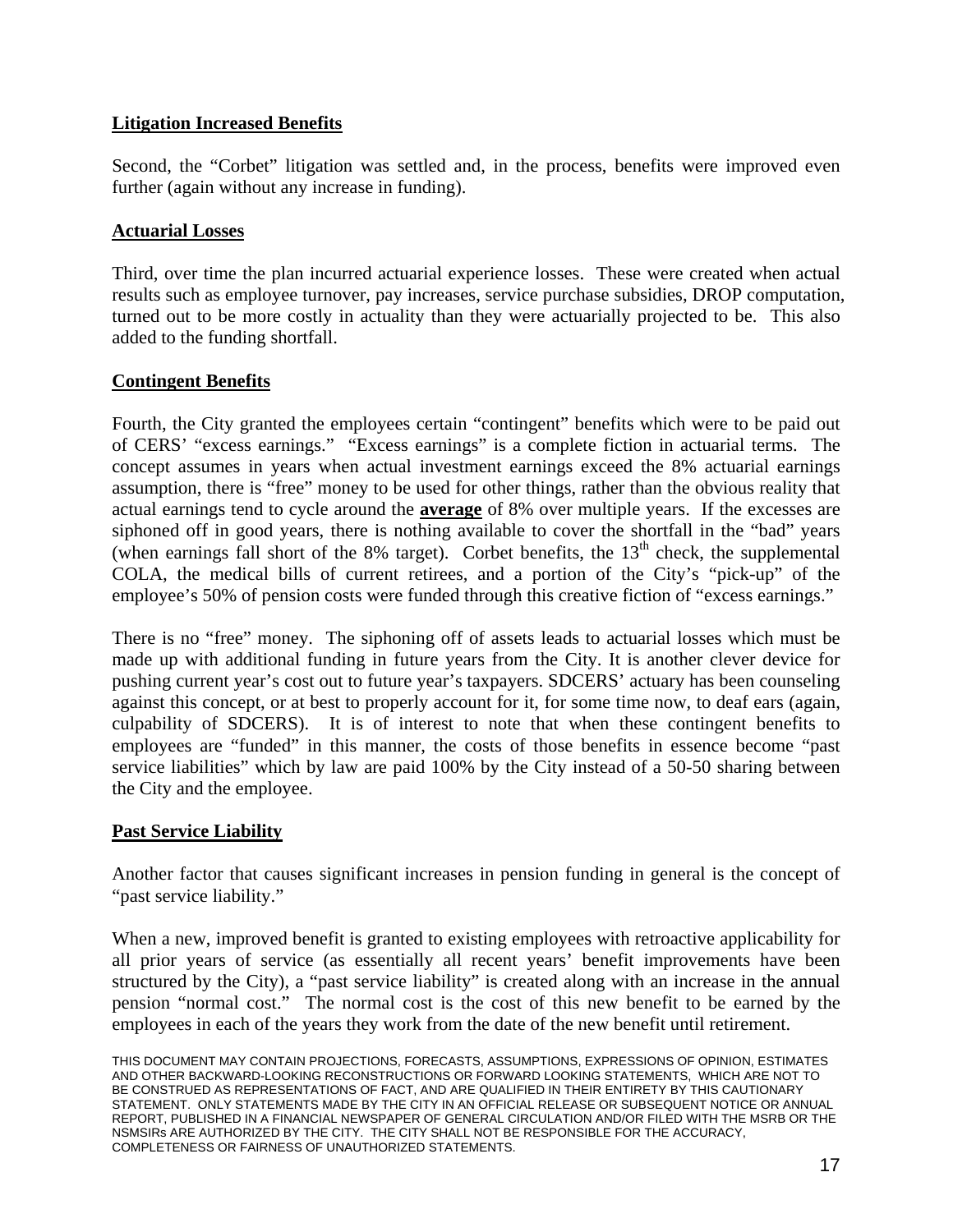**Litigation Increased Benefits**

Second, the "Corbet" litigation was settled and, in the process, benefits were improved even further (again without any increase in funding).

**Actuarial Losses**

Third, over time the plan incurred actuarial experience losses. These were created when actual results such as employee turnover, pay increases, service purchase subsidies, DROP computation, turned out to be more costly in actuality than they were actuarially projected to be. This also added to the funding shortfall.

**Contingent Benefits**

Fourth, the City granted the employees certain "contingent" benefits which were to be paid out of CERS' "excess earnings." "Excess earnings" is a complete fiction in actuarial terms. The concept assumes in years when actual investment earnings exceed the 8% actuarial earnings assumption, there is "free" money to be used for other things, rather than the obvious reality that actual earnings tend to cycle around the **average** of 8% over multiple years. If the excesses are siphoned off in good years, there is nothing available to cover the shortfall in the "bad" years (when earnings fall short of the 8% target). Corbet benefits, the 13th check, the supplemental COLA, the medical bills of current retirees, and a portion of the City's "pick-up" of the employee's 50% of pension costs were funded through this creative fiction of "excess earnings."

There is no "free" money. The siphoning off of assets leads to actuarial losses which must be made up with additional funding in future years from the City. It is another clever device for pushing current year's cost out to future year's taxpayers. SDCERS' actuary has been counseling against this concept, or at best to properly account for it, for some time now, to deaf ears (again, culpability of SDCERS). It is of interest to note that when these contingent benefits to employees are "funded" in this manner, the costs of those benefits in essence become "past service liabilities" which by law are paid 100% by the City instead of a 50-50 sharing between the City and the employee.

**Past Service Liability**

Another factor that causes significant increases in pension funding in general is the concept of "past service liability."

When a new, improved benefit is granted to existing employees with retroactive applicability for all prior years of service (as essentially all recent years' benefit improvements have been structured by the City), a "past service liability" is created along with an increase in the annual pension "normal cost." The normal cost is the cost of this new benefit to be earned by the employees in each of the years they work from the date of the new benefit until retirement.

THIS DOCUMENT MAY CONTAIN PROJECTIONS, FORECASTS, ASSUMPTIONS, EXPRESSIONS OF OPINION, ESTIMATES AND OTHER BACKWARD-LOOKING RECONSTRUCTIONS OR FORWARD LOOKING STATEMENTS, WHICH ARE NOT TO BE CONSTRUED AS REPRESENTATIONS OF FACT, AND ARE QUALIFIED IN THEIR ENTIRETY BY THIS CAUTIONARY STATEMENT. ONLY STATEMENTS MADE BY THE CITY IN AN OFFICIAL RELEASE OR SUBSEQUENT NOTICE OR ANNUAL REPORT, PUBLISHED IN A FINANCIAL NEWSPAPER OF GENERAL CIRCULATION AND/OR FILED WITH THE MSRB OR THE NSMSIRs ARE AUTHORIZED BY THE CITY. THE CITY SHALL NOT BE RESPONSIBLE FOR THE ACCURACY, COMPLETENESS OR FAIRNESS OF UNAUTHORIZED STATEMENTS.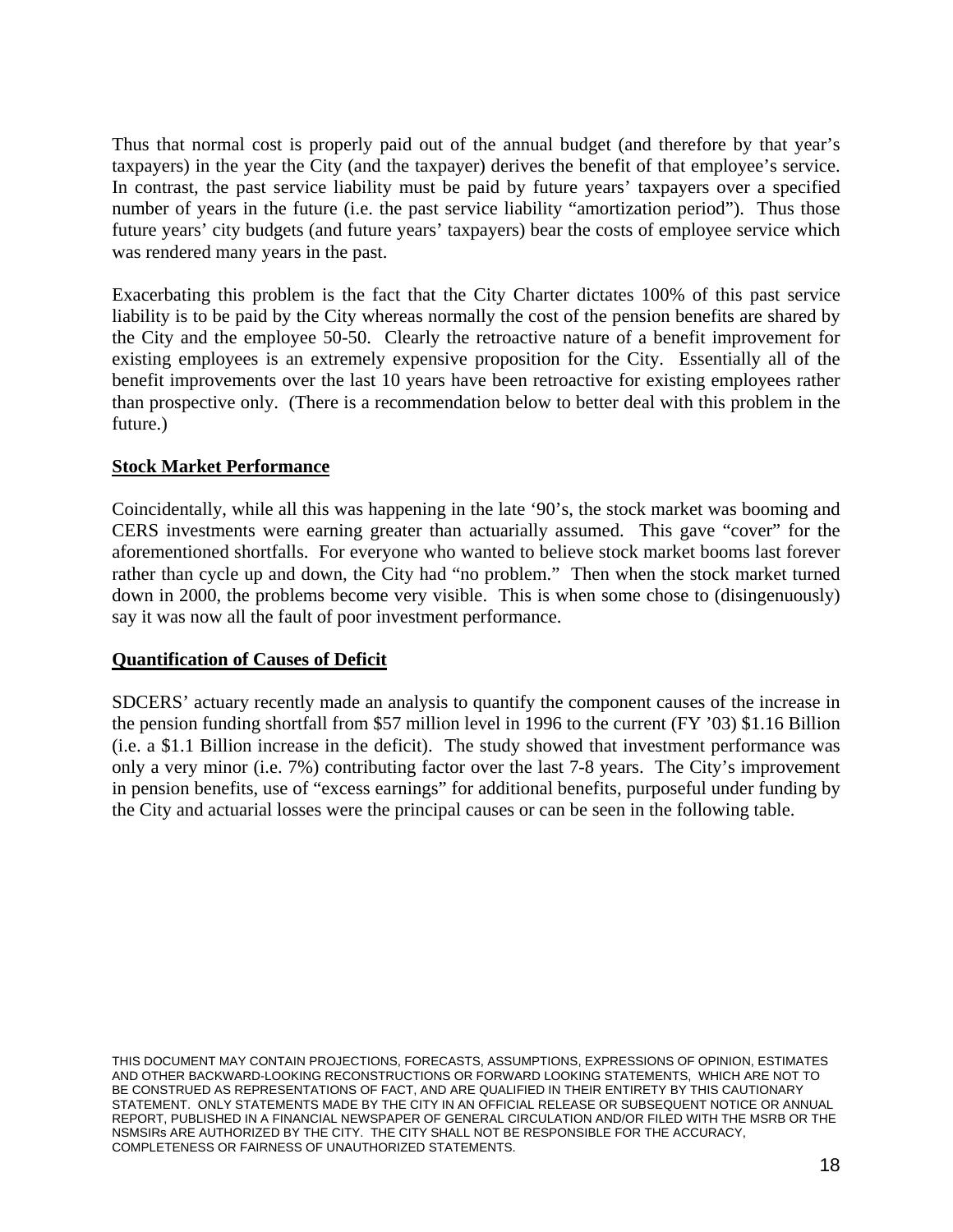Thus that normal cost is properly paid out of the annual budget (and therefore by that year's taxpayers) in the year the City (and the taxpayer) derives the benefit of that employee's service. In contrast, the past service liability must be paid by future years' taxpayers over a specified number of years in the future (i.e. the past service liability "amortization period"). Thus those future years' city budgets (and future years' taxpayers) bear the costs of employee service which was rendered many years in the past.

Exacerbating this problem is the fact that the City Charter dictates 100% of this past service liability is to be paid by the City whereas normally the cost of the pension benefits are shared by the City and the employee 50-50. Clearly the retroactive nature of a benefit improvement for existing employees is an extremely expensive proposition for the City. Essentially all of the benefit improvements over the last 10 years have been retroactive for existing employees rather than prospective only. (There is a recommendation below to better deal with this problem in the future.)

**Stock Market Performance**

Coincidentally, while all this was happening in the late '90's, the stock market was booming and CERS investments were earning greater than actuarially assumed. This gave "cover" for the aforementioned shortfalls. For everyone who wanted to believe stock market booms last forever rather than cycle up and down, the City had "no problem." Then when the stock market turned down in 2000, the problems become very visible. This is when some chose to (disingenuously) say it was now all the fault of poor investment performance.

**Quantification of Causes of Deficit**

SDCERS' actuary recently made an analysis to quantify the component causes of the increase in the pension funding shortfall from $57 million level in 1996 to the current (FY '03) $1.16 Billion (i.e. a $1.1 Billion increase in the deficit). The study showed that investment performance was only a very minor (i.e. 7%) contributing factor over the last 7-8 years. The City's improvement in pension benefits, use of "excess earnings" for additional benefits, purposeful under funding by the City and actuarial losses were the principal causes or can be seen in the following table.

THIS DOCUMENT MAY CONTAIN PROJECTIONS, FORECASTS, ASSUMPTIONS, EXPRESSIONS OF OPINION, ESTIMATES AND OTHER BACKWARD-LOOKING RECONSTRUCTIONS OR FORWARD LOOKING STATEMENTS, WHICH ARE NOT TO BE CONSTRUED AS REPRESENTATIONS OF FACT, AND ARE QUALIFIED IN THEIR ENTIRETY BY THIS CAUTIONARY STATEMENT. ONLY STATEMENTS MADE BY THE CITY IN AN OFFICIAL RELEASE OR SUBSEQUENT NOTICE OR ANNUAL REPORT, PUBLISHED IN A FINANCIAL NEWSPAPER OF GENERAL CIRCULATION AND/OR FILED WITH THE MSRB OR THE NSMSIRs ARE AUTHORIZED BY THE CITY. THE CITY SHALL NOT BE RESPONSIBLE FOR THE ACCURACY, COMPLETENESS OR FAIRNESS OF UNAUTHORIZED STATEMENTS.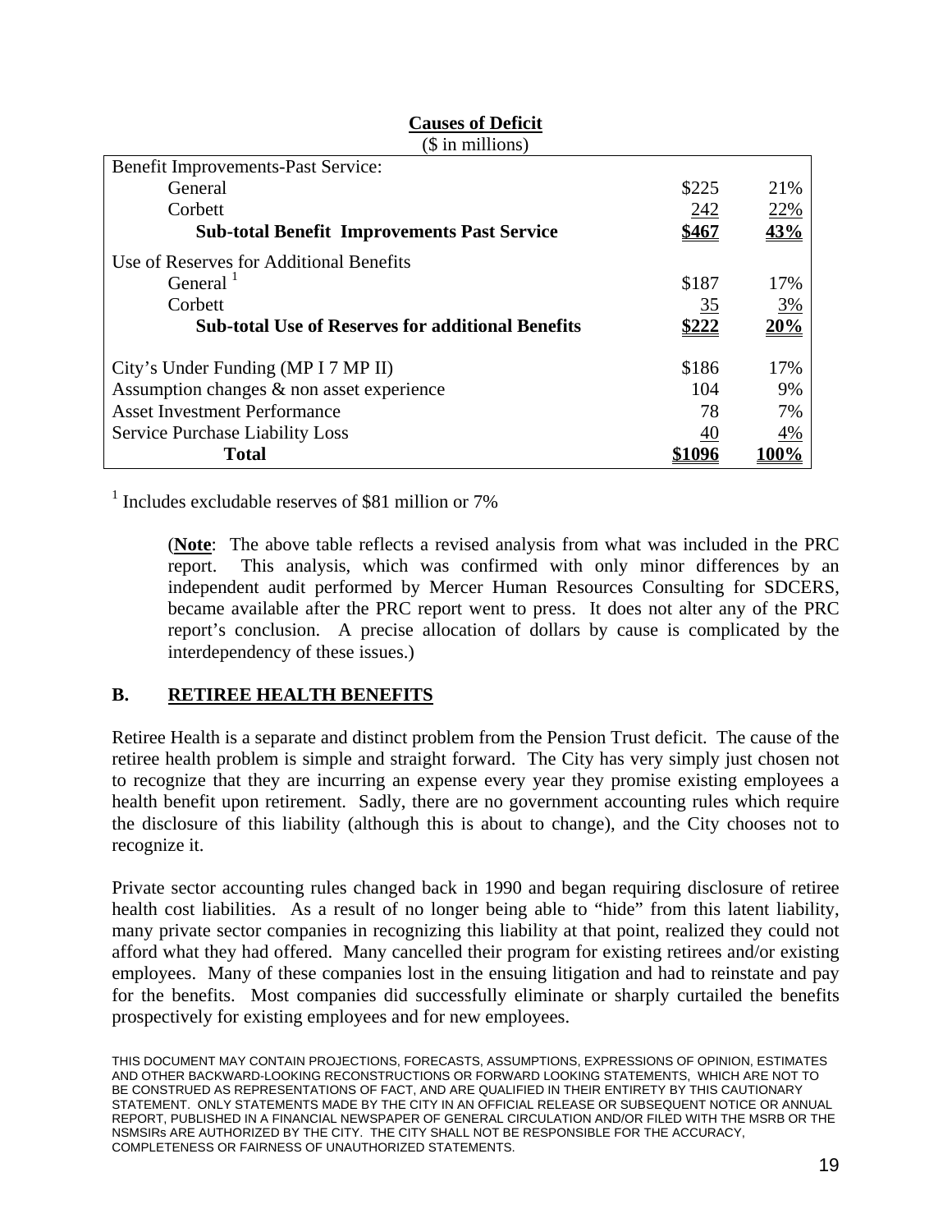**Causes of Deficit**
($ in millions)

| | | |
|---|---|---|
| Benefit Improvements-Past Service: | | |
| General | $225 | 21% |
| Corbett | 242 | 22% |
| **Sub-total Benefit Improvements Past Service** | **$467** | **43%** |
| Use of Reserves for Additional Benefits | | |
| General [1] | $187 | 17% |
| Corbett | 35 | 3% |
| **Sub-total Use of Reserves for additional Benefits** | **$222** | **20%** |
| City's Under Funding (MP I 7 MP II) | $186 | 17% |
| Assumption changes & non asset experience | 104 | 9% |
| Asset Investment Performance | 78 | 7% |
| Service Purchase Liability Loss | 40 | 4% |
| **Total** | **$1096** | **100%** |

[1] Includes excludable reserves of $81 million or 7%

(**Note**: The above table reflects a revised analysis from what was included in the PRC report. This analysis, which was confirmed with only minor differences by an independent audit performed by Mercer Human Resources Consulting for SDCERS, became available after the PRC report went to press. It does not alter any of the PRC report's conclusion. A precise allocation of dollars by cause is complicated by the interdependency of these issues.)

## B. RETIREE HEALTH BENEFITS

Retiree Health is a separate and distinct problem from the Pension Trust deficit. The cause of the retiree health problem is simple and straight forward. The City has very simply just chosen not to recognize that they are incurring an expense every year they promise existing employees a health benefit upon retirement. Sadly, there are no government accounting rules which require the disclosure of this liability (although this is about to change), and the City chooses not to recognize it.

Private sector accounting rules changed back in 1990 and began requiring disclosure of retiree health cost liabilities. As a result of no longer being able to "hide" from this latent liability, many private sector companies in recognizing this liability at that point, realized they could not afford what they had offered. Many cancelled their program for existing retirees and/or existing employees. Many of these companies lost in the ensuing litigation and had to reinstate and pay for the benefits. Most companies did successfully eliminate or sharply curtailed the benefits prospectively for existing employees and for new employees.

THIS DOCUMENT MAY CONTAIN PROJECTIONS, FORECASTS, ASSUMPTIONS, EXPRESSIONS OF OPINION, ESTIMATES AND OTHER BACKWARD-LOOKING RECONSTRUCTIONS OR FORWARD LOOKING STATEMENTS, WHICH ARE NOT TO BE CONSTRUED AS REPRESENTATIONS OF FACT, AND ARE QUALIFIED IN THEIR ENTIRETY BY THIS CAUTIONARY STATEMENT. ONLY STATEMENTS MADE BY THE CITY IN AN OFFICIAL RELEASE OR SUBSEQUENT NOTICE OR ANNUAL REPORT, PUBLISHED IN A FINANCIAL NEWSPAPER OF GENERAL CIRCULATION AND/OR FILED WITH THE MSRB OR THE NSMSIRs ARE AUTHORIZED BY THE CITY. THE CITY SHALL NOT BE RESPONSIBLE FOR THE ACCURACY, COMPLETENESS OR FAIRNESS OF UNAUTHORIZED STATEMENTS.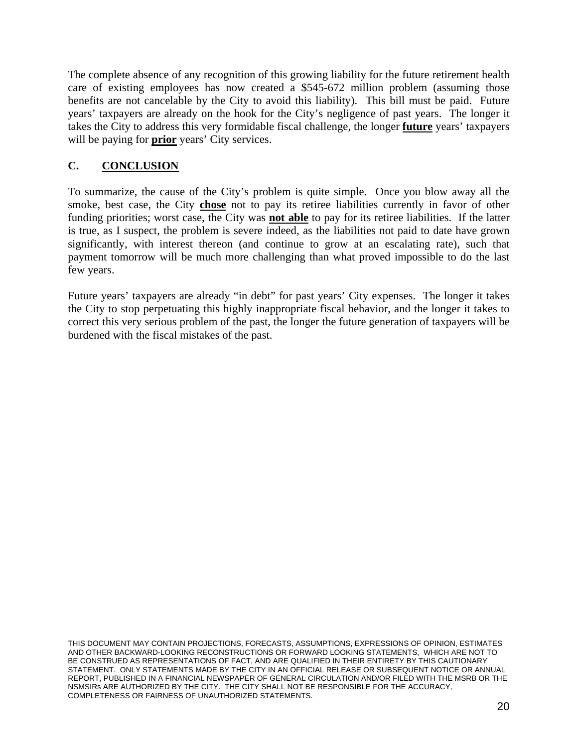The complete absence of any recognition of this growing liability for the future retirement health care of existing employees has now created a $545-672 million problem (assuming those benefits are not cancelable by the City to avoid this liability). This bill must be paid. Future years' taxpayers are already on the hook for the City's negligence of past years. The longer it takes the City to address this very formidable fiscal challenge, the longer **future** years' taxpayers will be paying for **prior** years' City services.

## C. CONCLUSION

To summarize, the cause of the City's problem is quite simple. Once you blow away all the smoke, best case, the City **chose** not to pay its retiree liabilities currently in favor of other funding priorities; worst case, the City was **not able** to pay for its retiree liabilities. If the latter is true, as I suspect, the problem is severe indeed, as the liabilities not paid to date have grown significantly, with interest thereon (and continue to grow at an escalating rate), such that payment tomorrow will be much more challenging than what proved impossible to do the last few years.

Future years' taxpayers are already "in debt" for past years' City expenses. The longer it takes the City to stop perpetuating this highly inappropriate fiscal behavior, and the longer it takes to correct this very serious problem of the past, the longer the future generation of taxpayers will be burdened with the fiscal mistakes of the past.

THIS DOCUMENT MAY CONTAIN PROJECTIONS, FORECASTS, ASSUMPTIONS, EXPRESSIONS OF OPINION, ESTIMATES AND OTHER BACKWARD-LOOKING RECONSTRUCTIONS OR FORWARD LOOKING STATEMENTS, WHICH ARE NOT TO BE CONSTRUED AS REPRESENTATIONS OF FACT, AND ARE QUALIFIED IN THEIR ENTIRETY BY THIS CAUTIONARY STATEMENT. ONLY STATEMENTS MADE BY THE CITY IN AN OFFICIAL RELEASE OR SUBSEQUENT NOTICE OR ANNUAL REPORT, PUBLISHED IN A FINANCIAL NEWSPAPER OF GENERAL CIRCULATION AND/OR FILED WITH THE MSRB OR THE NSMSIRs ARE AUTHORIZED BY THE CITY. THE CITY SHALL NOT BE RESPONSIBLE FOR THE ACCURACY, COMPLETENESS OR FAIRNESS OF UNAUTHORIZED STATEMENTS.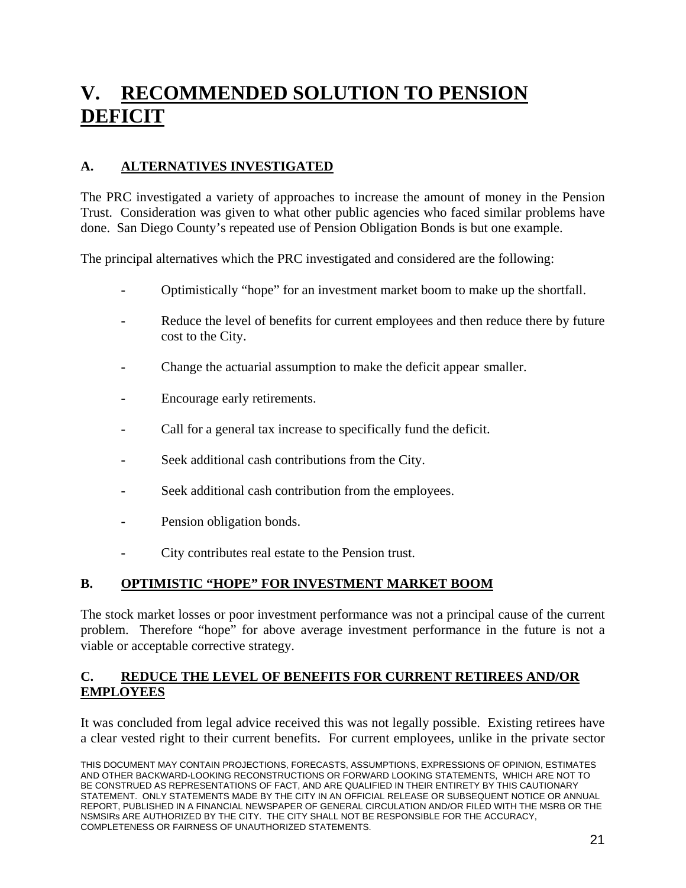# V. RECOMMENDED SOLUTION TO PENSION DEFICIT

## A. ALTERNATIVES INVESTIGATED

The PRC investigated a variety of approaches to increase the amount of money in the Pension Trust. Consideration was given to what other public agencies who faced similar problems have done. San Diego County's repeated use of Pension Obligation Bonds is but one example.

The principal alternatives which the PRC investigated and considered are the following:

- Optimistically "hope" for an investment market boom to make up the shortfall.
- Reduce the level of benefits for current employees and then reduce there by future cost to the City.
- Change the actuarial assumption to make the deficit appear smaller.
- Encourage early retirements.
- Call for a general tax increase to specifically fund the deficit.
- Seek additional cash contributions from the City.
- Seek additional cash contribution from the employees.
- Pension obligation bonds.
- City contributes real estate to the Pension trust.

## B. OPTIMISTIC "HOPE" FOR INVESTMENT MARKET BOOM

The stock market losses or poor investment performance was not a principal cause of the current problem. Therefore "hope" for above average investment performance in the future is not a viable or acceptable corrective strategy.

## C. REDUCE THE LEVEL OF BENEFITS FOR CURRENT RETIREES AND/OR EMPLOYEES

It was concluded from legal advice received this was not legally possible. Existing retirees have a clear vested right to their current benefits. For current employees, unlike in the private sector

THIS DOCUMENT MAY CONTAIN PROJECTIONS, FORECASTS, ASSUMPTIONS, EXPRESSIONS OF OPINION, ESTIMATES AND OTHER BACKWARD-LOOKING RECONSTRUCTIONS OR FORWARD LOOKING STATEMENTS, WHICH ARE NOT TO BE CONSTRUED AS REPRESENTATIONS OF FACT, AND ARE QUALIFIED IN THEIR ENTIRETY BY THIS CAUTIONARY STATEMENT. ONLY STATEMENTS MADE BY THE CITY IN AN OFFICIAL RELEASE OR SUBSEQUENT NOTICE OR ANNUAL REPORT, PUBLISHED IN A FINANCIAL NEWSPAPER OF GENERAL CIRCULATION AND/OR FILED WITH THE MSRB OR THE NSMSIRs ARE AUTHORIZED BY THE CITY. THE CITY SHALL NOT BE RESPONSIBLE FOR THE ACCURACY, COMPLETENESS OR FAIRNESS OF UNAUTHORIZED STATEMENTS.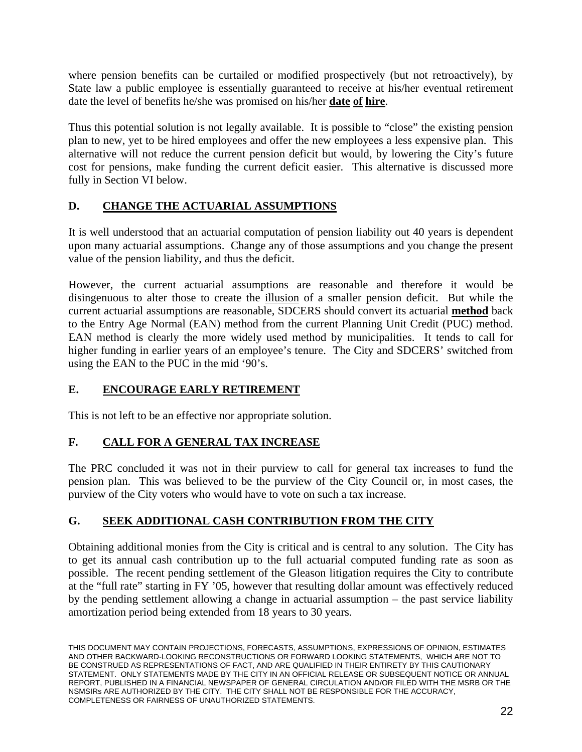where pension benefits can be curtailed or modified prospectively (but not retroactively), by State law a public employee is essentially guaranteed to receive at his/her eventual retirement date the level of benefits he/she was promised on his/her **date of hire**.

Thus this potential solution is not legally available. It is possible to "close" the existing pension plan to new, yet to be hired employees and offer the new employees a less expensive plan. This alternative will not reduce the current pension deficit but would, by lowering the City's future cost for pensions, make funding the current deficit easier. This alternative is discussed more fully in Section VI below.

## D. CHANGE THE ACTUARIAL ASSUMPTIONS

It is well understood that an actuarial computation of pension liability out 40 years is dependent upon many actuarial assumptions. Change any of those assumptions and you change the present value of the pension liability, and thus the deficit.

However, the current actuarial assumptions are reasonable and therefore it would be disingenuous to alter those to create the illusion of a smaller pension deficit. But while the current actuarial assumptions are reasonable, SDCERS should convert its actuarial **method** back to the Entry Age Normal (EAN) method from the current Planning Unit Credit (PUC) method. EAN method is clearly the more widely used method by municipalities. It tends to call for higher funding in earlier years of an employee's tenure. The City and SDCERS' switched from using the EAN to the PUC in the mid '90's.

## E. ENCOURAGE EARLY RETIREMENT

This is not left to be an effective nor appropriate solution.

## F. CALL FOR A GENERAL TAX INCREASE

The PRC concluded it was not in their purview to call for general tax increases to fund the pension plan. This was believed to be the purview of the City Council or, in most cases, the purview of the City voters who would have to vote on such a tax increase.

## G. SEEK ADDITIONAL CASH CONTRIBUTION FROM THE CITY

Obtaining additional monies from the City is critical and is central to any solution. The City has to get its annual cash contribution up to the full actuarial computed funding rate as soon as possible. The recent pending settlement of the Gleason litigation requires the City to contribute at the "full rate" starting in FY '05, however that resulting dollar amount was effectively reduced by the pending settlement allowing a change in actuarial assumption – the past service liability amortization period being extended from 18 years to 30 years.

THIS DOCUMENT MAY CONTAIN PROJECTIONS, FORECASTS, ASSUMPTIONS, EXPRESSIONS OF OPINION, ESTIMATES AND OTHER BACKWARD-LOOKING RECONSTRUCTIONS OR FORWARD LOOKING STATEMENTS, WHICH ARE NOT TO BE CONSTRUED AS REPRESENTATIONS OF FACT, AND ARE QUALIFIED IN THEIR ENTIRETY BY THIS CAUTIONARY STATEMENT. ONLY STATEMENTS MADE BY THE CITY IN AN OFFICIAL RELEASE OR SUBSEQUENT NOTICE OR ANNUAL REPORT, PUBLISHED IN A FINANCIAL NEWSPAPER OF GENERAL CIRCULATION AND/OR FILED WITH THE MSRB OR THE NSMSIRs ARE AUTHORIZED BY THE CITY. THE CITY SHALL NOT BE RESPONSIBLE FOR THE ACCURACY, COMPLETENESS OR FAIRNESS OF UNAUTHORIZED STATEMENTS.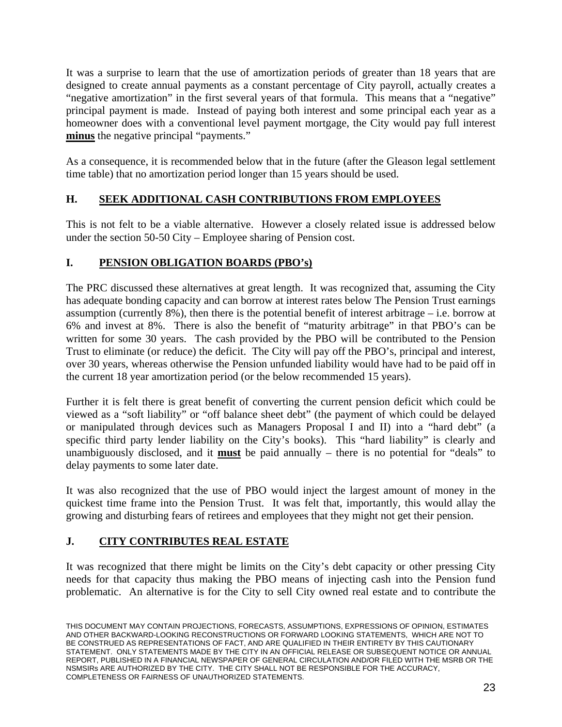It was a surprise to learn that the use of amortization periods of greater than 18 years that are designed to create annual payments as a constant percentage of City payroll, actually creates a "negative amortization" in the first several years of that formula. This means that a "negative" principal payment is made. Instead of paying both interest and some principal each year as a homeowner does with a conventional level payment mortgage, the City would pay full interest **minus** the negative principal "payments."

As a consequence, it is recommended below that in the future (after the Gleason legal settlement time table) that no amortization period longer than 15 years should be used.

## H. SEEK ADDITIONAL CASH CONTRIBUTIONS FROM EMPLOYEES

This is not felt to be a viable alternative. However a closely related issue is addressed below under the section 50-50 City – Employee sharing of Pension cost.

## I. PENSION OBLIGATION BOARDS (PBO's)

The PRC discussed these alternatives at great length. It was recognized that, assuming the City has adequate bonding capacity and can borrow at interest rates below The Pension Trust earnings assumption (currently 8%), then there is the potential benefit of interest arbitrage – i.e. borrow at 6% and invest at 8%. There is also the benefit of "maturity arbitrage" in that PBO's can be written for some 30 years. The cash provided by the PBO will be contributed to the Pension Trust to eliminate (or reduce) the deficit. The City will pay off the PBO's, principal and interest, over 30 years, whereas otherwise the Pension unfunded liability would have had to be paid off in the current 18 year amortization period (or the below recommended 15 years).

Further it is felt there is great benefit of converting the current pension deficit which could be viewed as a "soft liability" or "off balance sheet debt" (the payment of which could be delayed or manipulated through devices such as Managers Proposal I and II) into a "hard debt" (a specific third party lender liability on the City's books). This "hard liability" is clearly and unambiguously disclosed, and it **must** be paid annually – there is no potential for "deals" to delay payments to some later date.

It was also recognized that the use of PBO would inject the largest amount of money in the quickest time frame into the Pension Trust. It was felt that, importantly, this would allay the growing and disturbing fears of retirees and employees that they might not get their pension.

## J. CITY CONTRIBUTES REAL ESTATE

It was recognized that there might be limits on the City's debt capacity or other pressing City needs for that capacity thus making the PBO means of injecting cash into the Pension fund problematic. An alternative is for the City to sell City owned real estate and to contribute the

THIS DOCUMENT MAY CONTAIN PROJECTIONS, FORECASTS, ASSUMPTIONS, EXPRESSIONS OF OPINION, ESTIMATES AND OTHER BACKWARD-LOOKING RECONSTRUCTIONS OR FORWARD LOOKING STATEMENTS, WHICH ARE NOT TO BE CONSTRUED AS REPRESENTATIONS OF FACT, AND ARE QUALIFIED IN THEIR ENTIRETY BY THIS CAUTIONARY STATEMENT. ONLY STATEMENTS MADE BY THE CITY IN AN OFFICIAL RELEASE OR SUBSEQUENT NOTICE OR ANNUAL REPORT, PUBLISHED IN A FINANCIAL NEWSPAPER OF GENERAL CIRCULATION AND/OR FILED WITH THE MSRB OR THE NSMSIRs ARE AUTHORIZED BY THE CITY. THE CITY SHALL NOT BE RESPONSIBLE FOR THE ACCURACY, COMPLETENESS OR FAIRNESS OF UNAUTHORIZED STATEMENTS.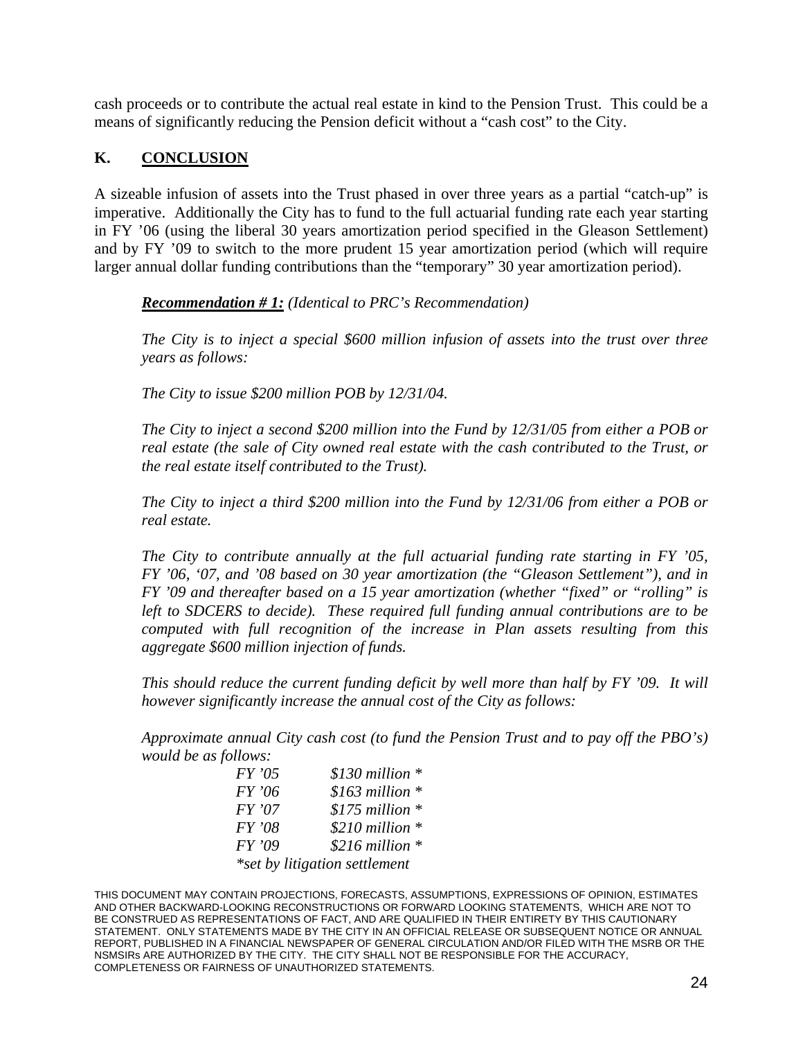cash proceeds or to contribute the actual real estate in kind to the Pension Trust. This could be a means of significantly reducing the Pension deficit without a "cash cost" to the City.

## K. CONCLUSION

A sizeable infusion of assets into the Trust phased in over three years as a partial "catch-up" is imperative. Additionally the City has to fund to the full actuarial funding rate each year starting in FY '06 (using the liberal 30 years amortization period specified in the Gleason Settlement) and by FY '09 to switch to the more prudent 15 year amortization period (which will require larger annual dollar funding contributions than the "temporary" 30 year amortization period).

***Recommendation # 1:*** *(Identical to PRC's Recommendation)*

*The City is to inject a special $600 million infusion of assets into the trust over three years as follows:*

*The City to issue $200 million POB by 12/31/04.*

*The City to inject a second $200 million into the Fund by 12/31/05 from either a POB or real estate (the sale of City owned real estate with the cash contributed to the Trust, or the real estate itself contributed to the Trust).*

*The City to inject a third $200 million into the Fund by 12/31/06 from either a POB or real estate.*

*The City to contribute annually at the full actuarial funding rate starting in FY '05, FY '06, '07, and '08 based on 30 year amortization (the "Gleason Settlement"), and in FY '09 and thereafter based on a 15 year amortization (whether "fixed" or "rolling" is left to SDCERS to decide). These required full funding annual contributions are to be computed with full recognition of the increase in Plan assets resulting from this aggregate $600 million injection of funds.*

*This should reduce the current funding deficit by well more than half by FY '09. It will however significantly increase the annual cost of the City as follows:*

*Approximate annual City cash cost (to fund the Pension Trust and to pay off the PBO's) would be as follows:*

| | |
|---|---|
| *FY '05* | *$130 million \** |
| *FY '06* | *$163 million \** |
| *FY '07* | *$175 million \** |
| *FY '08* | *$210 million \** |
| *FY '09* | *$216 million \** |

*\*set by litigation settlement*

THIS DOCUMENT MAY CONTAIN PROJECTIONS, FORECASTS, ASSUMPTIONS, EXPRESSIONS OF OPINION, ESTIMATES AND OTHER BACKWARD-LOOKING RECONSTRUCTIONS OR FORWARD LOOKING STATEMENTS, WHICH ARE NOT TO BE CONSTRUED AS REPRESENTATIONS OF FACT, AND ARE QUALIFIED IN THEIR ENTIRETY BY THIS CAUTIONARY STATEMENT. ONLY STATEMENTS MADE BY THE CITY IN AN OFFICIAL RELEASE OR SUBSEQUENT NOTICE OR ANNUAL REPORT, PUBLISHED IN A FINANCIAL NEWSPAPER OF GENERAL CIRCULATION AND/OR FILED WITH THE MSRB OR THE NSMSIRs ARE AUTHORIZED BY THE CITY. THE CITY SHALL NOT BE RESPONSIBLE FOR THE ACCURACY, COMPLETENESS OR FAIRNESS OF UNAUTHORIZED STATEMENTS.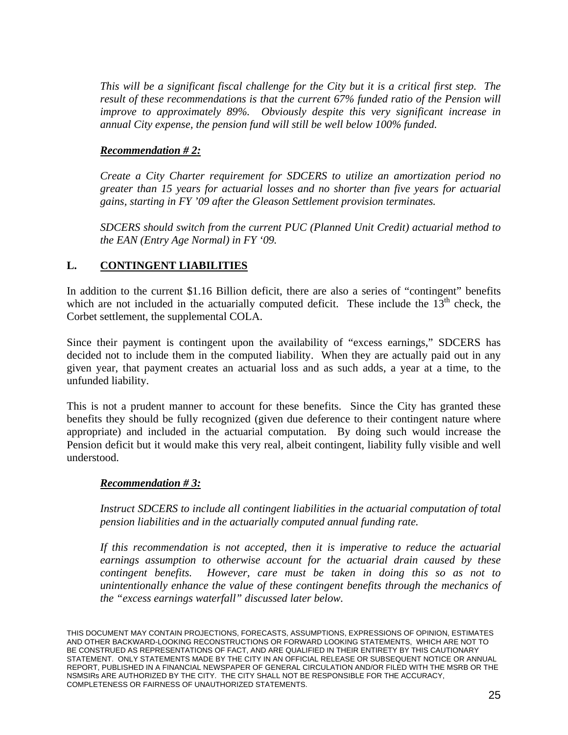*This will be a significant fiscal challenge for the City but it is a critical first step. The result of these recommendations is that the current 67% funded ratio of the Pension will improve to approximately 89%. Obviously despite this very significant increase in annual City expense, the pension fund will still be well below 100% funded.*

***Recommendation # 2:***

*Create a City Charter requirement for SDCERS to utilize an amortization period no greater than 15 years for actuarial losses and no shorter than five years for actuarial gains, starting in FY '09 after the Gleason Settlement provision terminates.*

*SDCERS should switch from the current PUC (Planned Unit Credit) actuarial method to the EAN (Entry Age Normal) in FY '09.*

## L. CONTINGENT LIABILITIES

In addition to the current $1.16 Billion deficit, there are also a series of "contingent" benefits which are not included in the actuarially computed deficit. These include the 13th check, the Corbet settlement, the supplemental COLA.

Since their payment is contingent upon the availability of "excess earnings," SDCERS has decided not to include them in the computed liability. When they are actually paid out in any given year, that payment creates an actuarial loss and as such adds, a year at a time, to the unfunded liability.

This is not a prudent manner to account for these benefits. Since the City has granted these benefits they should be fully recognized (given due deference to their contingent nature where appropriate) and included in the actuarial computation. By doing such would increase the Pension deficit but it would make this very real, albeit contingent, liability fully visible and well understood.

***Recommendation # 3:***

*Instruct SDCERS to include all contingent liabilities in the actuarial computation of total pension liabilities and in the actuarially computed annual funding rate.*

*If this recommendation is not accepted, then it is imperative to reduce the actuarial earnings assumption to otherwise account for the actuarial drain caused by these contingent benefits. However, care must be taken in doing this so as not to unintentionally enhance the value of these contingent benefits through the mechanics of the "excess earnings waterfall" discussed later below.*

THIS DOCUMENT MAY CONTAIN PROJECTIONS, FORECASTS, ASSUMPTIONS, EXPRESSIONS OF OPINION, ESTIMATES AND OTHER BACKWARD-LOOKING RECONSTRUCTIONS OR FORWARD LOOKING STATEMENTS, WHICH ARE NOT TO BE CONSTRUED AS REPRESENTATIONS OF FACT, AND ARE QUALIFIED IN THEIR ENTIRETY BY THIS CAUTIONARY STATEMENT. ONLY STATEMENTS MADE BY THE CITY IN AN OFFICIAL RELEASE OR SUBSEQUENT NOTICE OR ANNUAL REPORT, PUBLISHED IN A FINANCIAL NEWSPAPER OF GENERAL CIRCULATION AND/OR FILED WITH THE MSRB OR THE NSMSIRs ARE AUTHORIZED BY THE CITY. THE CITY SHALL NOT BE RESPONSIBLE FOR THE ACCURACY, COMPLETENESS OR FAIRNESS OF UNAUTHORIZED STATEMENTS.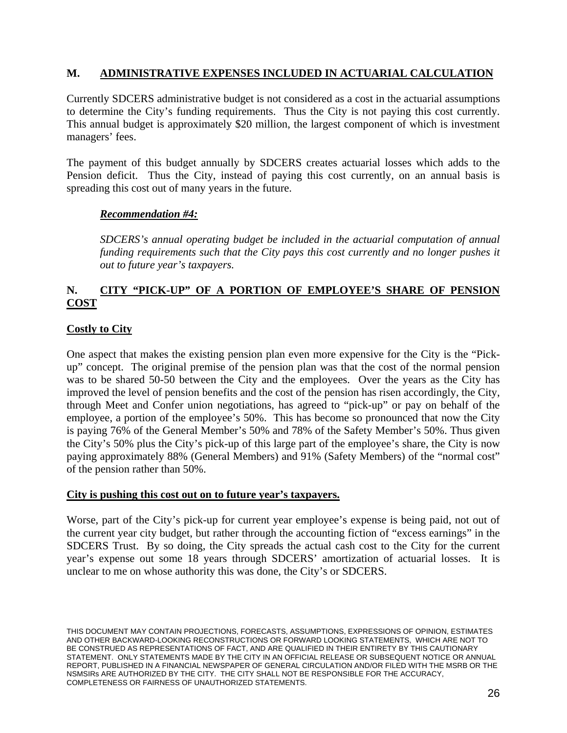## M. ADMINISTRATIVE EXPENSES INCLUDED IN ACTUARIAL CALCULATION

Currently SDCERS administrative budget is not considered as a cost in the actuarial assumptions to determine the City's funding requirements. Thus the City is not paying this cost currently. This annual budget is approximately $20 million, the largest component of which is investment managers' fees.

The payment of this budget annually by SDCERS creates actuarial losses which adds to the Pension deficit. Thus the City, instead of paying this cost currently, on an annual basis is spreading this cost out of many years in the future.

> ***Recommendation #4:***
>
> *SDCERS's annual operating budget be included in the actuarial computation of annual funding requirements such that the City pays this cost currently and no longer pushes it out to future year's taxpayers.*

## N. CITY "PICK-UP" OF A PORTION OF EMPLOYEE'S SHARE OF PENSION COST

**Costly to City**

One aspect that makes the existing pension plan even more expensive for the City is the "Pick-up" concept. The original premise of the pension plan was that the cost of the normal pension was to be shared 50-50 between the City and the employees. Over the years as the City has improved the level of pension benefits and the cost of the pension has risen accordingly, the City, through Meet and Confer union negotiations, has agreed to "pick-up" or pay on behalf of the employee, a portion of the employee's 50%. This has become so pronounced that now the City is paying 76% of the General Member's 50% and 78% of the Safety Member's 50%. Thus given the City's 50% plus the City's pick-up of this large part of the employee's share, the City is now paying approximately 88% (General Members) and 91% (Safety Members) of the "normal cost" of the pension rather than 50%.

**City is pushing this cost out on to future year's taxpayers.**

Worse, part of the City's pick-up for current year employee's expense is being paid, not out of the current year city budget, but rather through the accounting fiction of "excess earnings" in the SDCERS Trust. By so doing, the City spreads the actual cash cost to the City for the current year's expense out some 18 years through SDCERS' amortization of actuarial losses. It is unclear to me on whose authority this was done, the City's or SDCERS.

THIS DOCUMENT MAY CONTAIN PROJECTIONS, FORECASTS, ASSUMPTIONS, EXPRESSIONS OF OPINION, ESTIMATES AND OTHER BACKWARD-LOOKING RECONSTRUCTIONS OR FORWARD LOOKING STATEMENTS, WHICH ARE NOT TO BE CONSTRUED AS REPRESENTATIONS OF FACT, AND ARE QUALIFIED IN THEIR ENTIRETY BY THIS CAUTIONARY STATEMENT. ONLY STATEMENTS MADE BY THE CITY IN AN OFFICIAL RELEASE OR SUBSEQUENT NOTICE OR ANNUAL REPORT, PUBLISHED IN A FINANCIAL NEWSPAPER OF GENERAL CIRCULATION AND/OR FILED WITH THE MSRB OR THE NSMSIRs ARE AUTHORIZED BY THE CITY. THE CITY SHALL NOT BE RESPONSIBLE FOR THE ACCURACY, COMPLETENESS OR FAIRNESS OF UNAUTHORIZED STATEMENTS.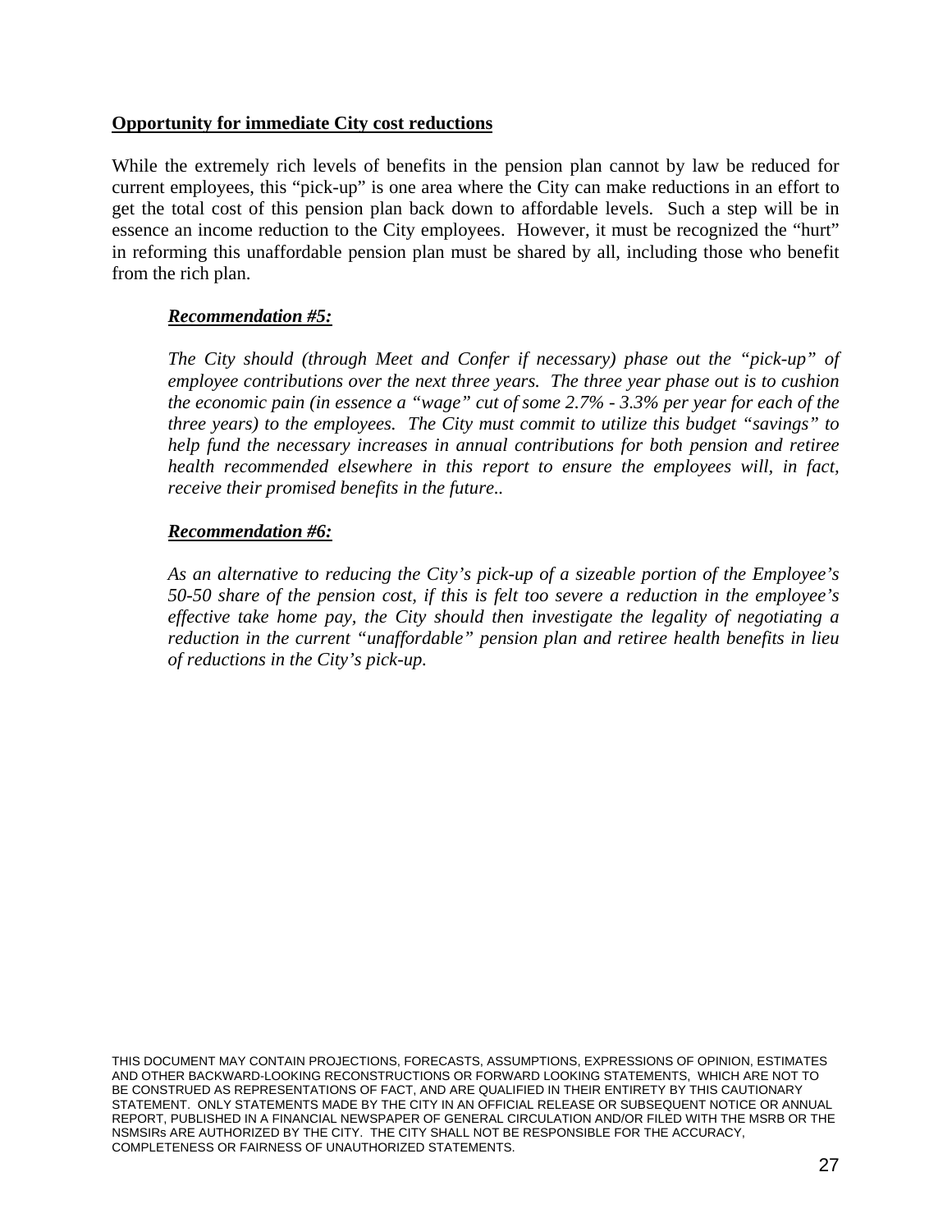**Opportunity for immediate City cost reductions**

While the extremely rich levels of benefits in the pension plan cannot by law be reduced for current employees, this "pick-up" is one area where the City can make reductions in an effort to get the total cost of this pension plan back down to affordable levels. Such a step will be in essence an income reduction to the City employees. However, it must be recognized the "hurt" in reforming this unaffordable pension plan must be shared by all, including those who benefit from the rich plan.

***Recommendation #5:***

*The City should (through Meet and Confer if necessary) phase out the "pick-up" of employee contributions over the next three years. The three year phase out is to cushion the economic pain (in essence a "wage" cut of some 2.7% - 3.3% per year for each of the three years) to the employees. The City must commit to utilize this budget "savings" to help fund the necessary increases in annual contributions for both pension and retiree health recommended elsewhere in this report to ensure the employees will, in fact, receive their promised benefits in the future..*

***Recommendation #6:***

*As an alternative to reducing the City's pick-up of a sizeable portion of the Employee's 50-50 share of the pension cost, if this is felt too severe a reduction in the employee's effective take home pay, the City should then investigate the legality of negotiating a reduction in the current "unaffordable" pension plan and retiree health benefits in lieu of reductions in the City's pick-up.*

THIS DOCUMENT MAY CONTAIN PROJECTIONS, FORECASTS, ASSUMPTIONS, EXPRESSIONS OF OPINION, ESTIMATES AND OTHER BACKWARD-LOOKING RECONSTRUCTIONS OR FORWARD LOOKING STATEMENTS, WHICH ARE NOT TO BE CONSTRUED AS REPRESENTATIONS OF FACT, AND ARE QUALIFIED IN THEIR ENTIRETY BY THIS CAUTIONARY STATEMENT. ONLY STATEMENTS MADE BY THE CITY IN AN OFFICIAL RELEASE OR SUBSEQUENT NOTICE OR ANNUAL REPORT, PUBLISHED IN A FINANCIAL NEWSPAPER OF GENERAL CIRCULATION AND/OR FILED WITH THE MSRB OR THE NSMSIRs ARE AUTHORIZED BY THE CITY. THE CITY SHALL NOT BE RESPONSIBLE FOR THE ACCURACY, COMPLETENESS OR FAIRNESS OF UNAUTHORIZED STATEMENTS.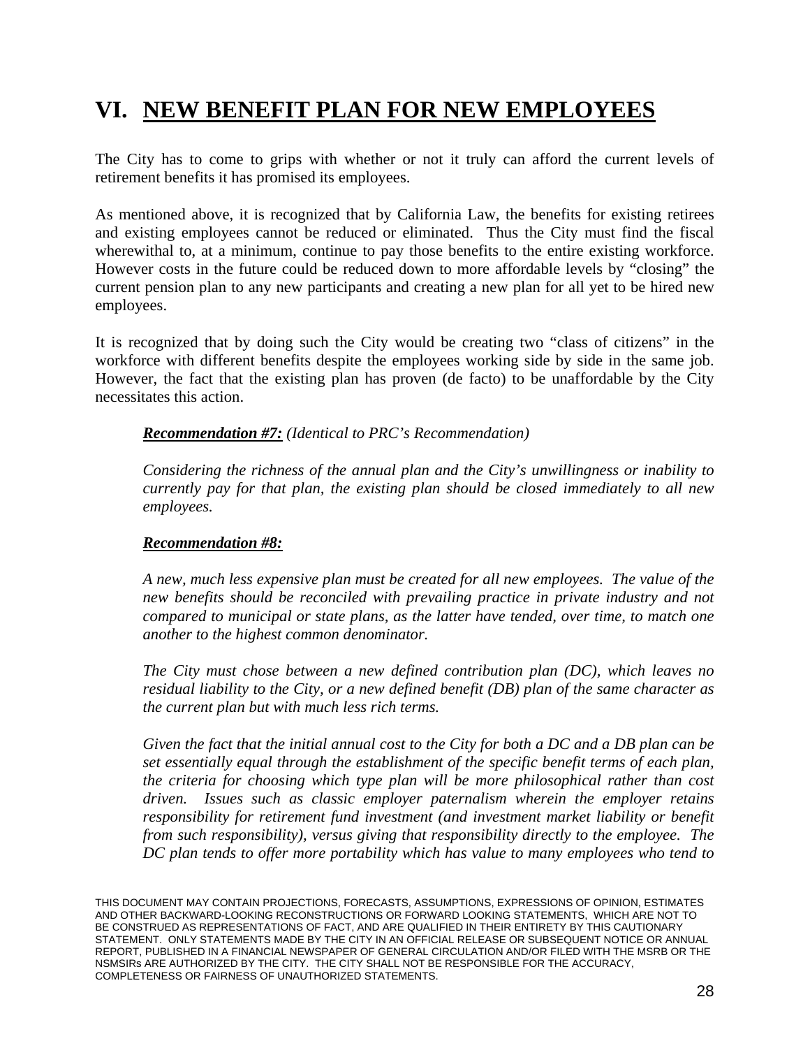# VI. NEW BENEFIT PLAN FOR NEW EMPLOYEES

The City has to come to grips with whether or not it truly can afford the current levels of retirement benefits it has promised its employees.

As mentioned above, it is recognized that by California Law, the benefits for existing retirees and existing employees cannot be reduced or eliminated. Thus the City must find the fiscal wherewithal to, at a minimum, continue to pay those benefits to the entire existing workforce. However costs in the future could be reduced down to more affordable levels by "closing" the current pension plan to any new participants and creating a new plan for all yet to be hired new employees.

It is recognized that by doing such the City would be creating two "class of citizens" in the workforce with different benefits despite the employees working side by side in the same job. However, the fact that the existing plan has proven (de facto) to be unaffordable by the City necessitates this action.

> ***Recommendation #7:*** *(Identical to PRC's Recommendation)*
>
> *Considering the richness of the annual plan and the City's unwillingness or inability to currently pay for that plan, the existing plan should be closed immediately to all new employees.*
>
> ***Recommendation #8:***
>
> *A new, much less expensive plan must be created for all new employees. The value of the new benefits should be reconciled with prevailing practice in private industry and not compared to municipal or state plans, as the latter have tended, over time, to match one another to the highest common denominator.*
>
> *The City must chose between a new defined contribution plan (DC), which leaves no residual liability to the City, or a new defined benefit (DB) plan of the same character as the current plan but with much less rich terms.*
>
> *Given the fact that the initial annual cost to the City for both a DC and a DB plan can be set essentially equal through the establishment of the specific benefit terms of each plan, the criteria for choosing which type plan will be more philosophical rather than cost driven. Issues such as classic employer paternalism wherein the employer retains responsibility for retirement fund investment (and investment market liability or benefit from such responsibility), versus giving that responsibility directly to the employee. The DC plan tends to offer more portability which has value to many employees who tend to*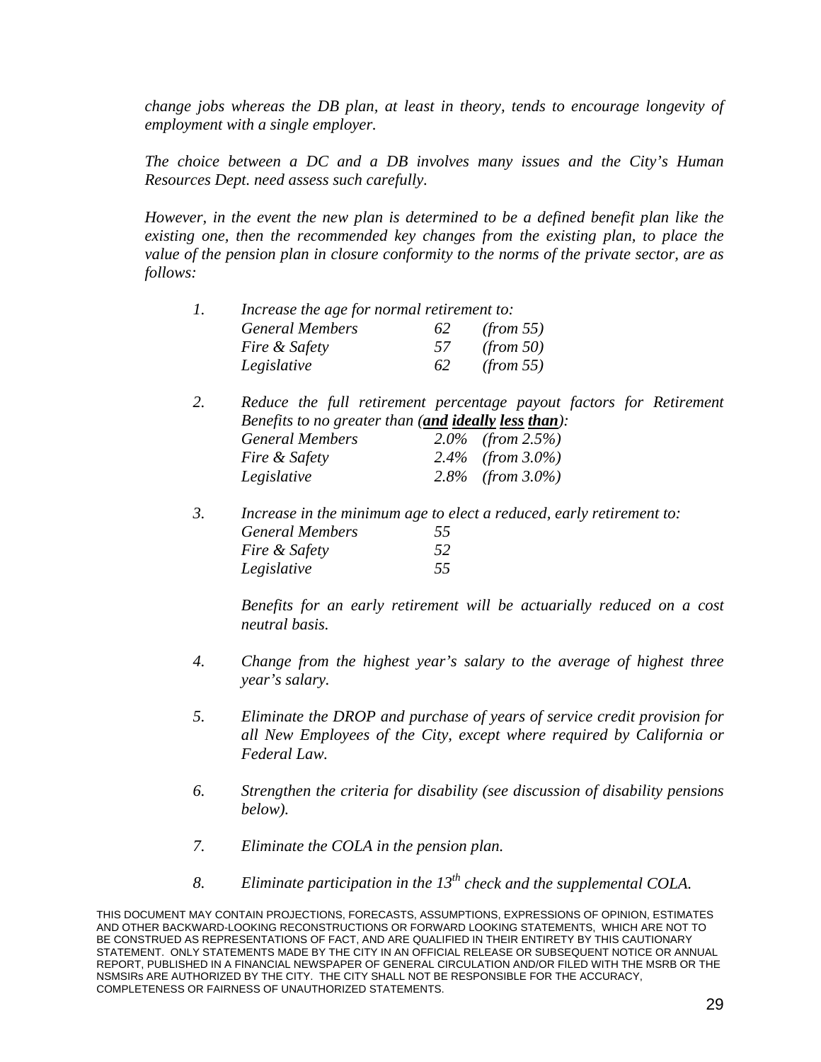*change jobs whereas the DB plan, at least in theory, tends to encourage longevity of employment with a single employer.*

*The choice between a DC and a DB involves many issues and the City's Human Resources Dept. need assess such carefully.*

*However, in the event the new plan is determined to be a defined benefit plan like the existing one, then the recommended key changes from the existing plan, to place the value of the pension plan in closure conformity to the norms of the private sector, are as follows:*

1. *Increase the age for normal retirement to:*

| | | |
|---|---|---|
| *General Members* | *62* | *(from 55)* |
| *Fire & Safety* | *57* | *(from 50)* |
| *Legislative* | *62* | *(from 55)* |

2. *Reduce the full retirement percentage payout factors for Retirement Benefits to no greater than (**<u>and</u> <u>ideally</u> <u>less</u> <u>than</u>**):*

| | | |
|---|---|---|
| *General Members* | *2.0%* | *(from 2.5%)* |
| *Fire & Safety* | *2.4%* | *(from 3.0%)* |
| *Legislative* | *2.8%* | *(from 3.0%)* |

3. *Increase in the minimum age to elect a reduced, early retirement to:*

| | |
|---|---|
| *General Members* | *55* |
| *Fire & Safety* | *52* |
| *Legislative* | *55* |

   *Benefits for an early retirement will be actuarially reduced on a cost neutral basis.*

4. *Change from the highest year's salary to the average of highest three year's salary.*

5. *Eliminate the DROP and purchase of years of service credit provision for all New Employees of the City, except where required by California or Federal Law.*

6. *Strengthen the criteria for disability (see discussion of disability pensions below).*

7. *Eliminate the COLA in the pension plan.*

8. *Eliminate participation in the 13th check and the supplemental COLA.*

THIS DOCUMENT MAY CONTAIN PROJECTIONS, FORECASTS, ASSUMPTIONS, EXPRESSIONS OF OPINION, ESTIMATES AND OTHER BACKWARD-LOOKING RECONSTRUCTIONS OR FORWARD LOOKING STATEMENTS, WHICH ARE NOT TO BE CONSTRUED AS REPRESENTATIONS OF FACT, AND ARE QUALIFIED IN THEIR ENTIRETY BY THIS CAUTIONARY STATEMENT. ONLY STATEMENTS MADE BY THE CITY IN AN OFFICIAL RELEASE OR SUBSEQUENT NOTICE OR ANNUAL REPORT, PUBLISHED IN A FINANCIAL NEWSPAPER OF GENERAL CIRCULATION AND/OR FILED WITH THE MSRB OR THE NSMSIRs ARE AUTHORIZED BY THE CITY. THE CITY SHALL NOT BE RESPONSIBLE FOR THE ACCURACY, COMPLETENESS OR FAIRNESS OF UNAUTHORIZED STATEMENTS.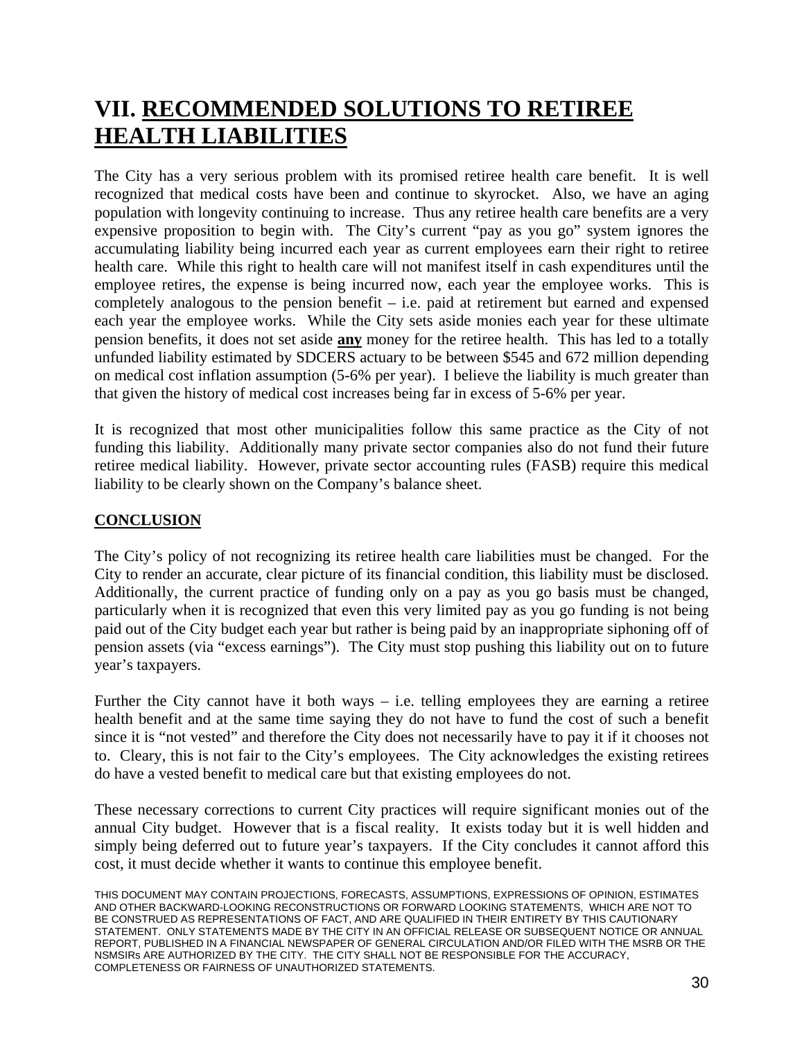# VII. RECOMMENDED SOLUTIONS TO RETIREE HEALTH LIABILITIES

The City has a very serious problem with its promised retiree health care benefit. It is well recognized that medical costs have been and continue to skyrocket. Also, we have an aging population with longevity continuing to increase. Thus any retiree health care benefits are a very expensive proposition to begin with. The City's current "pay as you go" system ignores the accumulating liability being incurred each year as current employees earn their right to retiree health care. While this right to health care will not manifest itself in cash expenditures until the employee retires, the expense is being incurred now, each year the employee works. This is completely analogous to the pension benefit – i.e. paid at retirement but earned and expensed each year the employee works. While the City sets aside monies each year for these ultimate pension benefits, it does not set aside **any** money for the retiree health. This has led to a totally unfunded liability estimated by SDCERS actuary to be between \$545 and 672 million depending on medical cost inflation assumption (5-6% per year). I believe the liability is much greater than that given the history of medical cost increases being far in excess of 5-6% per year.

It is recognized that most other municipalities follow this same practice as the City of not funding this liability. Additionally many private sector companies also do not fund their future retiree medical liability. However, private sector accounting rules (FASB) require this medical liability to be clearly shown on the Company's balance sheet.

## CONCLUSION

The City's policy of not recognizing its retiree health care liabilities must be changed. For the City to render an accurate, clear picture of its financial condition, this liability must be disclosed. Additionally, the current practice of funding only on a pay as you go basis must be changed, particularly when it is recognized that even this very limited pay as you go funding is not being paid out of the City budget each year but rather is being paid by an inappropriate siphoning off of pension assets (via "excess earnings"). The City must stop pushing this liability out on to future year's taxpayers.

Further the City cannot have it both ways – i.e. telling employees they are earning a retiree health benefit and at the same time saying they do not have to fund the cost of such a benefit since it is "not vested" and therefore the City does not necessarily have to pay it if it chooses not to. Cleary, this is not fair to the City's employees. The City acknowledges the existing retirees do have a vested benefit to medical care but that existing employees do not.

These necessary corrections to current City practices will require significant monies out of the annual City budget. However that is a fiscal reality. It exists today but it is well hidden and simply being deferred out to future year's taxpayers. If the City concludes it cannot afford this cost, it must decide whether it wants to continue this employee benefit.

THIS DOCUMENT MAY CONTAIN PROJECTIONS, FORECASTS, ASSUMPTIONS, EXPRESSIONS OF OPINION, ESTIMATES AND OTHER BACKWARD-LOOKING RECONSTRUCTIONS OR FORWARD LOOKING STATEMENTS, WHICH ARE NOT TO BE CONSTRUED AS REPRESENTATIONS OF FACT, AND ARE QUALIFIED IN THEIR ENTIRETY BY THIS CAUTIONARY STATEMENT. ONLY STATEMENTS MADE BY THE CITY IN AN OFFICIAL RELEASE OR SUBSEQUENT NOTICE OR ANNUAL REPORT, PUBLISHED IN A FINANCIAL NEWSPAPER OF GENERAL CIRCULATION AND/OR FILED WITH THE MSRB OR THE NSMSIRs ARE AUTHORIZED BY THE CITY. THE CITY SHALL NOT BE RESPONSIBLE FOR THE ACCURACY, COMPLETENESS OR FAIRNESS OF UNAUTHORIZED STATEMENTS.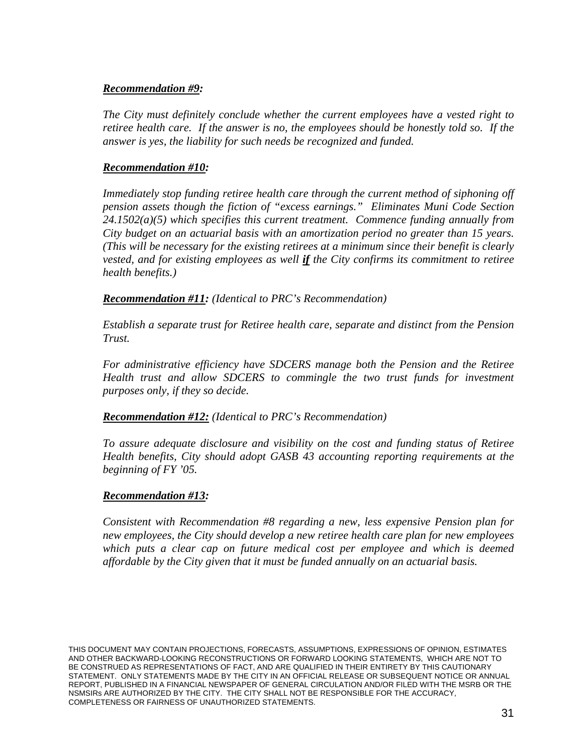***Recommendation #9:***

*The City must definitely conclude whether the current employees have a vested right to retiree health care. If the answer is no, the employees should be honestly told so. If the answer is yes, the liability for such needs be recognized and funded.*

***Recommendation #10:***

*Immediately stop funding retiree health care through the current method of siphoning off pension assets though the fiction of "excess earnings." Eliminates Muni Code Section 24.1502(a)(5) which specifies this current treatment. Commence funding annually from City budget on an actuarial basis with an amortization period no greater than 15 years. (This will be necessary for the existing retirees at a minimum since their benefit is clearly vested, and for existing employees as well **if** the City confirms its commitment to retiree health benefits.)*

***Recommendation #11:*** *(Identical to PRC's Recommendation)*

*Establish a separate trust for Retiree health care, separate and distinct from the Pension Trust.*

*For administrative efficiency have SDCERS manage both the Pension and the Retiree Health trust and allow SDCERS to commingle the two trust funds for investment purposes only, if they so decide.*

***Recommendation #12:*** *(Identical to PRC's Recommendation)*

*To assure adequate disclosure and visibility on the cost and funding status of Retiree Health benefits, City should adopt GASB 43 accounting reporting requirements at the beginning of FY '05.*

***Recommendation #13:***

*Consistent with Recommendation #8 regarding a new, less expensive Pension plan for new employees, the City should develop a new retiree health care plan for new employees which puts a clear cap on future medical cost per employee and which is deemed affordable by the City given that it must be funded annually on an actuarial basis.*

THIS DOCUMENT MAY CONTAIN PROJECTIONS, FORECASTS, ASSUMPTIONS, EXPRESSIONS OF OPINION, ESTIMATES AND OTHER BACKWARD-LOOKING RECONSTRUCTIONS OR FORWARD LOOKING STATEMENTS, WHICH ARE NOT TO BE CONSTRUED AS REPRESENTATIONS OF FACT, AND ARE QUALIFIED IN THEIR ENTIRETY BY THIS CAUTIONARY STATEMENT. ONLY STATEMENTS MADE BY THE CITY IN AN OFFICIAL RELEASE OR SUBSEQUENT NOTICE OR ANNUAL REPORT, PUBLISHED IN A FINANCIAL NEWSPAPER OF GENERAL CIRCULATION AND/OR FILED WITH THE MSRB OR THE NSMSIRs ARE AUTHORIZED BY THE CITY. THE CITY SHALL NOT BE RESPONSIBLE FOR THE ACCURACY, COMPLETENESS OR FAIRNESS OF UNAUTHORIZED STATEMENTS.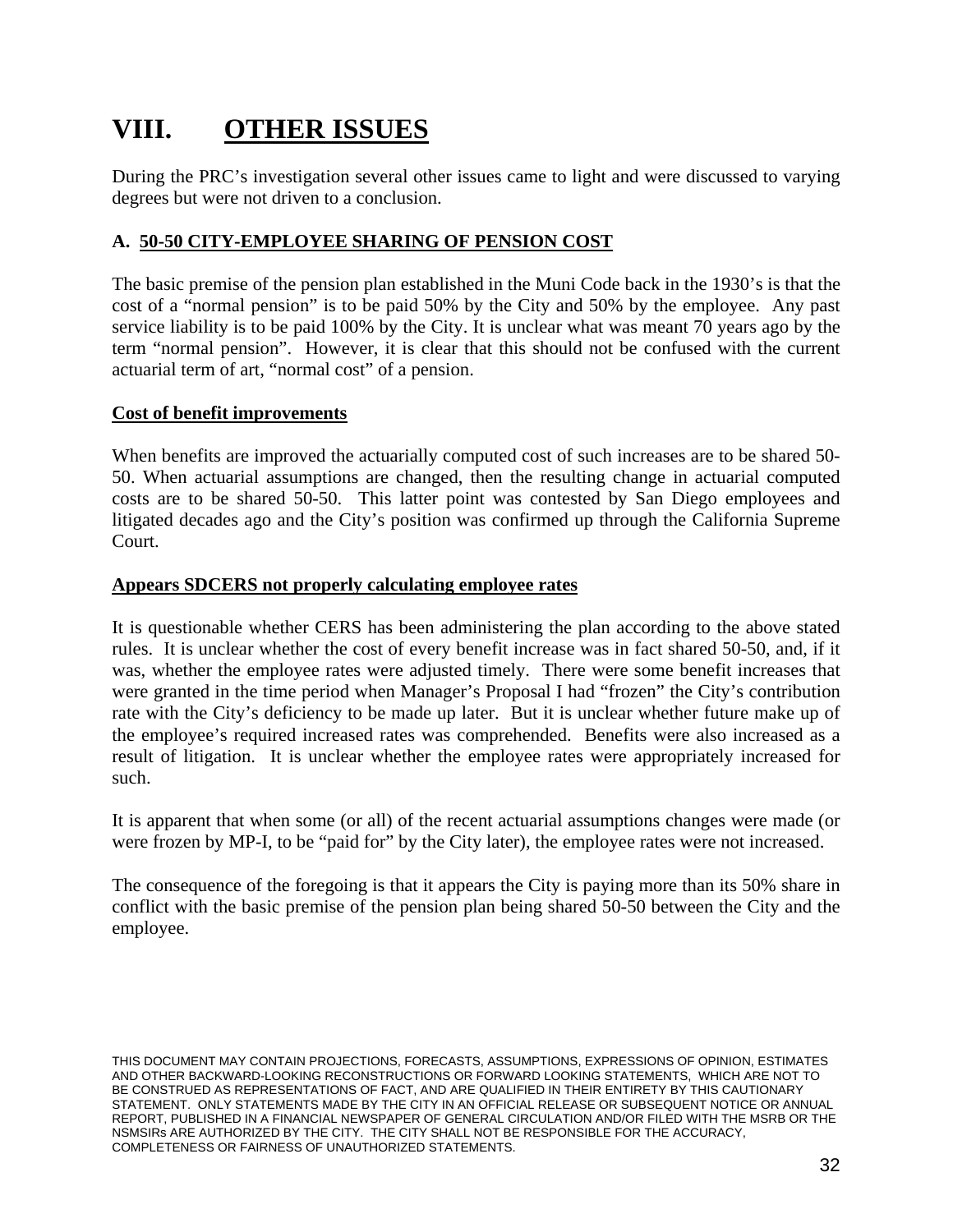# VIII. OTHER ISSUES

During the PRC's investigation several other issues came to light and were discussed to varying degrees but were not driven to a conclusion.

## A. 50-50 CITY-EMPLOYEE SHARING OF PENSION COST

The basic premise of the pension plan established in the Muni Code back in the 1930's is that the cost of a "normal pension" is to be paid 50% by the City and 50% by the employee. Any past service liability is to be paid 100% by the City. It is unclear what was meant 70 years ago by the term "normal pension". However, it is clear that this should not be confused with the current actuarial term of art, "normal cost" of a pension.

### Cost of benefit improvements

When benefits are improved the actuarially computed cost of such increases are to be shared 50-50. When actuarial assumptions are changed, then the resulting change in actuarial computed costs are to be shared 50-50. This latter point was contested by San Diego employees and litigated decades ago and the City's position was confirmed up through the California Supreme Court.

### Appears SDCERS not properly calculating employee rates

It is questionable whether CERS has been administering the plan according to the above stated rules. It is unclear whether the cost of every benefit increase was in fact shared 50-50, and, if it was, whether the employee rates were adjusted timely. There were some benefit increases that were granted in the time period when Manager's Proposal I had "frozen" the City's contribution rate with the City's deficiency to be made up later. But it is unclear whether future make up of the employee's required increased rates was comprehended. Benefits were also increased as a result of litigation. It is unclear whether the employee rates were appropriately increased for such.

It is apparent that when some (or all) of the recent actuarial assumptions changes were made (or were frozen by MP-I, to be "paid for" by the City later), the employee rates were not increased.

The consequence of the foregoing is that it appears the City is paying more than its 50% share in conflict with the basic premise of the pension plan being shared 50-50 between the City and the employee.

THIS DOCUMENT MAY CONTAIN PROJECTIONS, FORECASTS, ASSUMPTIONS, EXPRESSIONS OF OPINION, ESTIMATES AND OTHER BACKWARD-LOOKING RECONSTRUCTIONS OR FORWARD LOOKING STATEMENTS, WHICH ARE NOT TO BE CONSTRUED AS REPRESENTATIONS OF FACT, AND ARE QUALIFIED IN THEIR ENTIRETY BY THIS CAUTIONARY STATEMENT. ONLY STATEMENTS MADE BY THE CITY IN AN OFFICIAL RELEASE OR SUBSEQUENT NOTICE OR ANNUAL REPORT, PUBLISHED IN A FINANCIAL NEWSPAPER OF GENERAL CIRCULATION AND/OR FILED WITH THE MSRB OR THE NSMSIRs ARE AUTHORIZED BY THE CITY. THE CITY SHALL NOT BE RESPONSIBLE FOR THE ACCURACY, COMPLETENESS OR FAIRNESS OF UNAUTHORIZED STATEMENTS.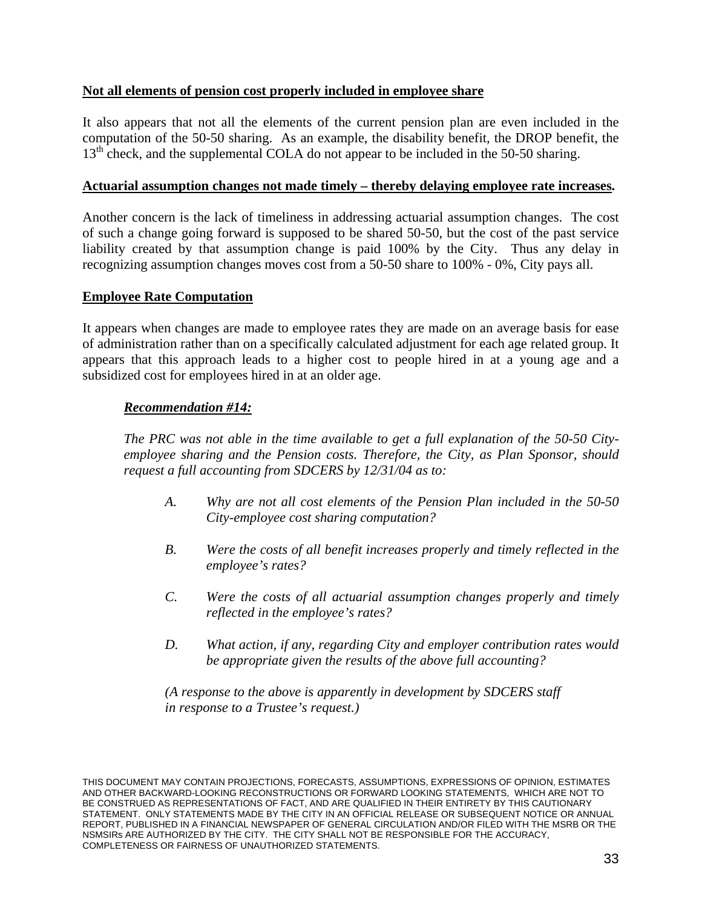**Not all elements of pension cost properly included in employee share**

It also appears that not all the elements of the current pension plan are even included in the computation of the 50-50 sharing. As an example, the disability benefit, the DROP benefit, the 13th check, and the supplemental COLA do not appear to be included in the 50-50 sharing.

**Actuarial assumption changes not made timely – thereby delaying employee rate increases.**

Another concern is the lack of timeliness in addressing actuarial assumption changes. The cost of such a change going forward is supposed to be shared 50-50, but the cost of the past service liability created by that assumption change is paid 100% by the City. Thus any delay in recognizing assumption changes moves cost from a 50-50 share to 100% - 0%, City pays all.

**Employee Rate Computation**

It appears when changes are made to employee rates they are made on an average basis for ease of administration rather than on a specifically calculated adjustment for each age related group. It appears that this approach leads to a higher cost to people hired in at a young age and a subsidized cost for employees hired in at an older age.

***Recommendation #14:***

*The PRC was not able in the time available to get a full explanation of the 50-50 City-employee sharing and the Pension costs. Therefore, the City, as Plan Sponsor, should request a full accounting from SDCERS by 12/31/04 as to:*

*A. Why are not all cost elements of the Pension Plan included in the 50-50 City-employee cost sharing computation?*

*B. Were the costs of all benefit increases properly and timely reflected in the employee's rates?*

*C. Were the costs of all actuarial assumption changes properly and timely reflected in the employee's rates?*

*D. What action, if any, regarding City and employer contribution rates would be appropriate given the results of the above full accounting?*

*(A response to the above is apparently in development by SDCERS staff in response to a Trustee's request.)*

THIS DOCUMENT MAY CONTAIN PROJECTIONS, FORECASTS, ASSUMPTIONS, EXPRESSIONS OF OPINION, ESTIMATES AND OTHER BACKWARD-LOOKING RECONSTRUCTIONS OR FORWARD LOOKING STATEMENTS, WHICH ARE NOT TO BE CONSTRUED AS REPRESENTATIONS OF FACT, AND ARE QUALIFIED IN THEIR ENTIRETY BY THIS CAUTIONARY STATEMENT. ONLY STATEMENTS MADE BY THE CITY IN AN OFFICIAL RELEASE OR SUBSEQUENT NOTICE OR ANNUAL REPORT, PUBLISHED IN A FINANCIAL NEWSPAPER OF GENERAL CIRCULATION AND/OR FILED WITH THE MSRB OR THE NSMSIRs ARE AUTHORIZED BY THE CITY. THE CITY SHALL NOT BE RESPONSIBLE FOR THE ACCURACY, COMPLETENESS OR FAIRNESS OF UNAUTHORIZED STATEMENTS.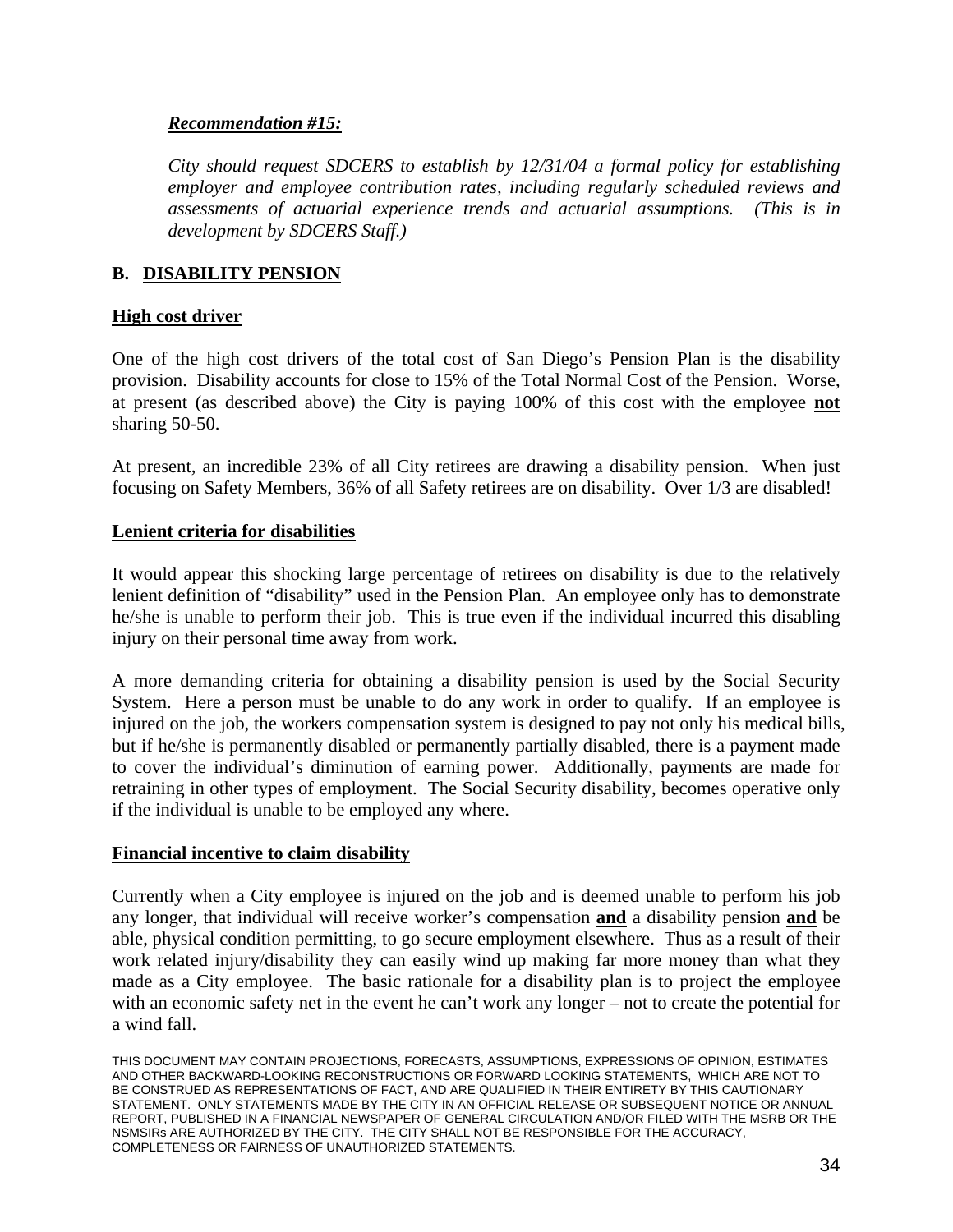***Recommendation #15:***

*City should request SDCERS to establish by 12/31/04 a formal policy for establishing employer and employee contribution rates, including regularly scheduled reviews and assessments of actuarial experience trends and actuarial assumptions. (This is in development by SDCERS Staff.)*

## B. DISABILITY PENSION

### High cost driver

One of the high cost drivers of the total cost of San Diego's Pension Plan is the disability provision. Disability accounts for close to 15% of the Total Normal Cost of the Pension. Worse, at present (as described above) the City is paying 100% of this cost with the employee **not** sharing 50-50.

At present, an incredible 23% of all City retirees are drawing a disability pension. When just focusing on Safety Members, 36% of all Safety retirees are on disability. Over 1/3 are disabled!

### Lenient criteria for disabilities

It would appear this shocking large percentage of retirees on disability is due to the relatively lenient definition of "disability" used in the Pension Plan. An employee only has to demonstrate he/she is unable to perform their job. This is true even if the individual incurred this disabling injury on their personal time away from work.

A more demanding criteria for obtaining a disability pension is used by the Social Security System. Here a person must be unable to do any work in order to qualify. If an employee is injured on the job, the workers compensation system is designed to pay not only his medical bills, but if he/she is permanently disabled or permanently partially disabled, there is a payment made to cover the individual's diminution of earning power. Additionally, payments are made for retraining in other types of employment. The Social Security disability, becomes operative only if the individual is unable to be employed any where.

### Financial incentive to claim disability

Currently when a City employee is injured on the job and is deemed unable to perform his job any longer, that individual will receive worker's compensation **and** a disability pension **and** be able, physical condition permitting, to go secure employment elsewhere. Thus as a result of their work related injury/disability they can easily wind up making far more money than what they made as a City employee. The basic rationale for a disability plan is to project the employee with an economic safety net in the event he can't work any longer – not to create the potential for a wind fall.

THIS DOCUMENT MAY CONTAIN PROJECTIONS, FORECASTS, ASSUMPTIONS, EXPRESSIONS OF OPINION, ESTIMATES AND OTHER BACKWARD-LOOKING RECONSTRUCTIONS OR FORWARD LOOKING STATEMENTS, WHICH ARE NOT TO BE CONSTRUED AS REPRESENTATIONS OF FACT, AND ARE QUALIFIED IN THEIR ENTIRETY BY THIS CAUTIONARY STATEMENT. ONLY STATEMENTS MADE BY THE CITY IN AN OFFICIAL RELEASE OR SUBSEQUENT NOTICE OR ANNUAL REPORT, PUBLISHED IN A FINANCIAL NEWSPAPER OF GENERAL CIRCULATION AND/OR FILED WITH THE MSRB OR THE NSMSIRs ARE AUTHORIZED BY THE CITY. THE CITY SHALL NOT BE RESPONSIBLE FOR THE ACCURACY, COMPLETENESS OR FAIRNESS OF UNAUTHORIZED STATEMENTS.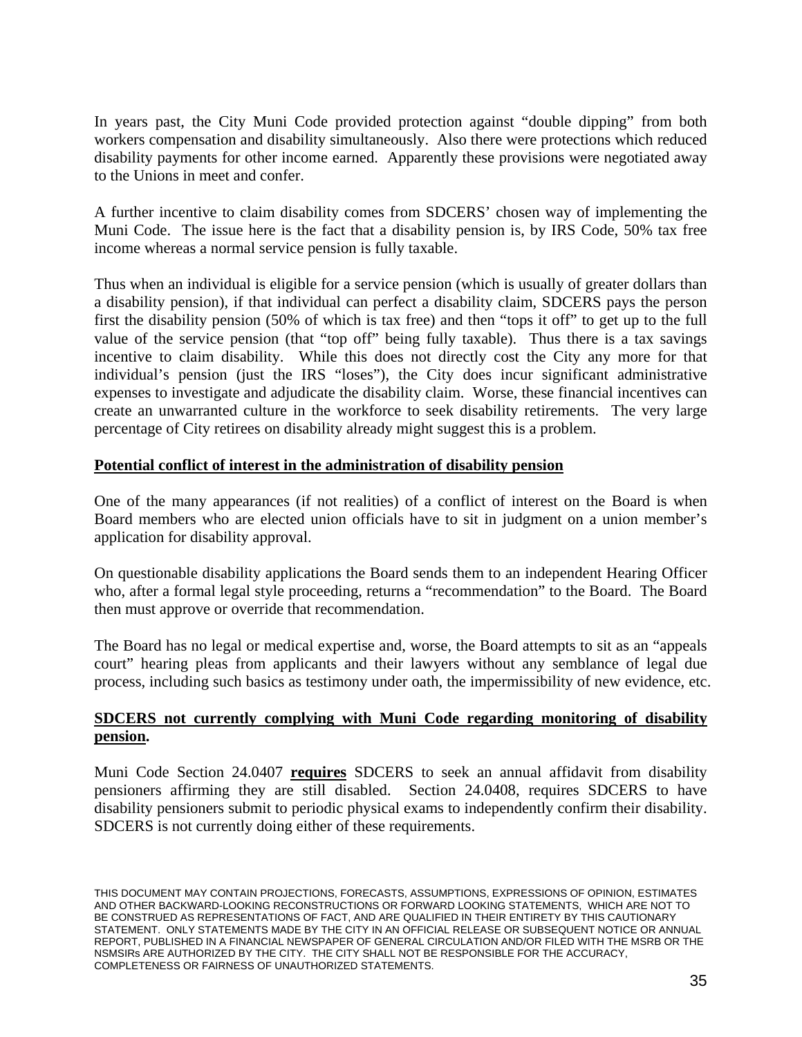In years past, the City Muni Code provided protection against "double dipping" from both workers compensation and disability simultaneously. Also there were protections which reduced disability payments for other income earned. Apparently these provisions were negotiated away to the Unions in meet and confer.

A further incentive to claim disability comes from SDCERS' chosen way of implementing the Muni Code. The issue here is the fact that a disability pension is, by IRS Code, 50% tax free income whereas a normal service pension is fully taxable.

Thus when an individual is eligible for a service pension (which is usually of greater dollars than a disability pension), if that individual can perfect a disability claim, SDCERS pays the person first the disability pension (50% of which is tax free) and then "tops it off" to get up to the full value of the service pension (that "top off" being fully taxable). Thus there is a tax savings incentive to claim disability. While this does not directly cost the City any more for that individual's pension (just the IRS "loses"), the City does incur significant administrative expenses to investigate and adjudicate the disability claim. Worse, these financial incentives can create an unwarranted culture in the workforce to seek disability retirements. The very large percentage of City retirees on disability already might suggest this is a problem.

**<u>Potential conflict of interest in the administration of disability pension</u>**

One of the many appearances (if not realities) of a conflict of interest on the Board is when Board members who are elected union officials have to sit in judgment on a union member's application for disability approval.

On questionable disability applications the Board sends them to an independent Hearing Officer who, after a formal legal style proceeding, returns a "recommendation" to the Board. The Board then must approve or override that recommendation.

The Board has no legal or medical expertise and, worse, the Board attempts to sit as an "appeals court" hearing pleas from applicants and their lawyers without any semblance of legal due process, including such basics as testimony under oath, the impermissibility of new evidence, etc.

**<u>SDCERS not currently complying with Muni Code regarding monitoring of disability pension</u>.**

Muni Code Section 24.0407 **<u>requires</u>** SDCERS to seek an annual affidavit from disability pensioners affirming they are still disabled. Section 24.0408, requires SDCERS to have disability pensioners submit to periodic physical exams to independently confirm their disability. SDCERS is not currently doing either of these requirements.

THIS DOCUMENT MAY CONTAIN PROJECTIONS, FORECASTS, ASSUMPTIONS, EXPRESSIONS OF OPINION, ESTIMATES AND OTHER BACKWARD-LOOKING RECONSTRUCTIONS OR FORWARD LOOKING STATEMENTS, WHICH ARE NOT TO BE CONSTRUED AS REPRESENTATIONS OF FACT, AND ARE QUALIFIED IN THEIR ENTIRETY BY THIS CAUTIONARY STATEMENT. ONLY STATEMENTS MADE BY THE CITY IN AN OFFICIAL RELEASE OR SUBSEQUENT NOTICE OR ANNUAL REPORT, PUBLISHED IN A FINANCIAL NEWSPAPER OF GENERAL CIRCULATION AND/OR FILED WITH THE MSRB OR THE NSMSIRs ARE AUTHORIZED BY THE CITY. THE CITY SHALL NOT BE RESPONSIBLE FOR THE ACCURACY, COMPLETENESS OR FAIRNESS OF UNAUTHORIZED STATEMENTS.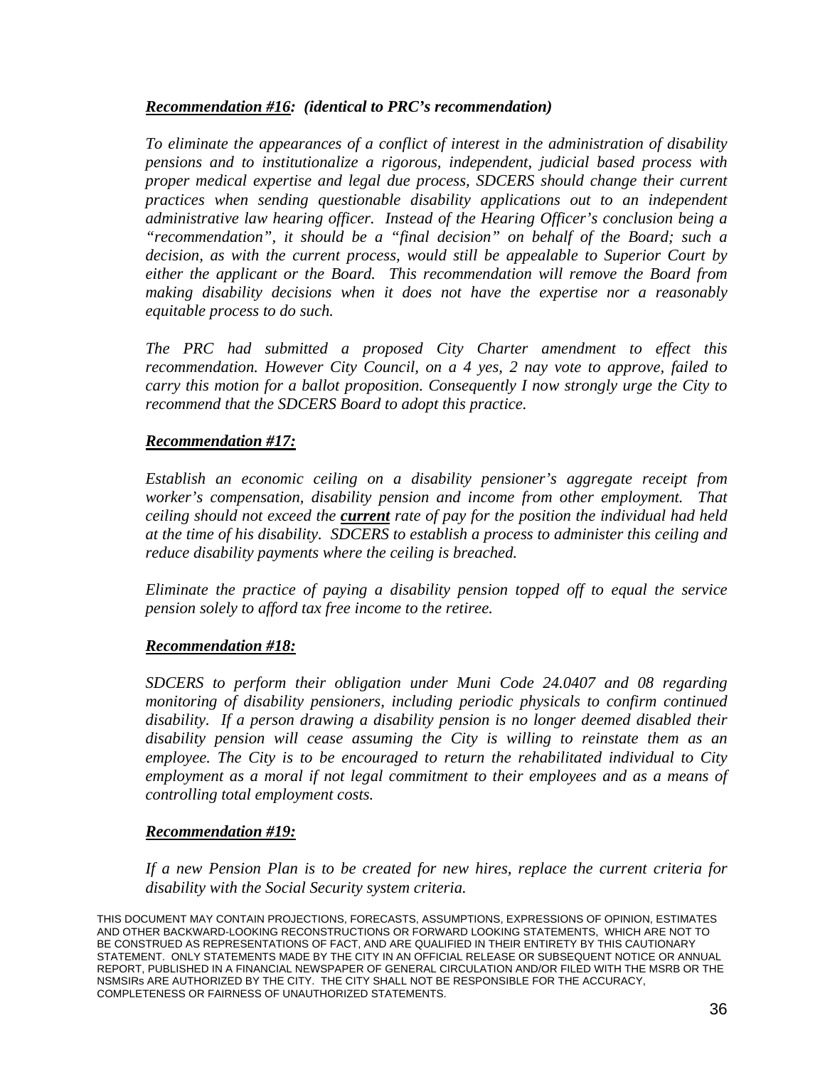***Recommendation #16:** (identical to PRC's recommendation)*

*To eliminate the appearances of a conflict of interest in the administration of disability pensions and to institutionalize a rigorous, independent, judicial based process with proper medical expertise and legal due process, SDCERS should change their current practices when sending questionable disability applications out to an independent administrative law hearing officer. Instead of the Hearing Officer's conclusion being a "recommendation", it should be a "final decision" on behalf of the Board; such a decision, as with the current process, would still be appealable to Superior Court by either the applicant or the Board. This recommendation will remove the Board from making disability decisions when it does not have the expertise nor a reasonably equitable process to do such.*

*The PRC had submitted a proposed City Charter amendment to effect this recommendation. However City Council, on a 4 yes, 2 nay vote to approve, failed to carry this motion for a ballot proposition. Consequently I now strongly urge the City to recommend that the SDCERS Board to adopt this practice.*

***Recommendation #17:***

*Establish an economic ceiling on a disability pensioner's aggregate receipt from worker's compensation, disability pension and income from other employment. That ceiling should not exceed the **current** rate of pay for the position the individual had held at the time of his disability. SDCERS to establish a process to administer this ceiling and reduce disability payments where the ceiling is breached.*

*Eliminate the practice of paying a disability pension topped off to equal the service pension solely to afford tax free income to the retiree.*

***Recommendation #18:***

*SDCERS to perform their obligation under Muni Code 24.0407 and 08 regarding monitoring of disability pensioners, including periodic physicals to confirm continued disability. If a person drawing a disability pension is no longer deemed disabled their disability pension will cease assuming the City is willing to reinstate them as an employee. The City is to be encouraged to return the rehabilitated individual to City employment as a moral if not legal commitment to their employees and as a means of controlling total employment costs.*

***Recommendation #19:***

*If a new Pension Plan is to be created for new hires, replace the current criteria for disability with the Social Security system criteria.*

THIS DOCUMENT MAY CONTAIN PROJECTIONS, FORECASTS, ASSUMPTIONS, EXPRESSIONS OF OPINION, ESTIMATES AND OTHER BACKWARD-LOOKING RECONSTRUCTIONS OR FORWARD LOOKING STATEMENTS, WHICH ARE NOT TO BE CONSTRUED AS REPRESENTATIONS OF FACT, AND ARE QUALIFIED IN THEIR ENTIRETY BY THIS CAUTIONARY STATEMENT. ONLY STATEMENTS MADE BY THE CITY IN AN OFFICIAL RELEASE OR SUBSEQUENT NOTICE OR ANNUAL REPORT, PUBLISHED IN A FINANCIAL NEWSPAPER OF GENERAL CIRCULATION AND/OR FILED WITH THE MSRB OR THE NSMSIRs ARE AUTHORIZED BY THE CITY. THE CITY SHALL NOT BE RESPONSIBLE FOR THE ACCURACY, COMPLETENESS OR FAIRNESS OF UNAUTHORIZED STATEMENTS.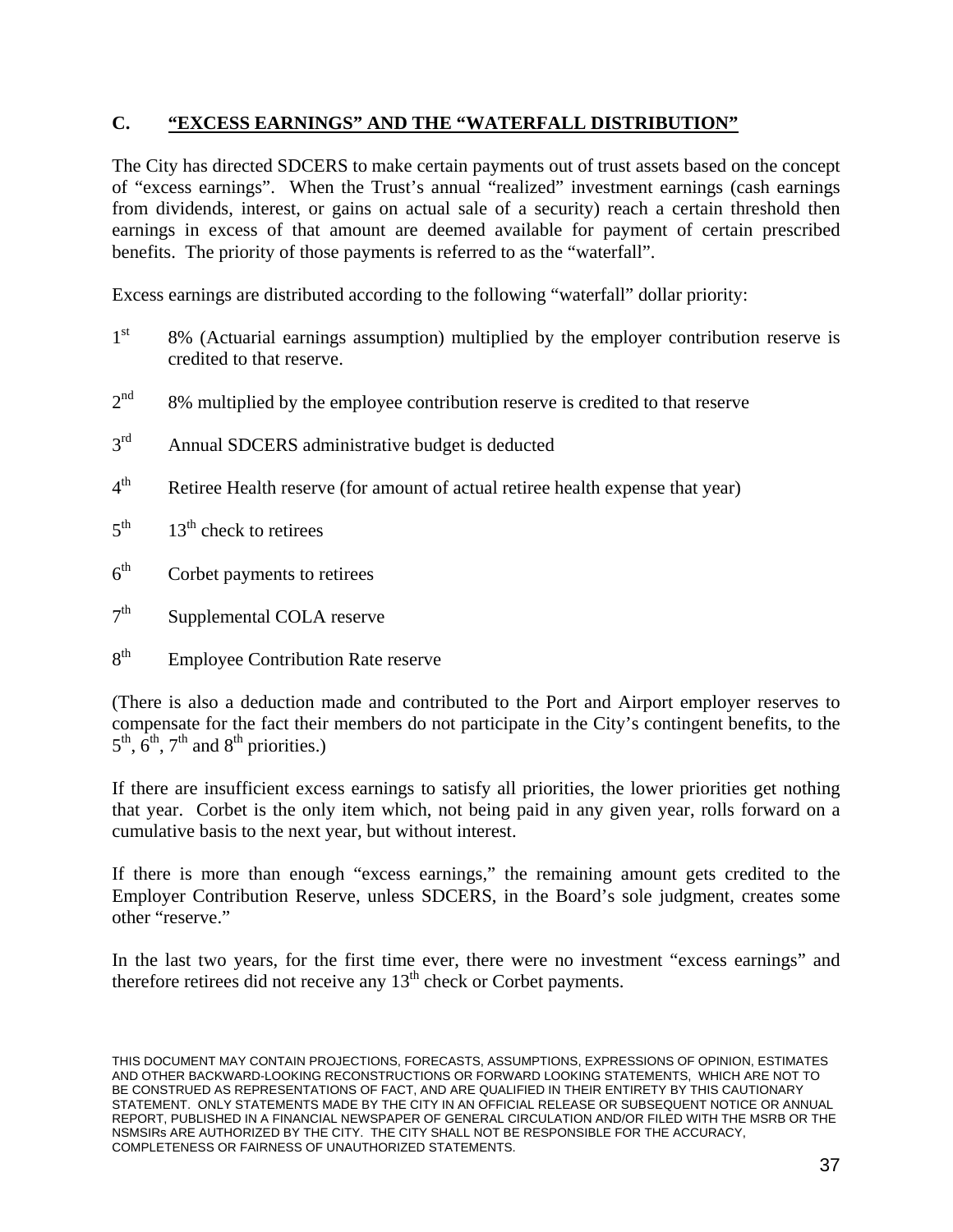## C. **"EXCESS EARNINGS" AND THE "WATERFALL DISTRIBUTION"**

The City has directed SDCERS to make certain payments out of trust assets based on the concept of "excess earnings". When the Trust's annual "realized" investment earnings (cash earnings from dividends, interest, or gains on actual sale of a security) reach a certain threshold then earnings in excess of that amount are deemed available for payment of certain prescribed benefits. The priority of those payments is referred to as the "waterfall".

Excess earnings are distributed according to the following "waterfall" dollar priority:

1st 8% (Actuarial earnings assumption) multiplied by the employer contribution reserve is credited to that reserve.

2nd 8% multiplied by the employee contribution reserve is credited to that reserve

3rd Annual SDCERS administrative budget is deducted

4th Retiree Health reserve (for amount of actual retiree health expense that year)

5th 13th check to retirees

6th Corbet payments to retirees

7th Supplemental COLA reserve

8th Employee Contribution Rate reserve

(There is also a deduction made and contributed to the Port and Airport employer reserves to compensate for the fact their members do not participate in the City's contingent benefits, to the 5th, 6th, 7th and 8th priorities.)

If there are insufficient excess earnings to satisfy all priorities, the lower priorities get nothing that year. Corbet is the only item which, not being paid in any given year, rolls forward on a cumulative basis to the next year, but without interest.

If there is more than enough "excess earnings," the remaining amount gets credited to the Employer Contribution Reserve, unless SDCERS, in the Board's sole judgment, creates some other "reserve."

In the last two years, for the first time ever, there were no investment "excess earnings" and therefore retirees did not receive any 13th check or Corbet payments.

THIS DOCUMENT MAY CONTAIN PROJECTIONS, FORECASTS, ASSUMPTIONS, EXPRESSIONS OF OPINION, ESTIMATES AND OTHER BACKWARD-LOOKING RECONSTRUCTIONS OR FORWARD LOOKING STATEMENTS, WHICH ARE NOT TO BE CONSTRUED AS REPRESENTATIONS OF FACT, AND ARE QUALIFIED IN THEIR ENTIRETY BY THIS CAUTIONARY STATEMENT. ONLY STATEMENTS MADE BY THE CITY IN AN OFFICIAL RELEASE OR SUBSEQUENT NOTICE OR ANNUAL REPORT, PUBLISHED IN A FINANCIAL NEWSPAPER OF GENERAL CIRCULATION AND/OR FILED WITH THE MSRB OR THE NSMSIRs ARE AUTHORIZED BY THE CITY. THE CITY SHALL NOT BE RESPONSIBLE FOR THE ACCURACY, COMPLETENESS OR FAIRNESS OF UNAUTHORIZED STATEMENTS.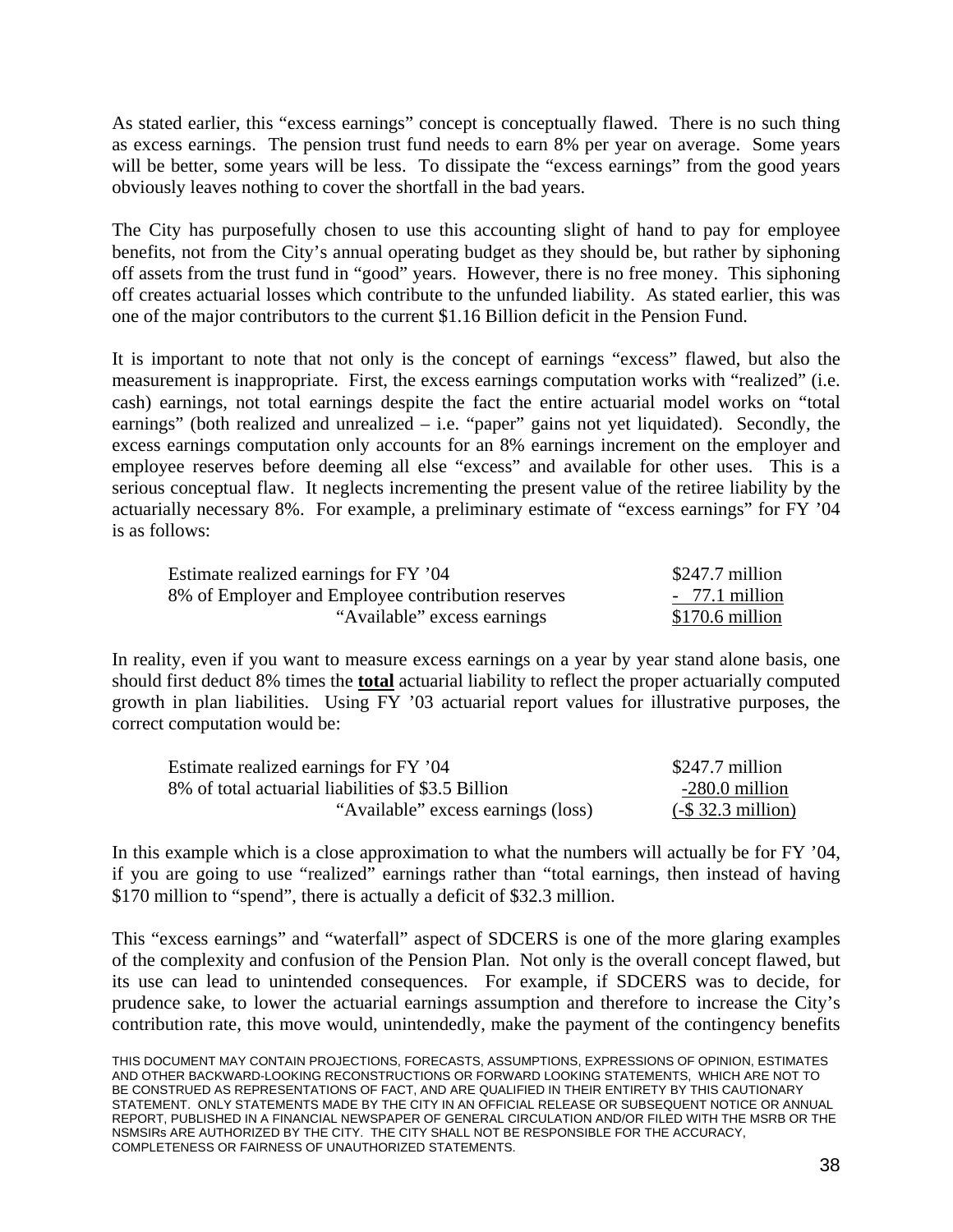As stated earlier, this "excess earnings" concept is conceptually flawed. There is no such thing as excess earnings. The pension trust fund needs to earn 8% per year on average. Some years will be better, some years will be less. To dissipate the "excess earnings" from the good years obviously leaves nothing to cover the shortfall in the bad years.

The City has purposefully chosen to use this accounting slight of hand to pay for employee benefits, not from the City's annual operating budget as they should be, but rather by siphoning off assets from the trust fund in "good" years. However, there is no free money. This siphoning off creates actuarial losses which contribute to the unfunded liability. As stated earlier, this was one of the major contributors to the current $1.16 Billion deficit in the Pension Fund.

It is important to note that not only is the concept of earnings "excess" flawed, but also the measurement is inappropriate. First, the excess earnings computation works with "realized" (i.e. cash) earnings, not total earnings despite the fact the entire actuarial model works on "total earnings" (both realized and unrealized – i.e. "paper" gains not yet liquidated). Secondly, the excess earnings computation only accounts for an 8% earnings increment on the employer and employee reserves before deeming all else "excess" and available for other uses. This is a serious conceptual flaw. It neglects incrementing the present value of the retiree liability by the actuarially necessary 8%. For example, a preliminary estimate of "excess earnings" for FY '04 is as follows:

| | |
|---|---|
| Estimate realized earnings for FY '04 | $247.7 million |
| 8% of Employer and Employee contribution reserves | - 77.1 million |
| "Available" excess earnings | $170.6 million |

In reality, even if you want to measure excess earnings on a year by year stand alone basis, one should first deduct 8% times the **total** actuarial liability to reflect the proper actuarially computed growth in plan liabilities. Using FY '03 actuarial report values for illustrative purposes, the correct computation would be:

| | |
|---|---|
| Estimate realized earnings for FY '04 | $247.7 million |
| 8% of total actuarial liabilities of $3.5 Billion | -280.0 million |
| "Available" excess earnings (loss) | (-$ 32.3 million) |

In this example which is a close approximation to what the numbers will actually be for FY '04, if you are going to use "realized" earnings rather than "total earnings, then instead of having $170 million to "spend", there is actually a deficit of $32.3 million.

This "excess earnings" and "waterfall" aspect of SDCERS is one of the more glaring examples of the complexity and confusion of the Pension Plan. Not only is the overall concept flawed, but its use can lead to unintended consequences. For example, if SDCERS was to decide, for prudence sake, to lower the actuarial earnings assumption and therefore to increase the City's contribution rate, this move would, unintendedly, make the payment of the contingency benefits

THIS DOCUMENT MAY CONTAIN PROJECTIONS, FORECASTS, ASSUMPTIONS, EXPRESSIONS OF OPINION, ESTIMATES AND OTHER BACKWARD-LOOKING RECONSTRUCTIONS OR FORWARD LOOKING STATEMENTS, WHICH ARE NOT TO BE CONSTRUED AS REPRESENTATIONS OF FACT, AND ARE QUALIFIED IN THEIR ENTIRETY BY THIS CAUTIONARY STATEMENT. ONLY STATEMENTS MADE BY THE CITY IN AN OFFICIAL RELEASE OR SUBSEQUENT NOTICE OR ANNUAL REPORT, PUBLISHED IN A FINANCIAL NEWSPAPER OF GENERAL CIRCULATION AND/OR FILED WITH THE MSRB OR THE NSMSIRs ARE AUTHORIZED BY THE CITY. THE CITY SHALL NOT BE RESPONSIBLE FOR THE ACCURACY, COMPLETENESS OR FAIRNESS OF UNAUTHORIZED STATEMENTS.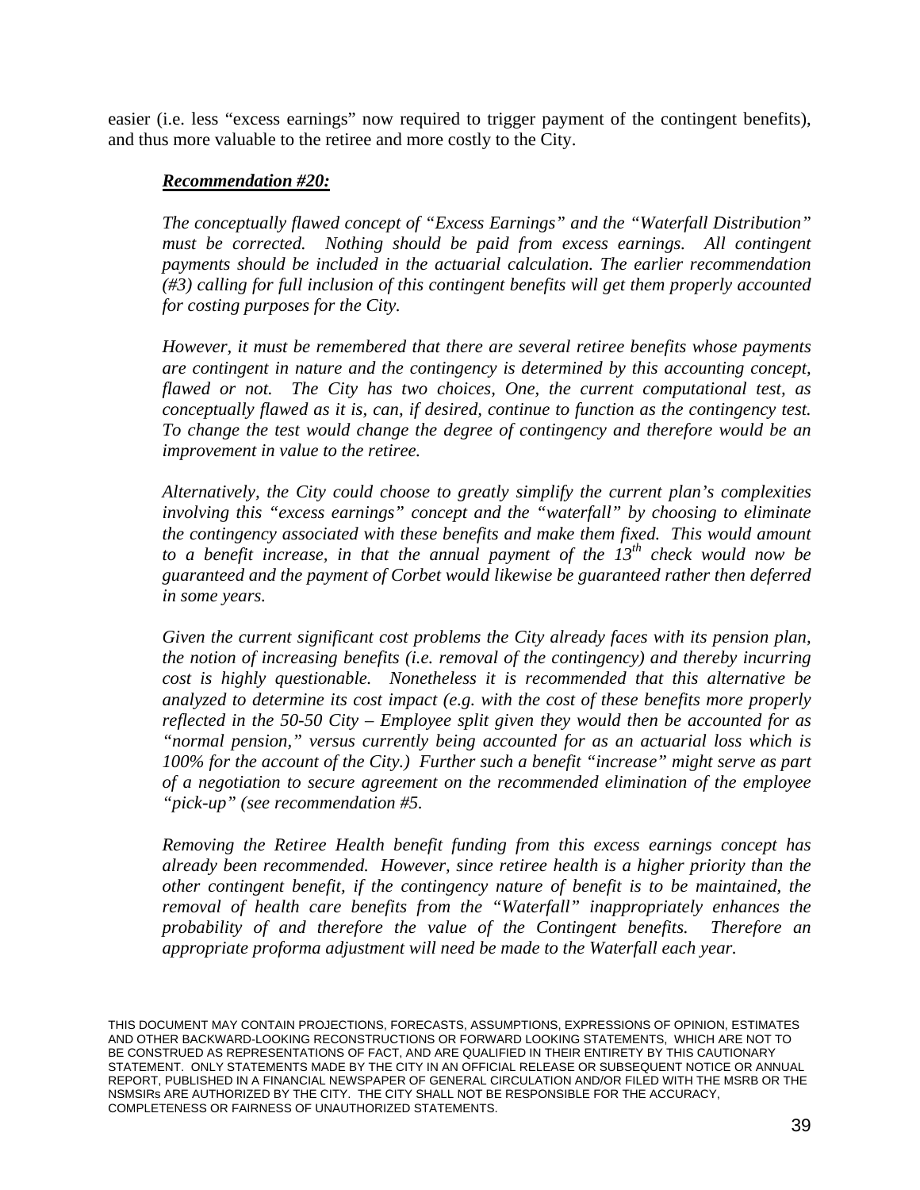easier (i.e. less "excess earnings" now required to trigger payment of the contingent benefits), and thus more valuable to the retiree and more costly to the City.

***Recommendation #20:***

*The conceptually flawed concept of "Excess Earnings" and the "Waterfall Distribution" must be corrected. Nothing should be paid from excess earnings. All contingent payments should be included in the actuarial calculation. The earlier recommendation (#3) calling for full inclusion of this contingent benefits will get them properly accounted for costing purposes for the City.*

*However, it must be remembered that there are several retiree benefits whose payments are contingent in nature and the contingency is determined by this accounting concept, flawed or not. The City has two choices, One, the current computational test, as conceptually flawed as it is, can, if desired, continue to function as the contingency test. To change the test would change the degree of contingency and therefore would be an improvement in value to the retiree.*

*Alternatively, the City could choose to greatly simplify the current plan's complexities involving this "excess earnings" concept and the "waterfall" by choosing to eliminate the contingency associated with these benefits and make them fixed. This would amount to a benefit increase, in that the annual payment of the 13th check would now be guaranteed and the payment of Corbet would likewise be guaranteed rather then deferred in some years.*

*Given the current significant cost problems the City already faces with its pension plan, the notion of increasing benefits (i.e. removal of the contingency) and thereby incurring cost is highly questionable. Nonetheless it is recommended that this alternative be analyzed to determine its cost impact (e.g. with the cost of these benefits more properly reflected in the 50-50 City – Employee split given they would then be accounted for as "normal pension," versus currently being accounted for as an actuarial loss which is 100% for the account of the City.) Further such a benefit "increase" might serve as part of a negotiation to secure agreement on the recommended elimination of the employee "pick-up" (see recommendation #5.*

*Removing the Retiree Health benefit funding from this excess earnings concept has already been recommended. However, since retiree health is a higher priority than the other contingent benefit, if the contingency nature of benefit is to be maintained, the removal of health care benefits from the "Waterfall" inappropriately enhances the probability of and therefore the value of the Contingent benefits. Therefore an appropriate proforma adjustment will need be made to the Waterfall each year.*

THIS DOCUMENT MAY CONTAIN PROJECTIONS, FORECASTS, ASSUMPTIONS, EXPRESSIONS OF OPINION, ESTIMATES AND OTHER BACKWARD-LOOKING RECONSTRUCTIONS OR FORWARD LOOKING STATEMENTS, WHICH ARE NOT TO BE CONSTRUED AS REPRESENTATIONS OF FACT, AND ARE QUALIFIED IN THEIR ENTIRETY BY THIS CAUTIONARY STATEMENT. ONLY STATEMENTS MADE BY THE CITY IN AN OFFICIAL RELEASE OR SUBSEQUENT NOTICE OR ANNUAL REPORT, PUBLISHED IN A FINANCIAL NEWSPAPER OF GENERAL CIRCULATION AND/OR FILED WITH THE MSRB OR THE NSMSIRs ARE AUTHORIZED BY THE CITY. THE CITY SHALL NOT BE RESPONSIBLE FOR THE ACCURACY, COMPLETENESS OR FAIRNESS OF UNAUTHORIZED STATEMENTS.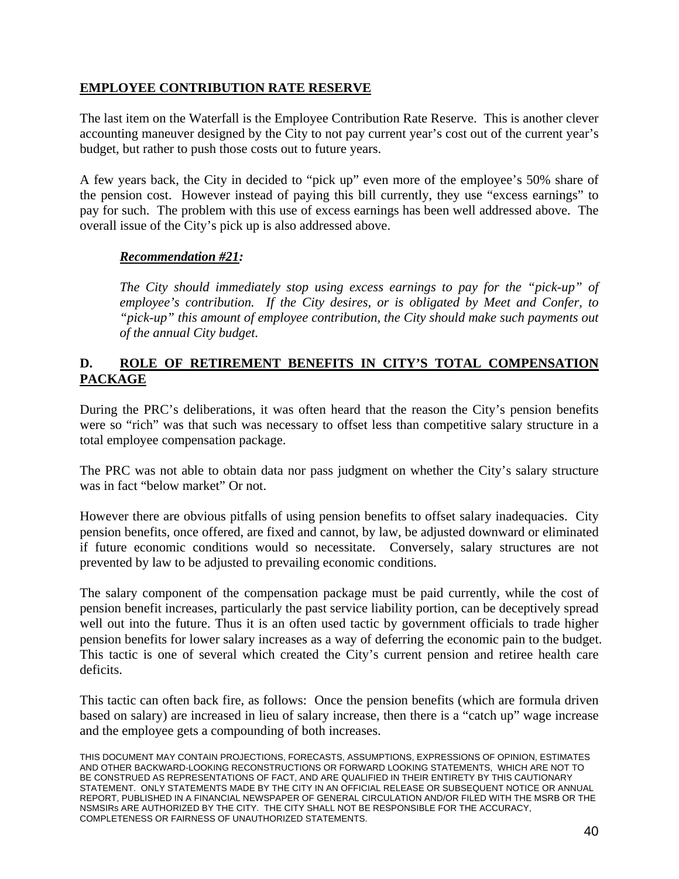## **EMPLOYEE CONTRIBUTION RATE RESERVE**

The last item on the Waterfall is the Employee Contribution Rate Reserve. This is another clever accounting maneuver designed by the City to not pay current year's cost out of the current year's budget, but rather to push those costs out to future years.

A few years back, the City in decided to "pick up" even more of the employee's 50% share of the pension cost. However instead of paying this bill currently, they use "excess earnings" to pay for such. The problem with this use of excess earnings has been well addressed above. The overall issue of the City's pick up is also addressed above.

> ***Recommendation #21:***
>
> *The City should immediately stop using excess earnings to pay for the "pick-up" of employee's contribution. If the City desires, or is obligated by Meet and Confer, to "pick-up" this amount of employee contribution, the City should make such payments out of the annual City budget.*

## **D. ROLE OF RETIREMENT BENEFITS IN CITY'S TOTAL COMPENSATION PACKAGE**

During the PRC's deliberations, it was often heard that the reason the City's pension benefits were so "rich" was that such was necessary to offset less than competitive salary structure in a total employee compensation package.

The PRC was not able to obtain data nor pass judgment on whether the City's salary structure was in fact "below market" Or not.

However there are obvious pitfalls of using pension benefits to offset salary inadequacies. City pension benefits, once offered, are fixed and cannot, by law, be adjusted downward or eliminated if future economic conditions would so necessitate. Conversely, salary structures are not prevented by law to be adjusted to prevailing economic conditions.

The salary component of the compensation package must be paid currently, while the cost of pension benefit increases, particularly the past service liability portion, can be deceptively spread well out into the future. Thus it is an often used tactic by government officials to trade higher pension benefits for lower salary increases as a way of deferring the economic pain to the budget. This tactic is one of several which created the City's current pension and retiree health care deficits.

This tactic can often back fire, as follows: Once the pension benefits (which are formula driven based on salary) are increased in lieu of salary increase, then there is a "catch up" wage increase and the employee gets a compounding of both increases.

THIS DOCUMENT MAY CONTAIN PROJECTIONS, FORECASTS, ASSUMPTIONS, EXPRESSIONS OF OPINION, ESTIMATES AND OTHER BACKWARD-LOOKING RECONSTRUCTIONS OR FORWARD LOOKING STATEMENTS, WHICH ARE NOT TO BE CONSTRUED AS REPRESENTATIONS OF FACT, AND ARE QUALIFIED IN THEIR ENTIRETY BY THIS CAUTIONARY STATEMENT. ONLY STATEMENTS MADE BY THE CITY IN AN OFFICIAL RELEASE OR SUBSEQUENT NOTICE OR ANNUAL REPORT, PUBLISHED IN A FINANCIAL NEWSPAPER OF GENERAL CIRCULATION AND/OR FILED WITH THE MSRB OR THE NSMSIRs ARE AUTHORIZED BY THE CITY. THE CITY SHALL NOT BE RESPONSIBLE FOR THE ACCURACY, COMPLETENESS OR FAIRNESS OF UNAUTHORIZED STATEMENTS.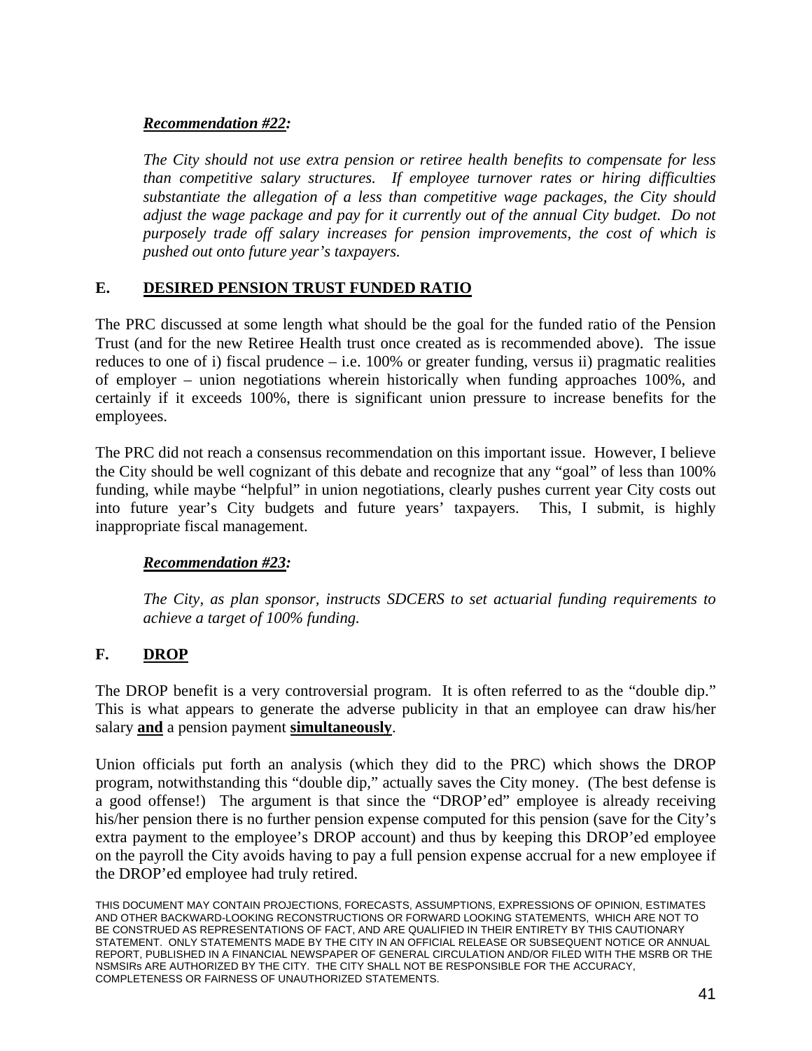***Recommendation #22:***

*The City should not use extra pension or retiree health benefits to compensate for less than competitive salary structures. If employee turnover rates or hiring difficulties substantiate the allegation of a less than competitive wage packages, the City should adjust the wage package and pay for it currently out of the annual City budget. Do not purposely trade off salary increases for pension improvements, the cost of which is pushed out onto future year's taxpayers.*

## E. DESIRED PENSION TRUST FUNDED RATIO

The PRC discussed at some length what should be the goal for the funded ratio of the Pension Trust (and for the new Retiree Health trust once created as is recommended above). The issue reduces to one of i) fiscal prudence – i.e. 100% or greater funding, versus ii) pragmatic realities of employer – union negotiations wherein historically when funding approaches 100%, and certainly if it exceeds 100%, there is significant union pressure to increase benefits for the employees.

The PRC did not reach a consensus recommendation on this important issue. However, I believe the City should be well cognizant of this debate and recognize that any "goal" of less than 100% funding, while maybe "helpful" in union negotiations, clearly pushes current year City costs out into future year's City budgets and future years' taxpayers. This, I submit, is highly inappropriate fiscal management.

***Recommendation #23:***

*The City, as plan sponsor, instructs SDCERS to set actuarial funding requirements to achieve a target of 100% funding.*

## F. DROP

The DROP benefit is a very controversial program. It is often referred to as the "double dip." This is what appears to generate the adverse publicity in that an employee can draw his/her salary **and** a pension payment **simultaneously**.

Union officials put forth an analysis (which they did to the PRC) which shows the DROP program, notwithstanding this "double dip," actually saves the City money. (The best defense is a good offense!) The argument is that since the "DROP'ed" employee is already receiving his/her pension there is no further pension expense computed for this pension (save for the City's extra payment to the employee's DROP account) and thus by keeping this DROP'ed employee on the payroll the City avoids having to pay a full pension expense accrual for a new employee if the DROP'ed employee had truly retired.

THIS DOCUMENT MAY CONTAIN PROJECTIONS, FORECASTS, ASSUMPTIONS, EXPRESSIONS OF OPINION, ESTIMATES AND OTHER BACKWARD-LOOKING RECONSTRUCTIONS OR FORWARD LOOKING STATEMENTS, WHICH ARE NOT TO BE CONSTRUED AS REPRESENTATIONS OF FACT, AND ARE QUALIFIED IN THEIR ENTIRETY BY THIS CAUTIONARY STATEMENT. ONLY STATEMENTS MADE BY THE CITY IN AN OFFICIAL RELEASE OR SUBSEQUENT NOTICE OR ANNUAL REPORT, PUBLISHED IN A FINANCIAL NEWSPAPER OF GENERAL CIRCULATION AND/OR FILED WITH THE MSRB OR THE NSMSIRs ARE AUTHORIZED BY THE CITY. THE CITY SHALL NOT BE RESPONSIBLE FOR THE ACCURACY, COMPLETENESS OR FAIRNESS OF UNAUTHORIZED STATEMENTS.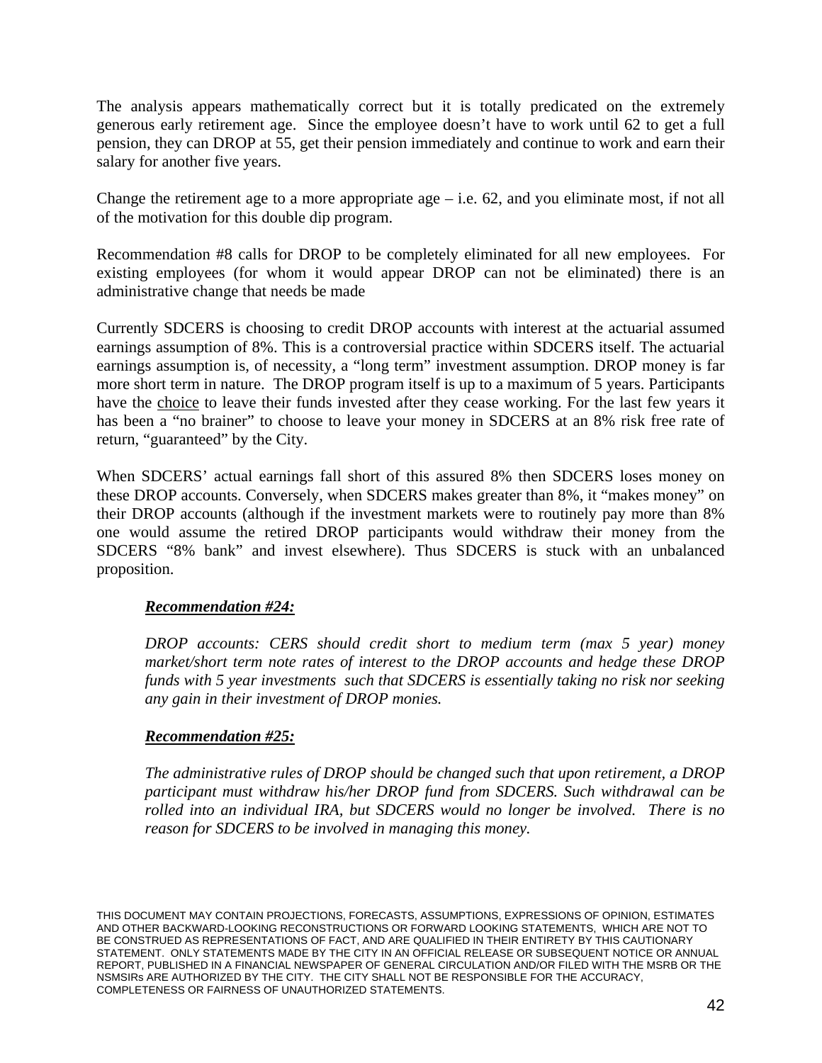The analysis appears mathematically correct but it is totally predicated on the extremely generous early retirement age. Since the employee doesn't have to work until 62 to get a full pension, they can DROP at 55, get their pension immediately and continue to work and earn their salary for another five years.

Change the retirement age to a more appropriate age – i.e. 62, and you eliminate most, if not all of the motivation for this double dip program.

Recommendation #8 calls for DROP to be completely eliminated for all new employees. For existing employees (for whom it would appear DROP can not be eliminated) there is an administrative change that needs be made

Currently SDCERS is choosing to credit DROP accounts with interest at the actuarial assumed earnings assumption of 8%. This is a controversial practice within SDCERS itself. The actuarial earnings assumption is, of necessity, a "long term" investment assumption. DROP money is far more short term in nature. The DROP program itself is up to a maximum of 5 years. Participants have the choice to leave their funds invested after they cease working. For the last few years it has been a "no brainer" to choose to leave your money in SDCERS at an 8% risk free rate of return, "guaranteed" by the City.

When SDCERS' actual earnings fall short of this assured 8% then SDCERS loses money on these DROP accounts. Conversely, when SDCERS makes greater than 8%, it "makes money" on their DROP accounts (although if the investment markets were to routinely pay more than 8% one would assume the retired DROP participants would withdraw their money from the SDCERS "8% bank" and invest elsewhere). Thus SDCERS is stuck with an unbalanced proposition.

***Recommendation #24:***

*DROP accounts: CERS should credit short to medium term (max 5 year) money market/short term note rates of interest to the DROP accounts and hedge these DROP funds with 5 year investments such that SDCERS is essentially taking no risk nor seeking any gain in their investment of DROP monies.*

***Recommendation #25:***

*The administrative rules of DROP should be changed such that upon retirement, a DROP participant must withdraw his/her DROP fund from SDCERS. Such withdrawal can be rolled into an individual IRA, but SDCERS would no longer be involved. There is no reason for SDCERS to be involved in managing this money.*

THIS DOCUMENT MAY CONTAIN PROJECTIONS, FORECASTS, ASSUMPTIONS, EXPRESSIONS OF OPINION, ESTIMATES AND OTHER BACKWARD-LOOKING RECONSTRUCTIONS OR FORWARD LOOKING STATEMENTS, WHICH ARE NOT TO BE CONSTRUED AS REPRESENTATIONS OF FACT, AND ARE QUALIFIED IN THEIR ENTIRETY BY THIS CAUTIONARY STATEMENT. ONLY STATEMENTS MADE BY THE CITY IN AN OFFICIAL RELEASE OR SUBSEQUENT NOTICE OR ANNUAL REPORT, PUBLISHED IN A FINANCIAL NEWSPAPER OF GENERAL CIRCULATION AND/OR FILED WITH THE MSRB OR THE NSMSIRs ARE AUTHORIZED BY THE CITY. THE CITY SHALL NOT BE RESPONSIBLE FOR THE ACCURACY, COMPLETENESS OR FAIRNESS OF UNAUTHORIZED STATEMENTS.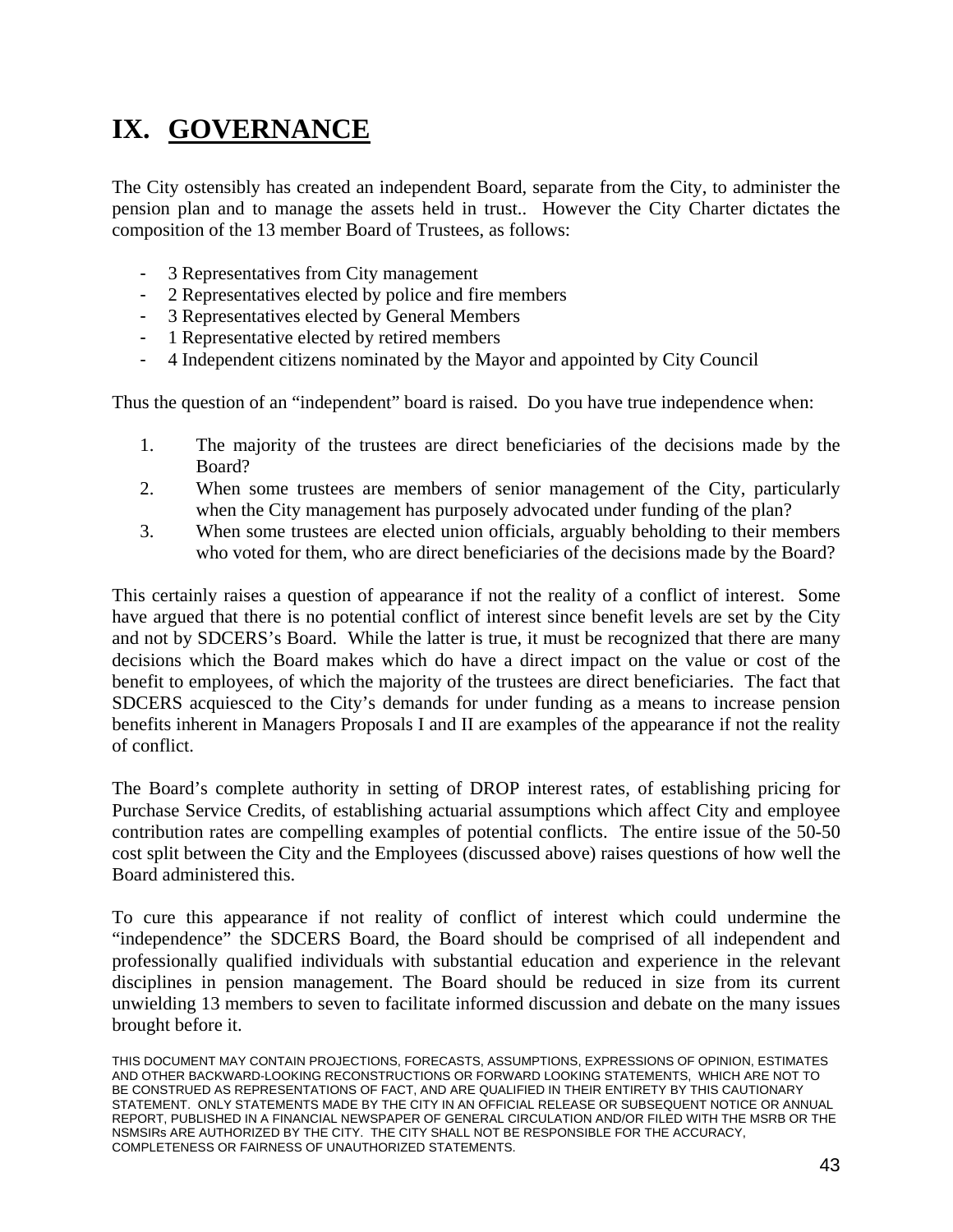# IX. GOVERNANCE

The City ostensibly has created an independent Board, separate from the City, to administer the pension plan and to manage the assets held in trust.. However the City Charter dictates the composition of the 13 member Board of Trustees, as follows:

- 3 Representatives from City management
- 2 Representatives elected by police and fire members
- 3 Representatives elected by General Members
- 1 Representative elected by retired members
- 4 Independent citizens nominated by the Mayor and appointed by City Council

Thus the question of an "independent" board is raised. Do you have true independence when:

1. The majority of the trustees are direct beneficiaries of the decisions made by the Board?
2. When some trustees are members of senior management of the City, particularly when the City management has purposely advocated under funding of the plan?
3. When some trustees are elected union officials, arguably beholding to their members who voted for them, who are direct beneficiaries of the decisions made by the Board?

This certainly raises a question of appearance if not the reality of a conflict of interest. Some have argued that there is no potential conflict of interest since benefit levels are set by the City and not by SDCERS's Board. While the latter is true, it must be recognized that there are many decisions which the Board makes which do have a direct impact on the value or cost of the benefit to employees, of which the majority of the trustees are direct beneficiaries. The fact that SDCERS acquiesced to the City's demands for under funding as a means to increase pension benefits inherent in Managers Proposals I and II are examples of the appearance if not the reality of conflict.

The Board's complete authority in setting of DROP interest rates, of establishing pricing for Purchase Service Credits, of establishing actuarial assumptions which affect City and employee contribution rates are compelling examples of potential conflicts. The entire issue of the 50-50 cost split between the City and the Employees (discussed above) raises questions of how well the Board administered this.

To cure this appearance if not reality of conflict of interest which could undermine the "independence" the SDCERS Board, the Board should be comprised of all independent and professionally qualified individuals with substantial education and experience in the relevant disciplines in pension management. The Board should be reduced in size from its current unwielding 13 members to seven to facilitate informed discussion and debate on the many issues brought before it.

THIS DOCUMENT MAY CONTAIN PROJECTIONS, FORECASTS, ASSUMPTIONS, EXPRESSIONS OF OPINION, ESTIMATES AND OTHER BACKWARD-LOOKING RECONSTRUCTIONS OR FORWARD LOOKING STATEMENTS, WHICH ARE NOT TO BE CONSTRUED AS REPRESENTATIONS OF FACT, AND ARE QUALIFIED IN THEIR ENTIRETY BY THIS CAUTIONARY STATEMENT. ONLY STATEMENTS MADE BY THE CITY IN AN OFFICIAL RELEASE OR SUBSEQUENT NOTICE OR ANNUAL REPORT, PUBLISHED IN A FINANCIAL NEWSPAPER OF GENERAL CIRCULATION AND/OR FILED WITH THE MSRB OR THE NSMSIRs ARE AUTHORIZED BY THE CITY. THE CITY SHALL NOT BE RESPONSIBLE FOR THE ACCURACY, COMPLETENESS OR FAIRNESS OF UNAUTHORIZED STATEMENTS.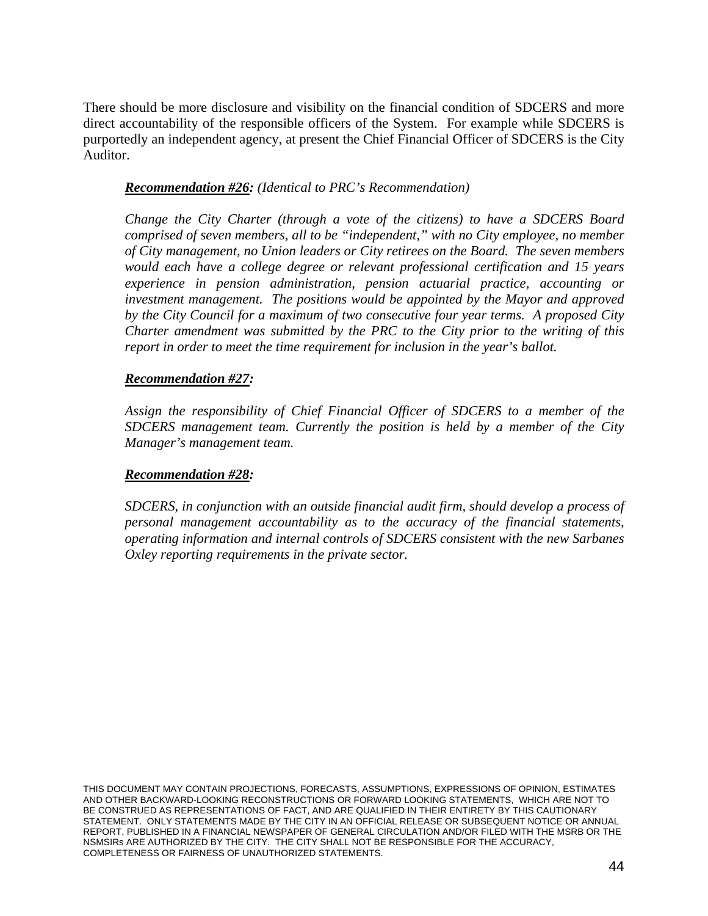There should be more disclosure and visibility on the financial condition of SDCERS and more direct accountability of the responsible officers of the System. For example while SDCERS is purportedly an independent agency, at present the Chief Financial Officer of SDCERS is the City Auditor.

***Recommendation #26:*** *(Identical to PRC's Recommendation)*

*Change the City Charter (through a vote of the citizens) to have a SDCERS Board comprised of seven members, all to be "independent," with no City employee, no member of City management, no Union leaders or City retirees on the Board. The seven members would each have a college degree or relevant professional certification and 15 years experience in pension administration, pension actuarial practice, accounting or investment management. The positions would be appointed by the Mayor and approved by the City Council for a maximum of two consecutive four year terms. A proposed City Charter amendment was submitted by the PRC to the City prior to the writing of this report in order to meet the time requirement for inclusion in the year's ballot.*

***Recommendation #27:***

*Assign the responsibility of Chief Financial Officer of SDCERS to a member of the SDCERS management team. Currently the position is held by a member of the City Manager's management team.*

***Recommendation #28:***

*SDCERS, in conjunction with an outside financial audit firm, should develop a process of personal management accountability as to the accuracy of the financial statements, operating information and internal controls of SDCERS consistent with the new Sarbanes Oxley reporting requirements in the private sector.*

THIS DOCUMENT MAY CONTAIN PROJECTIONS, FORECASTS, ASSUMPTIONS, EXPRESSIONS OF OPINION, ESTIMATES AND OTHER BACKWARD-LOOKING RECONSTRUCTIONS OR FORWARD LOOKING STATEMENTS, WHICH ARE NOT TO BE CONSTRUED AS REPRESENTATIONS OF FACT, AND ARE QUALIFIED IN THEIR ENTIRETY BY THIS CAUTIONARY STATEMENT. ONLY STATEMENTS MADE BY THE CITY IN AN OFFICIAL RELEASE OR SUBSEQUENT NOTICE OR ANNUAL REPORT, PUBLISHED IN A FINANCIAL NEWSPAPER OF GENERAL CIRCULATION AND/OR FILED WITH THE MSRB OR THE NSMSIRs ARE AUTHORIZED BY THE CITY. THE CITY SHALL NOT BE RESPONSIBLE FOR THE ACCURACY, COMPLETENESS OR FAIRNESS OF UNAUTHORIZED STATEMENTS.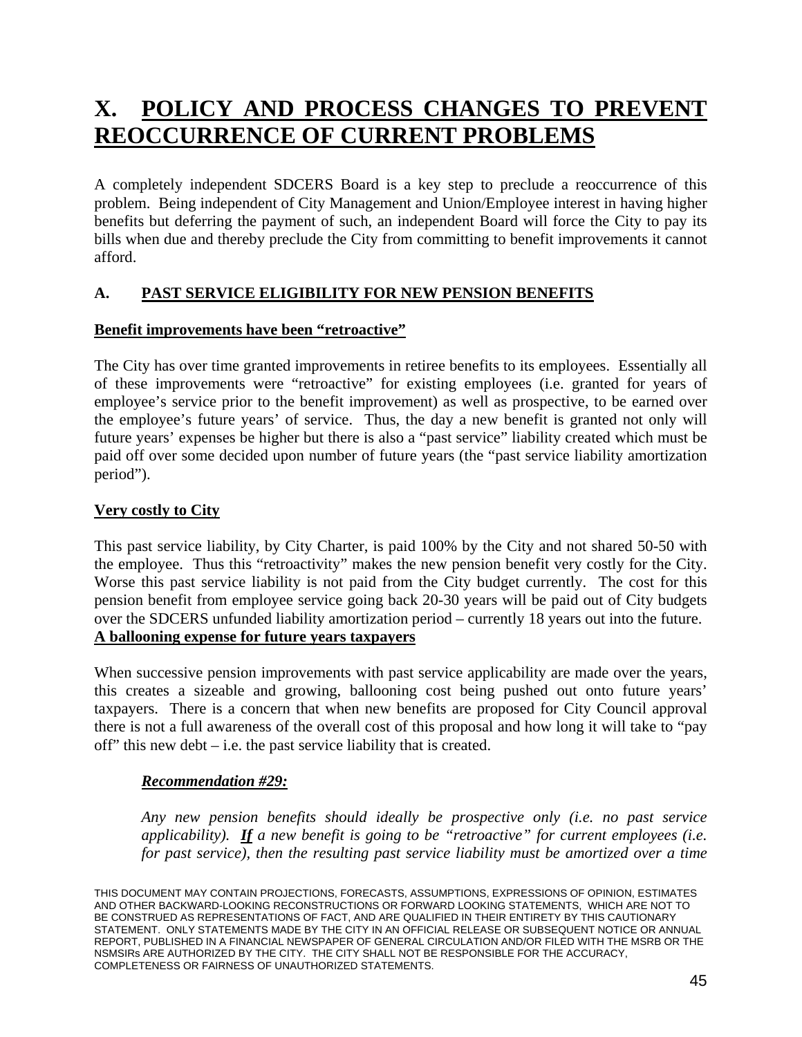# X. POLICY AND PROCESS CHANGES TO PREVENT REOCCURRENCE OF CURRENT PROBLEMS

A completely independent SDCERS Board is a key step to preclude a reoccurrence of this problem. Being independent of City Management and Union/Employee interest in having higher benefits but deferring the payment of such, an independent Board will force the City to pay its bills when due and thereby preclude the City from committing to benefit improvements it cannot afford.

## A. PAST SERVICE ELIGIBILITY FOR NEW PENSION BENEFITS

**Benefit improvements have been "retroactive"**

The City has over time granted improvements in retiree benefits to its employees. Essentially all of these improvements were "retroactive" for existing employees (i.e. granted for years of employee's service prior to the benefit improvement) as well as prospective, to be earned over the employee's future years' of service. Thus, the day a new benefit is granted not only will future years' expenses be higher but there is also a "past service" liability created which must be paid off over some decided upon number of future years (the "past service liability amortization period").

**Very costly to City**

This past service liability, by City Charter, is paid 100% by the City and not shared 50-50 with the employee. Thus this "retroactivity" makes the new pension benefit very costly for the City. Worse this past service liability is not paid from the City budget currently. The cost for this pension benefit from employee service going back 20-30 years will be paid out of City budgets over the SDCERS unfunded liability amortization period – currently 18 years out into the future.

**A ballooning expense for future years taxpayers**

When successive pension improvements with past service applicability are made over the years, this creates a sizeable and growing, ballooning cost being pushed out onto future years' taxpayers. There is a concern that when new benefits are proposed for City Council approval there is not a full awareness of the overall cost of this proposal and how long it will take to "pay off" this new debt – i.e. the past service liability that is created.

> ***Recommendation #29:***
>
> *Any new pension benefits should ideally be prospective only (i.e. no past service applicability). **If** a new benefit is going to be "retroactive" for current employees (i.e. for past service), then the resulting past service liability must be amortized over a time*

THIS DOCUMENT MAY CONTAIN PROJECTIONS, FORECASTS, ASSUMPTIONS, EXPRESSIONS OF OPINION, ESTIMATES AND OTHER BACKWARD-LOOKING RECONSTRUCTIONS OR FORWARD LOOKING STATEMENTS, WHICH ARE NOT TO BE CONSTRUED AS REPRESENTATIONS OF FACT, AND ARE QUALIFIED IN THEIR ENTIRETY BY THIS CAUTIONARY STATEMENT. ONLY STATEMENTS MADE BY THE CITY IN AN OFFICIAL RELEASE OR SUBSEQUENT NOTICE OR ANNUAL REPORT, PUBLISHED IN A FINANCIAL NEWSPAPER OF GENERAL CIRCULATION AND/OR FILED WITH THE MSRB OR THE NSMSIRs ARE AUTHORIZED BY THE CITY. THE CITY SHALL NOT BE RESPONSIBLE FOR THE ACCURACY, COMPLETENESS OR FAIRNESS OF UNAUTHORIZED STATEMENTS.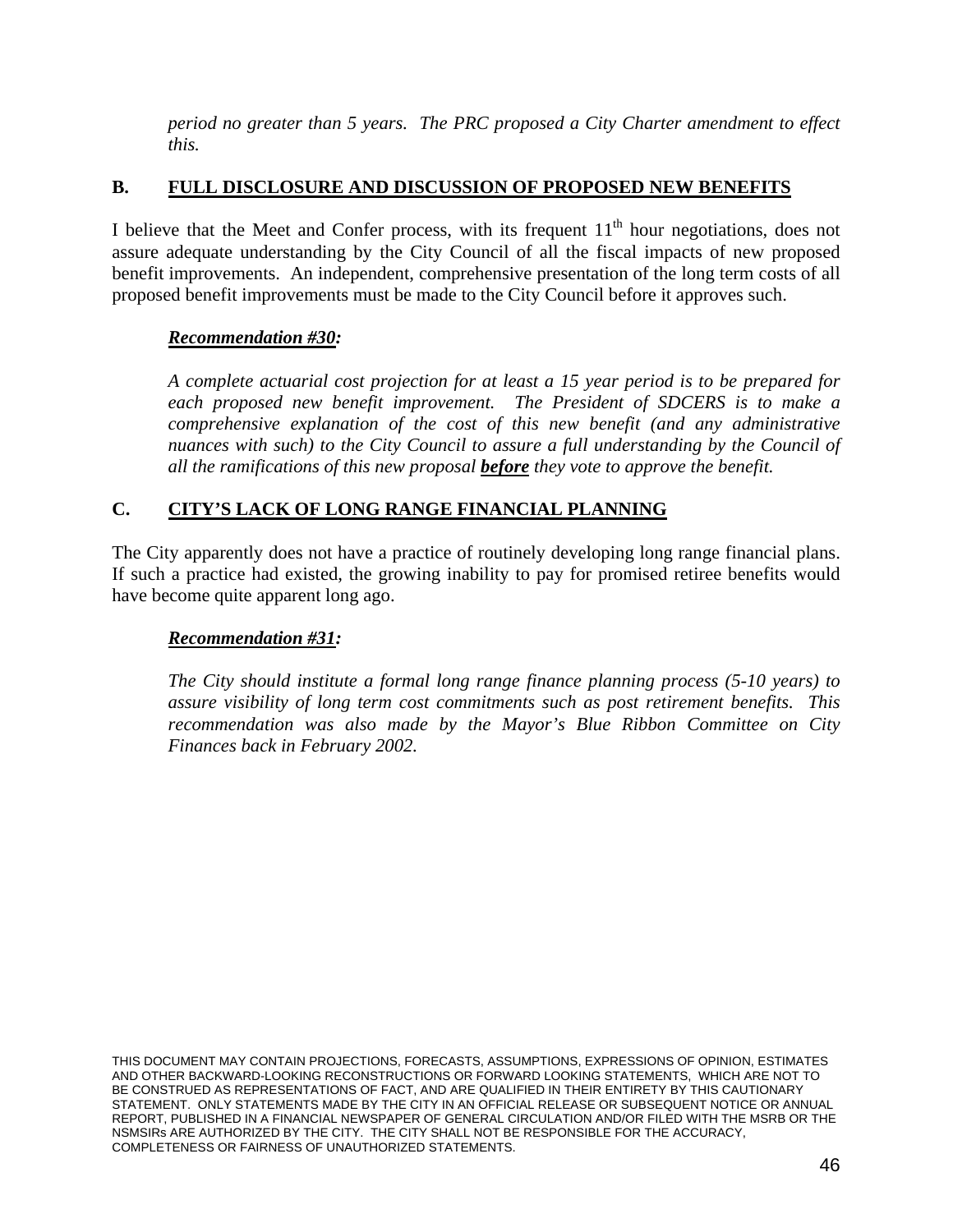*period no greater than 5 years. The PRC proposed a City Charter amendment to effect this.*

## B. FULL DISCLOSURE AND DISCUSSION OF PROPOSED NEW BENEFITS

I believe that the Meet and Confer process, with its frequent 11th hour negotiations, does not assure adequate understanding by the City Council of all the fiscal impacts of new proposed benefit improvements. An independent, comprehensive presentation of the long term costs of all proposed benefit improvements must be made to the City Council before it approves such.

***Recommendation #30:***

*A complete actuarial cost projection for at least a 15 year period is to be prepared for each proposed new benefit improvement. The President of SDCERS is to make a comprehensive explanation of the cost of this new benefit (and any administrative nuances with such) to the City Council to assure a full understanding by the Council of all the ramifications of this new proposal **before** they vote to approve the benefit.*

## C. CITY'S LACK OF LONG RANGE FINANCIAL PLANNING

The City apparently does not have a practice of routinely developing long range financial plans. If such a practice had existed, the growing inability to pay for promised retiree benefits would have become quite apparent long ago.

***Recommendation #31:***

*The City should institute a formal long range finance planning process (5-10 years) to assure visibility of long term cost commitments such as post retirement benefits. This recommendation was also made by the Mayor's Blue Ribbon Committee on City Finances back in February 2002.*

THIS DOCUMENT MAY CONTAIN PROJECTIONS, FORECASTS, ASSUMPTIONS, EXPRESSIONS OF OPINION, ESTIMATES AND OTHER BACKWARD-LOOKING RECONSTRUCTIONS OR FORWARD LOOKING STATEMENTS, WHICH ARE NOT TO BE CONSTRUED AS REPRESENTATIONS OF FACT, AND ARE QUALIFIED IN THEIR ENTIRETY BY THIS CAUTIONARY STATEMENT. ONLY STATEMENTS MADE BY THE CITY IN AN OFFICIAL RELEASE OR SUBSEQUENT NOTICE OR ANNUAL REPORT, PUBLISHED IN A FINANCIAL NEWSPAPER OF GENERAL CIRCULATION AND/OR FILED WITH THE MSRB OR THE NSMSIRs ARE AUTHORIZED BY THE CITY. THE CITY SHALL NOT BE RESPONSIBLE FOR THE ACCURACY, COMPLETENESS OR FAIRNESS OF UNAUTHORIZED STATEMENTS.